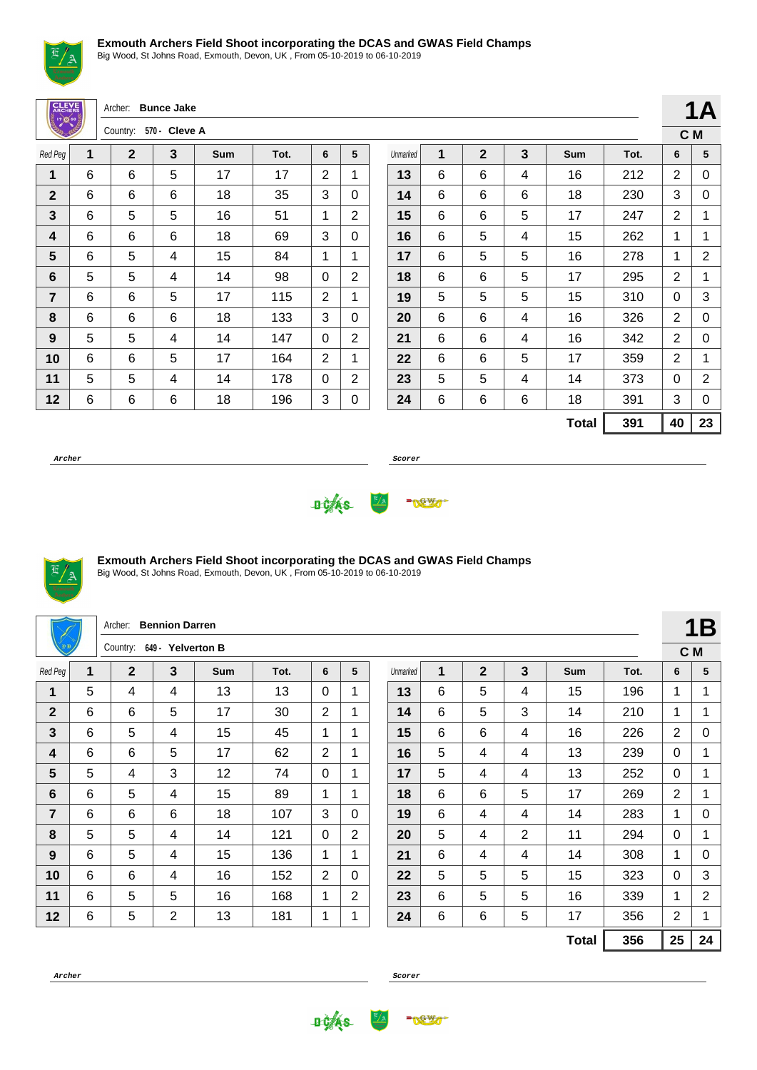## Exmouth Archers Field Shoot incorporating the DCAS and GWAS Field Champs

Big Wood, St Johns Road, Exmouth, Devon, UK , From 05-10-2019 to 06-10-2019

Archer: **Bunce Jake**

Country: **570 - Cleve A**

**1A**

**C M**

| Red Peg | 1 | 2 | 3 | Sum | Tot. | 6 | 5 | Unmarked | 1 | 2 | 3 | Sum | Tot. | 6 | 5 |
|---|---|---|---|---|---|---|---|---|---|---|---|---|---|---|---|
| **1** | 6 | 6 | 5 | 17 | 17 | 2 | 1 | **13** | 6 | 6 | 4 | 16 | 212 | 2 | 0 |
| **2** | 6 | 6 | 6 | 18 | 35 | 3 | 0 | **14** | 6 | 6 | 6 | 18 | 230 | 3 | 0 |
| **3** | 6 | 5 | 5 | 16 | 51 | 1 | 2 | **15** | 6 | 6 | 5 | 17 | 247 | 2 | 1 |
| **4** | 6 | 6 | 6 | 18 | 69 | 3 | 0 | **16** | 6 | 5 | 4 | 15 | 262 | 1 | 1 |
| **5** | 6 | 5 | 4 | 15 | 84 | 1 | 1 | **17** | 6 | 5 | 5 | 16 | 278 | 1 | 2 |
| **6** | 5 | 5 | 4 | 14 | 98 | 0 | 2 | **18** | 6 | 6 | 5 | 17 | 295 | 2 | 1 |
| **7** | 6 | 6 | 5 | 17 | 115 | 2 | 1 | **19** | 5 | 5 | 5 | 15 | 310 | 0 | 3 |
| **8** | 6 | 6 | 6 | 18 | 133 | 3 | 0 | **20** | 6 | 6 | 4 | 16 | 326 | 2 | 0 |
| **9** | 5 | 5 | 4 | 14 | 147 | 0 | 2 | **21** | 6 | 6 | 4 | 16 | 342 | 2 | 0 |
| **10** | 6 | 6 | 5 | 17 | 164 | 2 | 1 | **22** | 6 | 6 | 5 | 17 | 359 | 2 | 1 |
| **11** | 5 | 5 | 4 | 14 | 178 | 0 | 2 | **23** | 5 | 5 | 4 | 14 | 373 | 0 | 2 |
| **12** | 6 | 6 | 6 | 18 | 196 | 3 | 0 | **24** | 6 | 6 | 6 | 18 | 391 | 3 | 0 |
| | | | | | | | | | | | | **Total** | **391** | **40** | **23** |

*Archer* ____________________ *Scorer* ____________________

## Exmouth Archers Field Shoot incorporating the DCAS and GWAS Field Champs

Big Wood, St Johns Road, Exmouth, Devon, UK , From 05-10-2019 to 06-10-2019

Archer: **Bennion Darren**

Country: **649 - Yelverton B**

**1B**

**C M**

| Red Peg | 1 | 2 | 3 | Sum | Tot. | 6 | 5 | Unmarked | 1 | 2 | 3 | Sum | Tot. | 6 | 5 |
|---|---|---|---|---|---|---|---|---|---|---|---|---|---|---|---|
| **1** | 5 | 4 | 4 | 13 | 13 | 0 | 1 | **13** | 6 | 5 | 4 | 15 | 196 | 1 | 1 |
| **2** | 6 | 6 | 5 | 17 | 30 | 2 | 1 | **14** | 6 | 5 | 3 | 14 | 210 | 1 | 1 |
| **3** | 6 | 5 | 4 | 15 | 45 | 1 | 1 | **15** | 6 | 6 | 4 | 16 | 226 | 2 | 0 |
| **4** | 6 | 6 | 5 | 17 | 62 | 2 | 1 | **16** | 5 | 4 | 4 | 13 | 239 | 0 | 1 |
| **5** | 5 | 4 | 3 | 12 | 74 | 0 | 1 | **17** | 5 | 4 | 4 | 13 | 252 | 0 | 1 |
| **6** | 6 | 5 | 4 | 15 | 89 | 1 | 1 | **18** | 6 | 6 | 5 | 17 | 269 | 2 | 1 |
| **7** | 6 | 6 | 6 | 18 | 107 | 3 | 0 | **19** | 6 | 4 | 4 | 14 | 283 | 1 | 0 |
| **8** | 5 | 5 | 4 | 14 | 121 | 0 | 2 | **20** | 5 | 4 | 2 | 11 | 294 | 0 | 1 |
| **9** | 6 | 5 | 4 | 15 | 136 | 1 | 1 | **21** | 6 | 4 | 4 | 14 | 308 | 1 | 0 |
| **10** | 6 | 6 | 4 | 16 | 152 | 2 | 0 | **22** | 5 | 5 | 5 | 15 | 323 | 0 | 3 |
| **11** | 6 | 5 | 5 | 16 | 168 | 1 | 2 | **23** | 6 | 5 | 5 | 16 | 339 | 1 | 2 |
| **12** | 6 | 5 | 2 | 13 | 181 | 1 | 1 | **24** | 6 | 6 | 5 | 17 | 356 | 2 | 1 |
| | | | | | | | | | | | | **Total** | **356** | **25** | **24** |

*Archer* ____________________ *Scorer* ____________________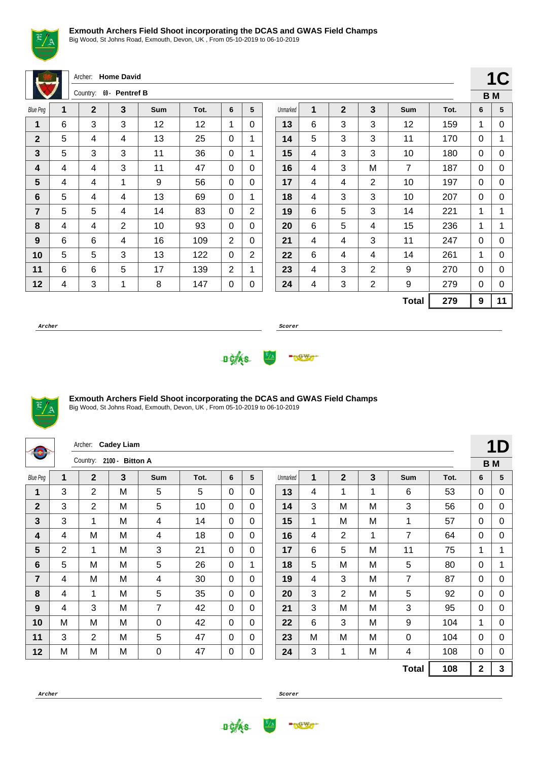**Exmouth Archers Field Shoot incorporating the DCAS and GWAS Field Champs**
Big Wood, St Johns Road, Exmouth, Devon, UK , From 05-10-2019 to 06-10-2019

Archer: **Home David**
Country: 69 - **Pentref B**

**1C**
**B M**

| Blue Peg | 1 | 2 | 3 | Sum | Tot. | 6 | 5 | Unmarked | 1 | 2 | 3 | Sum | Tot. | 6 | 5 |
|---|---|---|---|---|---|---|---|---|---|---|---|---|---|---|---|
| **1** | 6 | 3 | 3 | 12 | 12 | 1 | 0 | **13** | 6 | 3 | 3 | 12 | 159 | 1 | 0 |
| **2** | 5 | 4 | 4 | 13 | 25 | 0 | 1 | **14** | 5 | 3 | 3 | 11 | 170 | 0 | 1 |
| **3** | 5 | 3 | 3 | 11 | 36 | 0 | 1 | **15** | 4 | 3 | 3 | 10 | 180 | 0 | 0 |
| **4** | 4 | 4 | 3 | 11 | 47 | 0 | 0 | **16** | 4 | 3 | M | 7 | 187 | 0 | 0 |
| **5** | 4 | 4 | 1 | 9 | 56 | 0 | 0 | **17** | 4 | 4 | 2 | 10 | 197 | 0 | 0 |
| **6** | 5 | 4 | 4 | 13 | 69 | 0 | 1 | **18** | 4 | 3 | 3 | 10 | 207 | 0 | 0 |
| **7** | 5 | 5 | 4 | 14 | 83 | 0 | 2 | **19** | 6 | 5 | 3 | 14 | 221 | 1 | 1 |
| **8** | 4 | 4 | 2 | 10 | 93 | 0 | 0 | **20** | 6 | 5 | 4 | 15 | 236 | 1 | 1 |
| **9** | 6 | 6 | 4 | 16 | 109 | 2 | 0 | **21** | 4 | 4 | 3 | 11 | 247 | 0 | 0 |
| **10** | 5 | 5 | 3 | 13 | 122 | 0 | 2 | **22** | 6 | 4 | 4 | 14 | 261 | 1 | 0 |
| **11** | 6 | 6 | 5 | 17 | 139 | 2 | 1 | **23** | 4 | 3 | 2 | 9 | 270 | 0 | 0 |
| **12** | 4 | 3 | 1 | 8 | 147 | 0 | 0 | **24** | 4 | 3 | 2 | 9 | 279 | 0 | 0 |
| | | | | | | | | | | | | **Total** | **279** | **9** | **11** |

*Archer* ______________________ *Scorer* ______________________

**Exmouth Archers Field Shoot incorporating the DCAS and GWAS Field Champs**
Big Wood, St Johns Road, Exmouth, Devon, UK , From 05-10-2019 to 06-10-2019

Archer: **Cadey Liam**
Country: 2100 - **Bitton A**

**1D**
**B M**

| Blue Peg | 1 | 2 | 3 | Sum | Tot. | 6 | 5 | Unmarked | 1 | 2 | 3 | Sum | Tot. | 6 | 5 |
|---|---|---|---|---|---|---|---|---|---|---|---|---|---|---|---|
| **1** | 3 | 2 | M | 5 | 5 | 0 | 0 | **13** | 4 | 1 | 1 | 6 | 53 | 0 | 0 |
| **2** | 3 | 2 | M | 5 | 10 | 0 | 0 | **14** | 3 | M | M | 3 | 56 | 0 | 0 |
| **3** | 3 | 1 | M | 4 | 14 | 0 | 0 | **15** | 1 | M | M | 1 | 57 | 0 | 0 |
| **4** | 4 | M | M | 4 | 18 | 0 | 0 | **16** | 4 | 2 | 1 | 7 | 64 | 0 | 0 |
| **5** | 2 | 1 | M | 3 | 21 | 0 | 0 | **17** | 6 | 5 | M | 11 | 75 | 1 | 1 |
| **6** | 5 | M | M | 5 | 26 | 0 | 1 | **18** | 5 | M | M | 5 | 80 | 0 | 1 |
| **7** | 4 | M | M | 4 | 30 | 0 | 0 | **19** | 4 | 3 | M | 7 | 87 | 0 | 0 |
| **8** | 4 | 1 | M | 5 | 35 | 0 | 0 | **20** | 3 | 2 | M | 5 | 92 | 0 | 0 |
| **9** | 4 | 3 | M | 7 | 42 | 0 | 0 | **21** | 3 | M | M | 3 | 95 | 0 | 0 |
| **10** | M | M | M | 0 | 42 | 0 | 0 | **22** | 6 | 3 | M | 9 | 104 | 1 | 0 |
| **11** | 3 | 2 | M | 5 | 47 | 0 | 0 | **23** | M | M | M | 0 | 104 | 0 | 0 |
| **12** | M | M | M | 0 | 47 | 0 | 0 | **24** | 3 | 1 | M | 4 | 108 | 0 | 0 |
| | | | | | | | | | | | | **Total** | **108** | **2** | **3** |

*Archer* ______________________ *Scorer* ______________________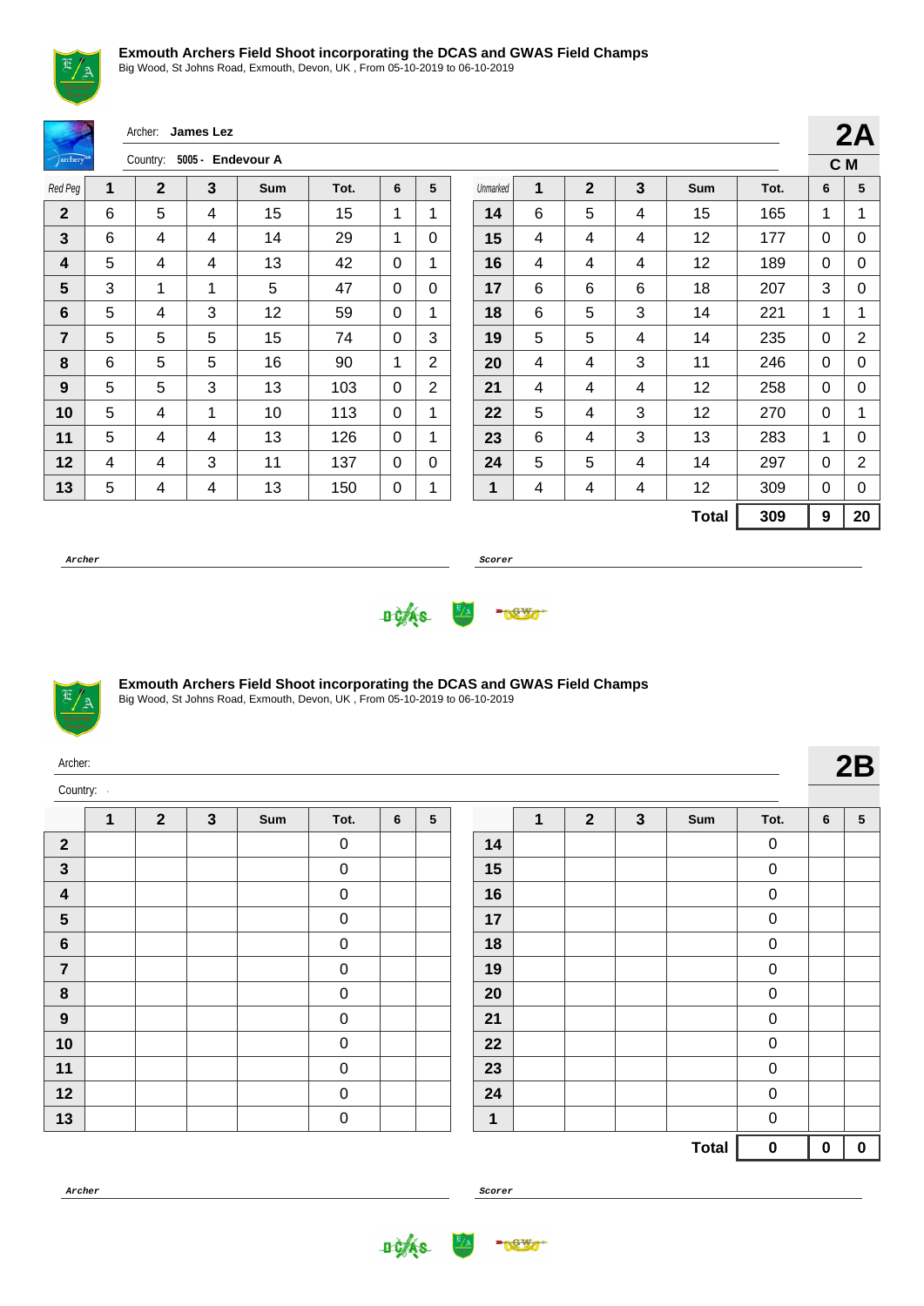## Exmouth Archers Field Shoot incorporating the DCAS and GWAS Field Champs

Big Wood, St Johns Road, Exmouth, Devon, UK , From 05-10-2019 to 06-10-2019

Archer: **James Lez**

Country: **5005 - Endevour A**

**2A**

**C M**

| Red Peg | 1 | 2 | 3 | Sum | Tot. | 6 | 5 |
|---|---|---|---|---|---|---|---|
| **2** | 6 | 5 | 4 | 15 | 15 | 1 | 1 |
| **3** | 6 | 4 | 4 | 14 | 29 | 1 | 0 |
| **4** | 5 | 4 | 4 | 13 | 42 | 0 | 1 |
| **5** | 3 | 1 | 1 | 5 | 47 | 0 | 0 |
| **6** | 5 | 4 | 3 | 12 | 59 | 0 | 1 |
| **7** | 5 | 5 | 5 | 15 | 74 | 0 | 3 |
| **8** | 6 | 5 | 5 | 16 | 90 | 1 | 2 |
| **9** | 5 | 5 | 3 | 13 | 103 | 0 | 2 |
| **10** | 5 | 4 | 1 | 10 | 113 | 0 | 1 |
| **11** | 5 | 4 | 4 | 13 | 126 | 0 | 1 |
| **12** | 4 | 4 | 3 | 11 | 137 | 0 | 0 |
| **13** | 5 | 4 | 4 | 13 | 150 | 0 | 1 |

| Unmarked | 1 | 2 | 3 | Sum | Tot. | 6 | 5 |
|---|---|---|---|---|---|---|---|
| **14** | 6 | 5 | 4 | 15 | 165 | 1 | 1 |
| **15** | 4 | 4 | 4 | 12 | 177 | 0 | 0 |
| **16** | 4 | 4 | 4 | 12 | 189 | 0 | 0 |
| **17** | 6 | 6 | 6 | 18 | 207 | 3 | 0 |
| **18** | 6 | 5 | 3 | 14 | 221 | 1 | 1 |
| **19** | 5 | 5 | 4 | 14 | 235 | 0 | 2 |
| **20** | 4 | 4 | 3 | 11 | 246 | 0 | 0 |
| **21** | 4 | 4 | 4 | 12 | 258 | 0 | 0 |
| **22** | 5 | 4 | 3 | 12 | 270 | 0 | 1 |
| **23** | 6 | 4 | 3 | 13 | 283 | 1 | 0 |
| **24** | 5 | 5 | 4 | 14 | 297 | 0 | 2 |
| **1** | 4 | 4 | 4 | 12 | 309 | 0 | 0 |
| | | | | **Total** | **309** | **9** | **20** |

**Archer** ______________________ **Scorer** ______________________

## Exmouth Archers Field Shoot incorporating the DCAS and GWAS Field Champs

Big Wood, St Johns Road, Exmouth, Devon, UK , From 05-10-2019 to 06-10-2019

Archer:

Country: -

**2B**

| | 1 | 2 | 3 | Sum | Tot. | 6 | 5 |
|---|---|---|---|---|---|---|---|
| **2** | | | | | 0 | | |
| **3** | | | | | 0 | | |
| **4** | | | | | 0 | | |
| **5** | | | | | 0 | | |
| **6** | | | | | 0 | | |
| **7** | | | | | 0 | | |
| **8** | | | | | 0 | | |
| **9** | | | | | 0 | | |
| **10** | | | | | 0 | | |
| **11** | | | | | 0 | | |
| **12** | | | | | 0 | | |
| **13** | | | | | 0 | | |

| | 1 | 2 | 3 | Sum | Tot. | 6 | 5 |
|---|---|---|---|---|---|---|---|
| **14** | | | | | 0 | | |
| **15** | | | | | 0 | | |
| **16** | | | | | 0 | | |
| **17** | | | | | 0 | | |
| **18** | | | | | 0 | | |
| **19** | | | | | 0 | | |
| **20** | | | | | 0 | | |
| **21** | | | | | 0 | | |
| **22** | | | | | 0 | | |
| **23** | | | | | 0 | | |
| **24** | | | | | 0 | | |
| **1** | | | | | 0 | | |
| | | | | **Total** | **0** | **0** | **0** |

**Archer** ______________________ **Scorer** ______________________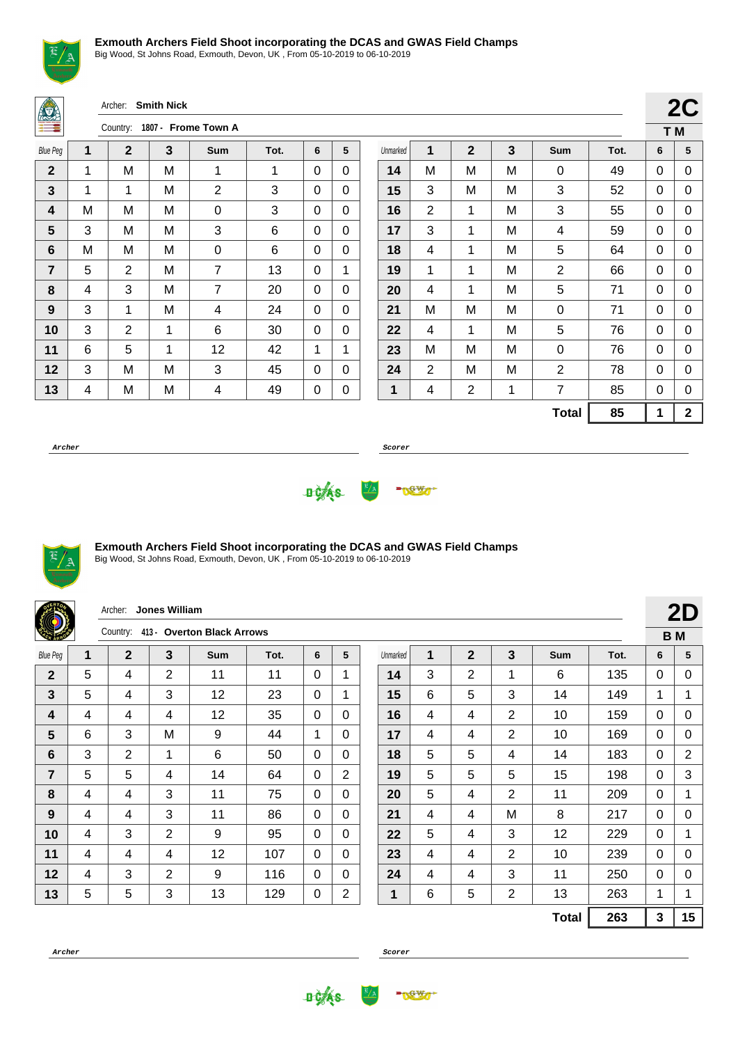**Exmouth Archers Field Shoot incorporating the DCAS and GWAS Field Champs**

Big Wood, St Johns Road, Exmouth, Devon, UK , From 05-10-2019 to 06-10-2019

Archer: **Smith Nick**

Country: **1807 - Frome Town A**

**2C**

**T M**

| Blue Peg | 1 | 2 | 3 | Sum | Tot. | 6 | 5 | Unmarked | 1 | 2 | 3 | Sum | Tot. | 6 | 5 |
|---|---|---|---|---|---|---|---|---|---|---|---|---|---|---|---|
| **2** | 1 | M | M | 1 | 1 | 0 | 0 | **14** | M | M | M | 0 | 49 | 0 | 0 |
| **3** | 1 | 1 | M | 2 | 3 | 0 | 0 | **15** | 3 | M | M | 3 | 52 | 0 | 0 |
| **4** | M | M | M | 0 | 3 | 0 | 0 | **16** | 2 | 1 | M | 3 | 55 | 0 | 0 |
| **5** | 3 | M | M | 3 | 6 | 0 | 0 | **17** | 3 | 1 | M | 4 | 59 | 0 | 0 |
| **6** | M | M | M | 0 | 6 | 0 | 0 | **18** | 4 | 1 | M | 5 | 64 | 0 | 0 |
| **7** | 5 | 2 | M | 7 | 13 | 0 | 1 | **19** | 1 | 1 | M | 2 | 66 | 0 | 0 |
| **8** | 4 | 3 | M | 7 | 20 | 0 | 0 | **20** | 4 | 1 | M | 5 | 71 | 0 | 0 |
| **9** | 3 | 1 | M | 4 | 24 | 0 | 0 | **21** | M | M | M | 0 | 71 | 0 | 0 |
| **10** | 3 | 2 | 1 | 6 | 30 | 0 | 0 | **22** | 4 | 1 | M | 5 | 76 | 0 | 0 |
| **11** | 6 | 5 | 1 | 12 | 42 | 1 | 1 | **23** | M | M | M | 0 | 76 | 0 | 0 |
| **12** | 3 | M | M | 3 | 45 | 0 | 0 | **24** | 2 | M | M | 2 | 78 | 0 | 0 |
| **13** | 4 | M | M | 4 | 49 | 0 | 0 | **1** | 4 | 2 | 1 | 7 | 85 | 0 | 0 |
| | | | | | | | | | | | | **Total** | **85** | **1** | **2** |

*Archer* ________________________ *Scorer* ________________________

**Exmouth Archers Field Shoot incorporating the DCAS and GWAS Field Champs**

Big Wood, St Johns Road, Exmouth, Devon, UK , From 05-10-2019 to 06-10-2019

Archer: **Jones William**

Country: **413 - Overton Black Arrows**

**2D**

**B M**

| Blue Peg | 1 | 2 | 3 | Sum | Tot. | 6 | 5 | Unmarked | 1 | 2 | 3 | Sum | Tot. | 6 | 5 |
|---|---|---|---|---|---|---|---|---|---|---|---|---|---|---|---|
| **2** | 5 | 4 | 2 | 11 | 11 | 0 | 1 | **14** | 3 | 2 | 1 | 6 | 135 | 0 | 0 |
| **3** | 5 | 4 | 3 | 12 | 23 | 0 | 1 | **15** | 6 | 5 | 3 | 14 | 149 | 1 | 1 |
| **4** | 4 | 4 | 4 | 12 | 35 | 0 | 0 | **16** | 4 | 4 | 2 | 10 | 159 | 0 | 0 |
| **5** | 6 | 3 | M | 9 | 44 | 1 | 0 | **17** | 4 | 4 | 2 | 10 | 169 | 0 | 0 |
| **6** | 3 | 2 | 1 | 6 | 50 | 0 | 0 | **18** | 5 | 5 | 4 | 14 | 183 | 0 | 2 |
| **7** | 5 | 5 | 4 | 14 | 64 | 0 | 2 | **19** | 5 | 5 | 5 | 15 | 198 | 0 | 3 |
| **8** | 4 | 4 | 3 | 11 | 75 | 0 | 0 | **20** | 5 | 4 | 2 | 11 | 209 | 0 | 1 |
| **9** | 4 | 4 | 3 | 11 | 86 | 0 | 0 | **21** | 4 | 4 | M | 8 | 217 | 0 | 0 |
| **10** | 4 | 3 | 2 | 9 | 95 | 0 | 0 | **22** | 5 | 4 | 3 | 12 | 229 | 0 | 1 |
| **11** | 4 | 4 | 4 | 12 | 107 | 0 | 0 | **23** | 4 | 4 | 2 | 10 | 239 | 0 | 0 |
| **12** | 4 | 3 | 2 | 9 | 116 | 0 | 0 | **24** | 4 | 4 | 3 | 11 | 250 | 0 | 0 |
| **13** | 5 | 5 | 3 | 13 | 129 | 0 | 2 | **1** | 6 | 5 | 2 | 13 | 263 | 1 | 1 |
| | | | | | | | | | | | | **Total** | **263** | **3** | **15** |

*Archer* ________________________ *Scorer* ________________________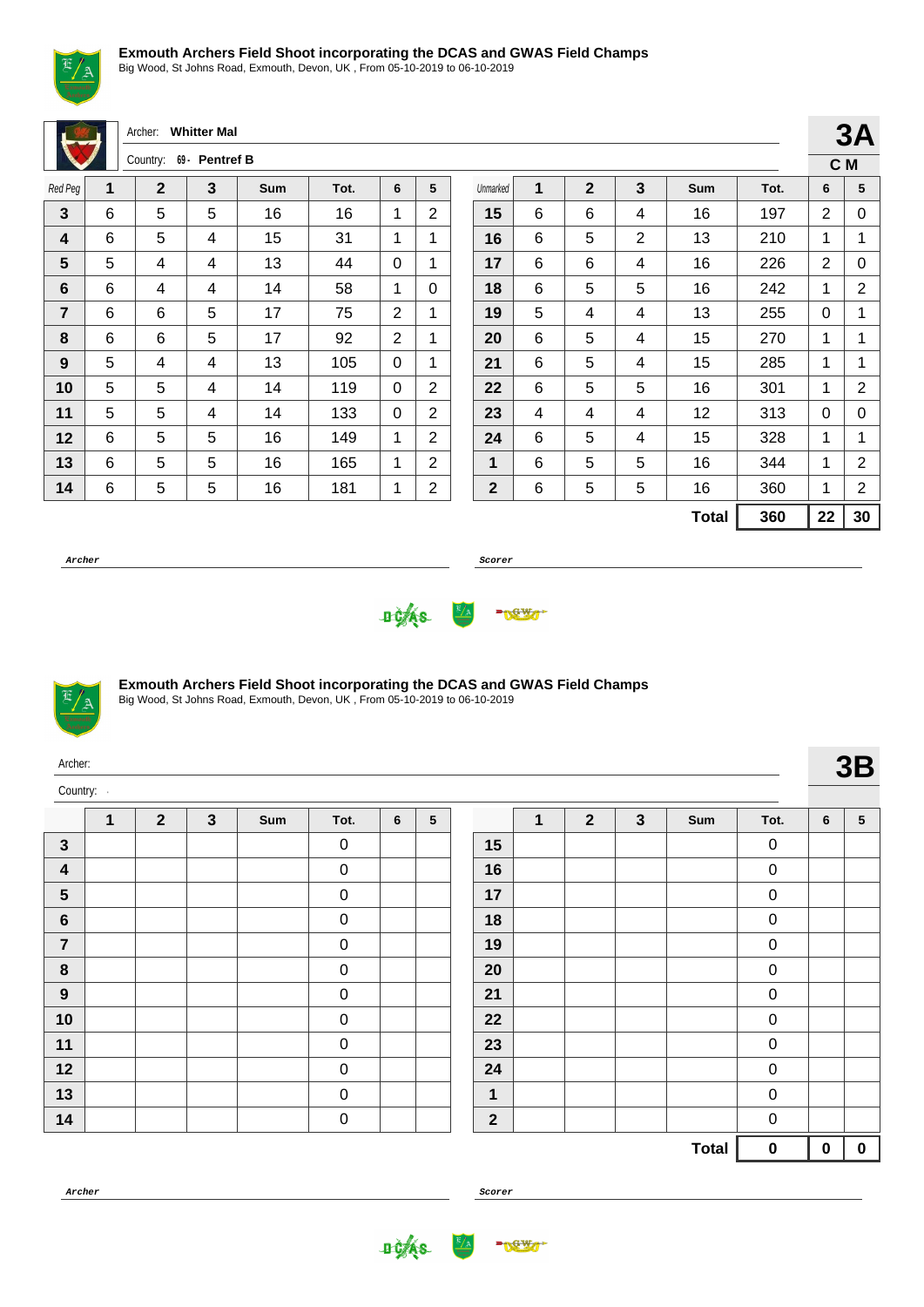**Exmouth Archers Field Shoot incorporating the DCAS and GWAS Field Champs**
Big Wood, St Johns Road, Exmouth, Devon, UK , From 05-10-2019 to 06-10-2019

Archer: **Whitter Mal**

Country: 69 - **Pentref B**

## 3A

C M

| Red Peg | 1 | 2 | 3 | Sum | Tot. | 6 | 5 | Unmarked | 1 | 2 | 3 | Sum | Tot. | 6 | 5 |
|---|---|---|---|---|---|---|---|---|---|---|---|---|---|---|---|
| **3** | 6 | 5 | 5 | 16 | 16 | 1 | 2 | **15** | 6 | 6 | 4 | 16 | 197 | 2 | 0 |
| **4** | 6 | 5 | 4 | 15 | 31 | 1 | 1 | **16** | 6 | 5 | 2 | 13 | 210 | 1 | 1 |
| **5** | 5 | 4 | 4 | 13 | 44 | 0 | 1 | **17** | 6 | 6 | 4 | 16 | 226 | 2 | 0 |
| **6** | 6 | 4 | 4 | 14 | 58 | 1 | 0 | **18** | 6 | 5 | 5 | 16 | 242 | 1 | 2 |
| **7** | 6 | 6 | 5 | 17 | 75 | 2 | 1 | **19** | 5 | 4 | 4 | 13 | 255 | 0 | 1 |
| **8** | 6 | 6 | 5 | 17 | 92 | 2 | 1 | **20** | 6 | 5 | 4 | 15 | 270 | 1 | 1 |
| **9** | 5 | 4 | 4 | 13 | 105 | 0 | 1 | **21** | 6 | 5 | 4 | 15 | 285 | 1 | 1 |
| **10** | 5 | 5 | 4 | 14 | 119 | 0 | 2 | **22** | 6 | 5 | 5 | 16 | 301 | 1 | 2 |
| **11** | 5 | 5 | 4 | 14 | 133 | 0 | 2 | **23** | 4 | 4 | 4 | 12 | 313 | 0 | 0 |
| **12** | 6 | 5 | 5 | 16 | 149 | 1 | 2 | **24** | 6 | 5 | 4 | 15 | 328 | 1 | 1 |
| **13** | 6 | 5 | 5 | 16 | 165 | 1 | 2 | **1** | 6 | 5 | 5 | 16 | 344 | 1 | 2 |
| **14** | 6 | 5 | 5 | 16 | 181 | 1 | 2 | **2** | 6 | 5 | 5 | 16 | 360 | 1 | 2 |
| | | | | | | | | | | | | **Total** | **360** | **22** | **30** |

***Archer*** ______________________ ***Scorer*** ______________________

**Exmouth Archers Field Shoot incorporating the DCAS and GWAS Field Champs**
Big Wood, St Johns Road, Exmouth, Devon, UK , From 05-10-2019 to 06-10-2019

Archer:

Country: -

## 3B

| | 1 | 2 | 3 | Sum | Tot. | 6 | 5 | | 1 | 2 | 3 | Sum | Tot. | 6 | 5 |
|---|---|---|---|---|---|---|---|---|---|---|---|---|---|---|---|
| **3** | | | | | 0 | | | **15** | | | | | 0 | | |
| **4** | | | | | 0 | | | **16** | | | | | 0 | | |
| **5** | | | | | 0 | | | **17** | | | | | 0 | | |
| **6** | | | | | 0 | | | **18** | | | | | 0 | | |
| **7** | | | | | 0 | | | **19** | | | | | 0 | | |
| **8** | | | | | 0 | | | **20** | | | | | 0 | | |
| **9** | | | | | 0 | | | **21** | | | | | 0 | | |
| **10** | | | | | 0 | | | **22** | | | | | 0 | | |
| **11** | | | | | 0 | | | **23** | | | | | 0 | | |
| **12** | | | | | 0 | | | **24** | | | | | 0 | | |
| **13** | | | | | 0 | | | **1** | | | | | 0 | | |
| **14** | | | | | 0 | | | **2** | | | | | 0 | | |
| | | | | | | | | | | | | **Total** | **0** | **0** | **0** |

***Archer*** ______________________ ***Scorer*** ______________________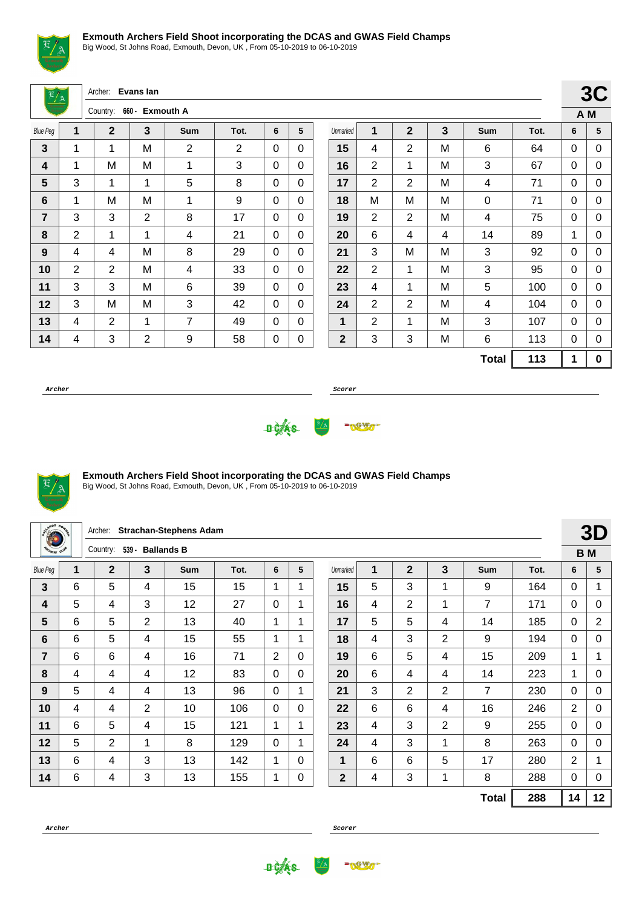## Exmouth Archers Field Shoot incorporating the DCAS and GWAS Field Champs

Big Wood, St Johns Road, Exmouth, Devon, UK , From 05-10-2019 to 06-10-2019

Archer: **Evans Ian**

Country: 660 - **Exmouth A**

**3C**

**A M**

| Blue Peg | 1 | 2 | 3 | Sum | Tot. | 6 | 5 | Unmarked | 1 | 2 | 3 | Sum | Tot. | 6 | 5 |
|---|---|---|---|---|---|---|---|---|---|---|---|---|---|---|---|
| 3 | 1 | 1 | M | 2 | 2 | 0 | 0 | 15 | 4 | 2 | M | 6 | 64 | 0 | 0 |
| 4 | 1 | M | M | 1 | 3 | 0 | 0 | 16 | 2 | 1 | M | 3 | 67 | 0 | 0 |
| 5 | 3 | 1 | 1 | 5 | 8 | 0 | 0 | 17 | 2 | 2 | M | 4 | 71 | 0 | 0 |
| 6 | 1 | M | M | 1 | 9 | 0 | 0 | 18 | M | M | M | 0 | 71 | 0 | 0 |
| 7 | 3 | 3 | 2 | 8 | 17 | 0 | 0 | 19 | 2 | 2 | M | 4 | 75 | 0 | 0 |
| 8 | 2 | 1 | 1 | 4 | 21 | 0 | 0 | 20 | 6 | 4 | 4 | 14 | 89 | 1 | 0 |
| 9 | 4 | 4 | M | 8 | 29 | 0 | 0 | 21 | 3 | M | M | 3 | 92 | 0 | 0 |
| 10 | 2 | 2 | M | 4 | 33 | 0 | 0 | 22 | 2 | 1 | M | 3 | 95 | 0 | 0 |
| 11 | 3 | 3 | M | 6 | 39 | 0 | 0 | 23 | 4 | 1 | M | 5 | 100 | 0 | 0 |
| 12 | 3 | M | M | 3 | 42 | 0 | 0 | 24 | 2 | 2 | M | 4 | 104 | 0 | 0 |
| 13 | 4 | 2 | 1 | 7 | 49 | 0 | 0 | 1 | 2 | 1 | M | 3 | 107 | 0 | 0 |
| 14 | 4 | 3 | 2 | 9 | 58 | 0 | 0 | 2 | 3 | 3 | M | 6 | 113 | 0 | 0 |
| | | | | | | | | | | | | **Total** | **113** | **1** | **0** |

**Archer** **Scorer**

## Exmouth Archers Field Shoot incorporating the DCAS and GWAS Field Champs

Big Wood, St Johns Road, Exmouth, Devon, UK , From 05-10-2019 to 06-10-2019

Archer: **Strachan-Stephens Adam**

Country: 539 - **Ballands B**

**3D**

**B M**

| Blue Peg | 1 | 2 | 3 | Sum | Tot. | 6 | 5 | Unmarked | 1 | 2 | 3 | Sum | Tot. | 6 | 5 |
|---|---|---|---|---|---|---|---|---|---|---|---|---|---|---|---|
| 3 | 6 | 5 | 4 | 15 | 15 | 1 | 1 | 15 | 5 | 3 | 1 | 9 | 164 | 0 | 1 |
| 4 | 5 | 4 | 3 | 12 | 27 | 0 | 1 | 16 | 4 | 2 | 1 | 7 | 171 | 0 | 0 |
| 5 | 6 | 5 | 2 | 13 | 40 | 1 | 1 | 17 | 5 | 5 | 4 | 14 | 185 | 0 | 2 |
| 6 | 6 | 5 | 4 | 15 | 55 | 1 | 1 | 18 | 4 | 3 | 2 | 9 | 194 | 0 | 0 |
| 7 | 6 | 6 | 4 | 16 | 71 | 2 | 0 | 19 | 6 | 5 | 4 | 15 | 209 | 1 | 1 |
| 8 | 4 | 4 | 4 | 12 | 83 | 0 | 0 | 20 | 6 | 4 | 4 | 14 | 223 | 1 | 0 |
| 9 | 5 | 4 | 4 | 13 | 96 | 0 | 1 | 21 | 3 | 2 | 2 | 7 | 230 | 0 | 0 |
| 10 | 4 | 4 | 2 | 10 | 106 | 0 | 0 | 22 | 6 | 6 | 4 | 16 | 246 | 2 | 0 |
| 11 | 6 | 5 | 4 | 15 | 121 | 1 | 1 | 23 | 4 | 3 | 2 | 9 | 255 | 0 | 0 |
| 12 | 5 | 2 | 1 | 8 | 129 | 0 | 1 | 24 | 4 | 3 | 1 | 8 | 263 | 0 | 0 |
| 13 | 6 | 4 | 3 | 13 | 142 | 1 | 0 | 1 | 6 | 6 | 5 | 17 | 280 | 2 | 1 |
| 14 | 6 | 4 | 3 | 13 | 155 | 1 | 0 | 2 | 4 | 3 | 1 | 8 | 288 | 0 | 0 |
| | | | | | | | | | | | | **Total** | **288** | **14** | **12** |

**Archer** **Scorer**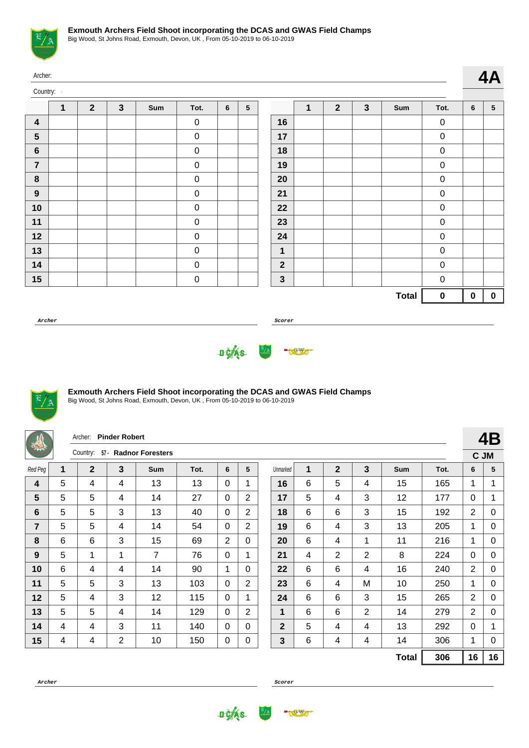## Exmouth Archers Field Shoot incorporating the DCAS and GWAS Field Champs

Big Wood, St Johns Road, Exmouth, Devon, UK , From 05-10-2019 to 06-10-2019

Archer:

Country: -

**4A**

| | 1 | 2 | 3 | Sum | Tot. | 6 | 5 | | 1 | 2 | 3 | Sum | Tot. | 6 | 5 |
|---|---|---|---|---|---|---|---|---|---|---|---|---|---|---|---|
| **4** | | | | | 0 | | | **16** | | | | | 0 | | |
| **5** | | | | | 0 | | | **17** | | | | | 0 | | |
| **6** | | | | | 0 | | | **18** | | | | | 0 | | |
| **7** | | | | | 0 | | | **19** | | | | | 0 | | |
| **8** | | | | | 0 | | | **20** | | | | | 0 | | |
| **9** | | | | | 0 | | | **21** | | | | | 0 | | |
| **10** | | | | | 0 | | | **22** | | | | | 0 | | |
| **11** | | | | | 0 | | | **23** | | | | | 0 | | |
| **12** | | | | | 0 | | | **24** | | | | | 0 | | |
| **13** | | | | | 0 | | | **1** | | | | | 0 | | |
| **14** | | | | | 0 | | | **2** | | | | | 0 | | |
| **15** | | | | | 0 | | | **3** | | | | | 0 | | |
| | | | | | | | | | | | | **Total** | **0** | **0** | **0** |

***Archer*** ***Scorer***

## Exmouth Archers Field Shoot incorporating the DCAS and GWAS Field Champs

Big Wood, St Johns Road, Exmouth, Devon, UK , From 05-10-2019 to 06-10-2019

Archer: **Pinder Robert**

Country: 57 - **Radnor Foresters**

**4B**

**C JM**

| Red Peg | 1 | 2 | 3 | Sum | Tot. | 6 | 5 | Unmarked | 1 | 2 | 3 | Sum | Tot. | 6 | 5 |
|---|---|---|---|---|---|---|---|---|---|---|---|---|---|---|---|
| **4** | 5 | 4 | 4 | 13 | 13 | 0 | 1 | **16** | 6 | 5 | 4 | 15 | 165 | 1 | 1 |
| **5** | 5 | 5 | 4 | 14 | 27 | 0 | 2 | **17** | 5 | 4 | 3 | 12 | 177 | 0 | 1 |
| **6** | 5 | 5 | 3 | 13 | 40 | 0 | 2 | **18** | 6 | 6 | 3 | 15 | 192 | 2 | 0 |
| **7** | 5 | 5 | 4 | 14 | 54 | 0 | 2 | **19** | 6 | 4 | 3 | 13 | 205 | 1 | 0 |
| **8** | 6 | 6 | 3 | 15 | 69 | 2 | 0 | **20** | 6 | 4 | 1 | 11 | 216 | 1 | 0 |
| **9** | 5 | 1 | 1 | 7 | 76 | 0 | 1 | **21** | 4 | 2 | 2 | 8 | 224 | 0 | 0 |
| **10** | 6 | 4 | 4 | 14 | 90 | 1 | 0 | **22** | 6 | 6 | 4 | 16 | 240 | 2 | 0 |
| **11** | 5 | 5 | 3 | 13 | 103 | 0 | 2 | **23** | 6 | 4 | M | 10 | 250 | 1 | 0 |
| **12** | 5 | 4 | 3 | 12 | 115 | 0 | 1 | **24** | 6 | 6 | 3 | 15 | 265 | 2 | 0 |
| **13** | 5 | 5 | 4 | 14 | 129 | 0 | 2 | **1** | 6 | 6 | 2 | 14 | 279 | 2 | 0 |
| **14** | 4 | 4 | 3 | 11 | 140 | 0 | 0 | **2** | 5 | 4 | 4 | 13 | 292 | 0 | 1 |
| **15** | 4 | 4 | 2 | 10 | 150 | 0 | 0 | **3** | 6 | 4 | 4 | 14 | 306 | 1 | 0 |
| | | | | | | | | | | | | **Total** | **306** | **16** | **16** |

***Archer*** ***Scorer***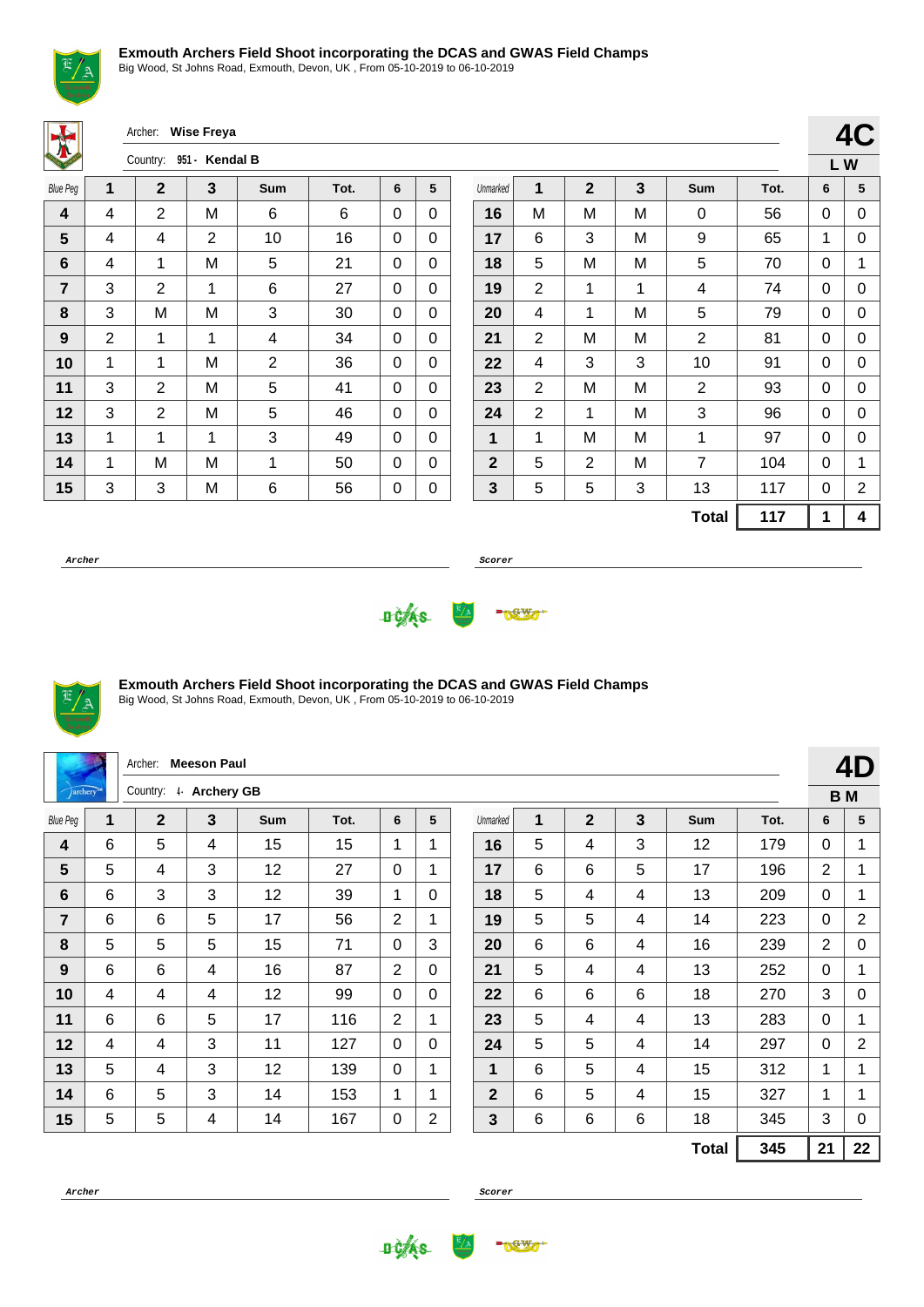**Exmouth Archers Field Shoot incorporating the DCAS and GWAS Field Champs**
Big Wood, St Johns Road, Exmouth, Devon, UK , From 05-10-2019 to 06-10-2019

Archer: **Wise Freya**
Country: 951 - **Kendal B**

**4C**
**L W**

| Blue Peg | 1 | 2 | 3 | Sum | Tot. | 6 | 5 | Unmarked | 1 | 2 | 3 | Sum | Tot. | 6 | 5 |
|---|---|---|---|---|---|---|---|---|---|---|---|---|---|---|---|
| **4** | 4 | 2 | M | 6 | 6 | 0 | 0 | **16** | M | M | M | 0 | 56 | 0 | 0 |
| **5** | 4 | 4 | 2 | 10 | 16 | 0 | 0 | **17** | 6 | 3 | M | 9 | 65 | 1 | 0 |
| **6** | 4 | 1 | M | 5 | 21 | 0 | 0 | **18** | 5 | M | M | 5 | 70 | 0 | 1 |
| **7** | 3 | 2 | 1 | 6 | 27 | 0 | 0 | **19** | 2 | 1 | 1 | 4 | 74 | 0 | 0 |
| **8** | 3 | M | M | 3 | 30 | 0 | 0 | **20** | 4 | 1 | M | 5 | 79 | 0 | 0 |
| **9** | 2 | 1 | 1 | 4 | 34 | 0 | 0 | **21** | 2 | M | M | 2 | 81 | 0 | 0 |
| **10** | 1 | 1 | M | 2 | 36 | 0 | 0 | **22** | 4 | 3 | 3 | 10 | 91 | 0 | 0 |
| **11** | 3 | 2 | M | 5 | 41 | 0 | 0 | **23** | 2 | M | M | 2 | 93 | 0 | 0 |
| **12** | 3 | 2 | M | 5 | 46 | 0 | 0 | **24** | 2 | 1 | M | 3 | 96 | 0 | 0 |
| **13** | 1 | 1 | 1 | 3 | 49 | 0 | 0 | **1** | 1 | M | M | 1 | 97 | 0 | 0 |
| **14** | 1 | M | M | 1 | 50 | 0 | 0 | **2** | 5 | 2 | M | 7 | 104 | 0 | 1 |
| **15** | 3 | 3 | M | 6 | 56 | 0 | 0 | **3** | 5 | 5 | 3 | 13 | 117 | 0 | 2 |
| | | | | | | | | | | | | **Total** | **117** | **1** | **4** |

***Archer*** ***Scorer***

**Exmouth Archers Field Shoot incorporating the DCAS and GWAS Field Champs**
Big Wood, St Johns Road, Exmouth, Devon, UK , From 05-10-2019 to 06-10-2019

Archer: **Meeson Paul**
Country: 4 - **Archery GB**

**4D**
**B M**

| Blue Peg | 1 | 2 | 3 | Sum | Tot. | 6 | 5 | Unmarked | 1 | 2 | 3 | Sum | Tot. | 6 | 5 |
|---|---|---|---|---|---|---|---|---|---|---|---|---|---|---|---|
| **4** | 6 | 5 | 4 | 15 | 15 | 1 | 1 | **16** | 5 | 4 | 3 | 12 | 179 | 0 | 1 |
| **5** | 5 | 4 | 3 | 12 | 27 | 0 | 1 | **17** | 6 | 6 | 5 | 17 | 196 | 2 | 1 |
| **6** | 6 | 3 | 3 | 12 | 39 | 1 | 0 | **18** | 5 | 4 | 4 | 13 | 209 | 0 | 1 |
| **7** | 6 | 6 | 5 | 17 | 56 | 2 | 1 | **19** | 5 | 5 | 4 | 14 | 223 | 0 | 2 |
| **8** | 5 | 5 | 5 | 15 | 71 | 0 | 3 | **20** | 6 | 6 | 4 | 16 | 239 | 2 | 0 |
| **9** | 6 | 6 | 4 | 16 | 87 | 2 | 0 | **21** | 5 | 4 | 4 | 13 | 252 | 0 | 1 |
| **10** | 4 | 4 | 4 | 12 | 99 | 0 | 0 | **22** | 6 | 6 | 6 | 18 | 270 | 3 | 0 |
| **11** | 6 | 6 | 5 | 17 | 116 | 2 | 1 | **23** | 5 | 4 | 4 | 13 | 283 | 0 | 1 |
| **12** | 4 | 4 | 3 | 11 | 127 | 0 | 0 | **24** | 5 | 5 | 4 | 14 | 297 | 0 | 2 |
| **13** | 5 | 4 | 3 | 12 | 139 | 0 | 1 | **1** | 6 | 5 | 4 | 15 | 312 | 1 | 1 |
| **14** | 6 | 5 | 3 | 14 | 153 | 1 | 1 | **2** | 6 | 5 | 4 | 15 | 327 | 1 | 1 |
| **15** | 5 | 5 | 4 | 14 | 167 | 0 | 2 | **3** | 6 | 6 | 6 | 18 | 345 | 3 | 0 |
| | | | | | | | | | | | | **Total** | **345** | **21** | **22** |

***Archer*** ***Scorer***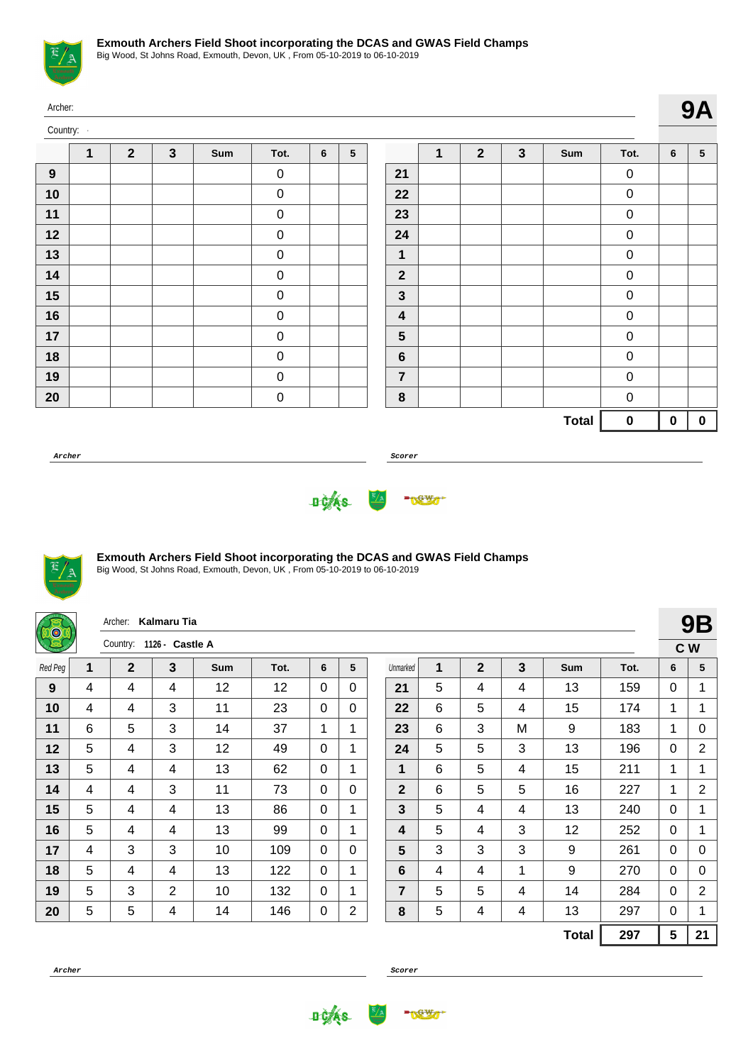### Exmouth Archers Field Shoot incorporating the DCAS and GWAS Field Champs

Big Wood, St Johns Road, Exmouth, Devon, UK , From 05-10-2019 to 06-10-2019

Archer:

Country: -

**9A**

| | 1 | 2 | 3 | Sum | Tot. | 6 | 5 | | 1 | 2 | 3 | Sum | Tot. | 6 | 5 |
|---|---|---|---|---|---|---|---|---|---|---|---|---|---|---|---|
| **9** | | | | | 0 | | | **21** | | | | | 0 | | |
| **10** | | | | | 0 | | | **22** | | | | | 0 | | |
| **11** | | | | | 0 | | | **23** | | | | | 0 | | |
| **12** | | | | | 0 | | | **24** | | | | | 0 | | |
| **13** | | | | | 0 | | | **1** | | | | | 0 | | |
| **14** | | | | | 0 | | | **2** | | | | | 0 | | |
| **15** | | | | | 0 | | | **3** | | | | | 0 | | |
| **16** | | | | | 0 | | | **4** | | | | | 0 | | |
| **17** | | | | | 0 | | | **5** | | | | | 0 | | |
| **18** | | | | | 0 | | | **6** | | | | | 0 | | |
| **19** | | | | | 0 | | | **7** | | | | | 0 | | |
| **20** | | | | | 0 | | | **8** | | | | | 0 | | |
| | | | | | | | | | | | | **Total** | **0** | **0** | **0** |

*Archer* ____________________ *Scorer* ____________________

### Exmouth Archers Field Shoot incorporating the DCAS and GWAS Field Champs

Big Wood, St Johns Road, Exmouth, Devon, UK , From 05-10-2019 to 06-10-2019

Archer: **Kalmaru Tia**

Country: **1126 - Castle A**

**9B**

**C W**

| Red Peg | 1 | 2 | 3 | Sum | Tot. | 6 | 5 | Unmarked | 1 | 2 | 3 | Sum | Tot. | 6 | 5 |
|---|---|---|---|---|---|---|---|---|---|---|---|---|---|---|---|
| **9** | 4 | 4 | 4 | 12 | 12 | 0 | 0 | **21** | 5 | 4 | 4 | 13 | 159 | 0 | 1 |
| **10** | 4 | 4 | 3 | 11 | 23 | 0 | 0 | **22** | 6 | 5 | 4 | 15 | 174 | 1 | 1 |
| **11** | 6 | 5 | 3 | 14 | 37 | 1 | 1 | **23** | 6 | 3 | M | 9 | 183 | 1 | 0 |
| **12** | 5 | 4 | 3 | 12 | 49 | 0 | 1 | **24** | 5 | 5 | 3 | 13 | 196 | 0 | 2 |
| **13** | 5 | 4 | 4 | 13 | 62 | 0 | 1 | **1** | 6 | 5 | 4 | 15 | 211 | 1 | 1 |
| **14** | 4 | 4 | 3 | 11 | 73 | 0 | 0 | **2** | 6 | 5 | 5 | 16 | 227 | 1 | 2 |
| **15** | 5 | 4 | 4 | 13 | 86 | 0 | 1 | **3** | 5 | 4 | 4 | 13 | 240 | 0 | 1 |
| **16** | 5 | 4 | 4 | 13 | 99 | 0 | 1 | **4** | 5 | 4 | 3 | 12 | 252 | 0 | 1 |
| **17** | 4 | 3 | 3 | 10 | 109 | 0 | 0 | **5** | 3 | 3 | 3 | 9 | 261 | 0 | 0 |
| **18** | 5 | 4 | 4 | 13 | 122 | 0 | 1 | **6** | 4 | 4 | 1 | 9 | 270 | 0 | 0 |
| **19** | 5 | 3 | 2 | 10 | 132 | 0 | 1 | **7** | 5 | 5 | 4 | 14 | 284 | 0 | 2 |
| **20** | 5 | 5 | 4 | 14 | 146 | 0 | 2 | **8** | 5 | 4 | 4 | 13 | 297 | 0 | 1 |
| | | | | | | | | | | | | **Total** | **297** | **5** | **21** |

*Archer* ____________________ *Scorer* ____________________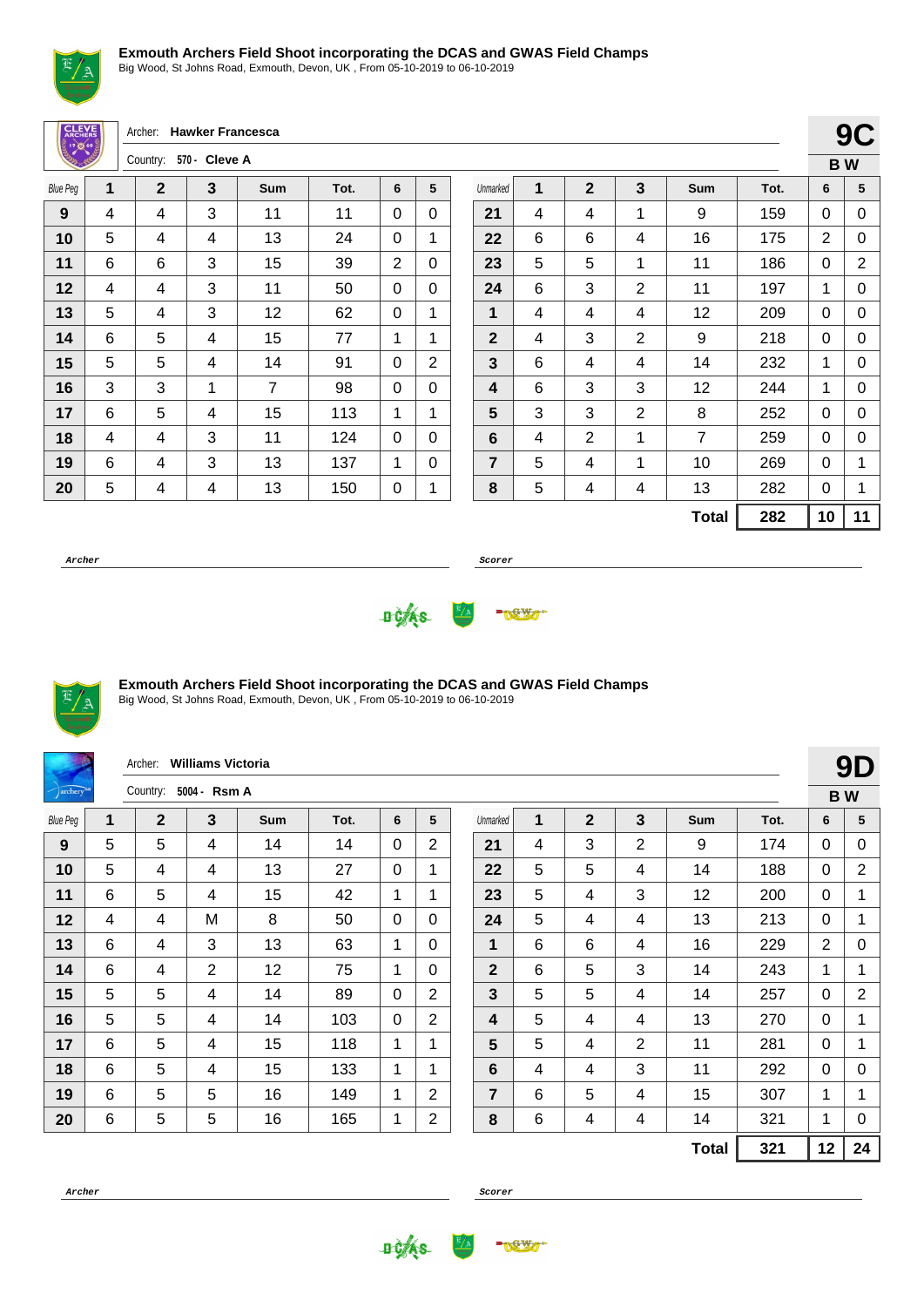## Exmouth Archers Field Shoot incorporating the DCAS and GWAS Field Champs

Big Wood, St Johns Road, Exmouth, Devon, UK , From 05-10-2019 to 06-10-2019

Archer: **Hawker Francesca**

Country: **570 - Cleve A**

**9C**

**B W**

| Blue Peg | 1 | 2 | 3 | Sum | Tot. | 6 | 5 | Unmarked | 1 | 2 | 3 | Sum | Tot. | 6 | 5 |
|---|---|---|---|---|---|---|---|---|---|---|---|---|---|---|---|
| **9** | 4 | 4 | 3 | 11 | 11 | 0 | 0 | **21** | 4 | 4 | 1 | 9 | 159 | 0 | 0 |
| **10** | 5 | 4 | 4 | 13 | 24 | 0 | 1 | **22** | 6 | 6 | 4 | 16 | 175 | 2 | 0 |
| **11** | 6 | 6 | 3 | 15 | 39 | 2 | 0 | **23** | 5 | 5 | 1 | 11 | 186 | 0 | 2 |
| **12** | 4 | 4 | 3 | 11 | 50 | 0 | 0 | **24** | 6 | 3 | 2 | 11 | 197 | 1 | 0 |
| **13** | 5 | 4 | 3 | 12 | 62 | 0 | 1 | **1** | 4 | 4 | 4 | 12 | 209 | 0 | 0 |
| **14** | 6 | 5 | 4 | 15 | 77 | 1 | 1 | **2** | 4 | 3 | 2 | 9 | 218 | 0 | 0 |
| **15** | 5 | 5 | 4 | 14 | 91 | 0 | 2 | **3** | 6 | 4 | 4 | 14 | 232 | 1 | 0 |
| **16** | 3 | 3 | 1 | 7 | 98 | 0 | 0 | **4** | 6 | 3 | 3 | 12 | 244 | 1 | 0 |
| **17** | 6 | 5 | 4 | 15 | 113 | 1 | 1 | **5** | 3 | 3 | 2 | 8 | 252 | 0 | 0 |
| **18** | 4 | 4 | 3 | 11 | 124 | 0 | 0 | **6** | 4 | 2 | 1 | 7 | 259 | 0 | 0 |
| **19** | 6 | 4 | 3 | 13 | 137 | 1 | 0 | **7** | 5 | 4 | 1 | 10 | 269 | 0 | 1 |
| **20** | 5 | 4 | 4 | 13 | 150 | 0 | 1 | **8** | 5 | 4 | 4 | 13 | 282 | 0 | 1 |
| | | | | | | | | | | | | **Total** | **282** | **10** | **11** |

**Archer** ______________________ **Scorer** ______________________

## Exmouth Archers Field Shoot incorporating the DCAS and GWAS Field Champs

Big Wood, St Johns Road, Exmouth, Devon, UK , From 05-10-2019 to 06-10-2019

Archer: **Williams Victoria**

Country: **5004 - Rsm A**

**9D**

**B W**

| Blue Peg | 1 | 2 | 3 | Sum | Tot. | 6 | 5 | Unmarked | 1 | 2 | 3 | Sum | Tot. | 6 | 5 |
|---|---|---|---|---|---|---|---|---|---|---|---|---|---|---|---|
| **9** | 5 | 5 | 4 | 14 | 14 | 0 | 2 | **21** | 4 | 3 | 2 | 9 | 174 | 0 | 0 |
| **10** | 5 | 4 | 4 | 13 | 27 | 0 | 1 | **22** | 5 | 5 | 4 | 14 | 188 | 0 | 2 |
| **11** | 6 | 5 | 4 | 15 | 42 | 1 | 1 | **23** | 5 | 4 | 3 | 12 | 200 | 0 | 1 |
| **12** | 4 | 4 | M | 8 | 50 | 0 | 0 | **24** | 5 | 4 | 4 | 13 | 213 | 0 | 1 |
| **13** | 6 | 4 | 3 | 13 | 63 | 1 | 0 | **1** | 6 | 6 | 4 | 16 | 229 | 2 | 0 |
| **14** | 6 | 4 | 2 | 12 | 75 | 1 | 0 | **2** | 6 | 5 | 3 | 14 | 243 | 1 | 1 |
| **15** | 5 | 5 | 4 | 14 | 89 | 0 | 2 | **3** | 5 | 5 | 4 | 14 | 257 | 0 | 2 |
| **16** | 5 | 5 | 4 | 14 | 103 | 0 | 2 | **4** | 5 | 4 | 4 | 13 | 270 | 0 | 1 |
| **17** | 6 | 5 | 4 | 15 | 118 | 1 | 1 | **5** | 5 | 4 | 2 | 11 | 281 | 0 | 1 |
| **18** | 6 | 5 | 4 | 15 | 133 | 1 | 1 | **6** | 4 | 4 | 3 | 11 | 292 | 0 | 0 |
| **19** | 6 | 5 | 5 | 16 | 149 | 1 | 2 | **7** | 6 | 5 | 4 | 15 | 307 | 1 | 1 |
| **20** | 6 | 5 | 5 | 16 | 165 | 1 | 2 | **8** | 6 | 4 | 4 | 14 | 321 | 1 | 0 |
| | | | | | | | | | | | | **Total** | **321** | **12** | **24** |

**Archer** ______________________ **Scorer** ______________________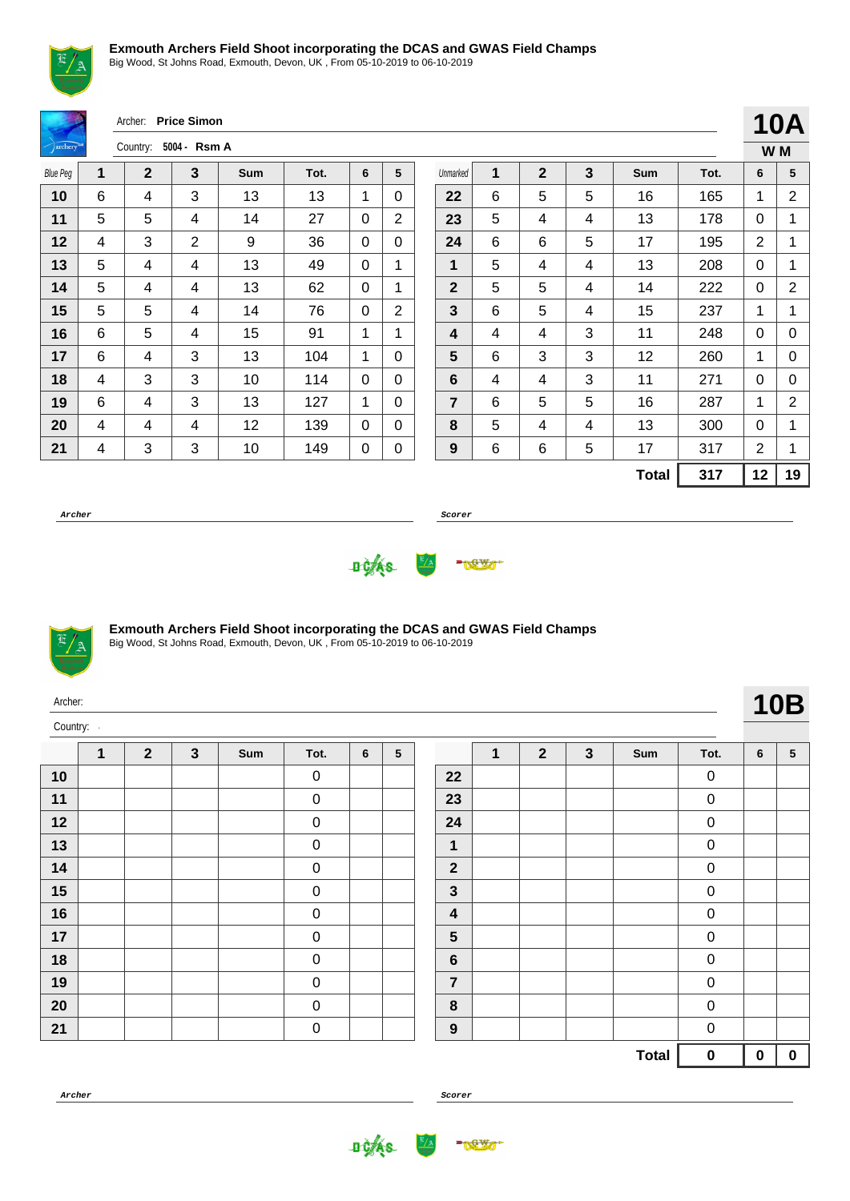## Exmouth Archers Field Shoot incorporating the DCAS and GWAS Field Champs

Big Wood, St Johns Road, Exmouth, Devon, UK , From 05-10-2019 to 06-10-2019

Archer: **Price Simon**

Country: **5004 - Rsm A**

**10A**

**W M**

| Blue Peg | 1 | 2 | 3 | Sum | Tot. | 6 | 5 | Unmarked | 1 | 2 | 3 | Sum | Tot. | 6 | 5 |
|---|---|---|---|---|---|---|---|---|---|---|---|---|---|---|---|
| **10** | 6 | 4 | 3 | 13 | 13 | 1 | 0 | **22** | 6 | 5 | 5 | 16 | 165 | 1 | 2 |
| **11** | 5 | 5 | 4 | 14 | 27 | 0 | 2 | **23** | 5 | 4 | 4 | 13 | 178 | 0 | 1 |
| **12** | 4 | 3 | 2 | 9 | 36 | 0 | 0 | **24** | 6 | 6 | 5 | 17 | 195 | 2 | 1 |
| **13** | 5 | 4 | 4 | 13 | 49 | 0 | 1 | **1** | 5 | 4 | 4 | 13 | 208 | 0 | 1 |
| **14** | 5 | 4 | 4 | 13 | 62 | 0 | 1 | **2** | 5 | 5 | 4 | 14 | 222 | 0 | 2 |
| **15** | 5 | 5 | 4 | 14 | 76 | 0 | 2 | **3** | 6 | 5 | 4 | 15 | 237 | 1 | 1 |
| **16** | 6 | 5 | 4 | 15 | 91 | 1 | 1 | **4** | 4 | 4 | 3 | 11 | 248 | 0 | 0 |
| **17** | 6 | 4 | 3 | 13 | 104 | 1 | 0 | **5** | 6 | 3 | 3 | 12 | 260 | 1 | 0 |
| **18** | 4 | 3 | 3 | 10 | 114 | 0 | 0 | **6** | 4 | 4 | 3 | 11 | 271 | 0 | 0 |
| **19** | 6 | 4 | 3 | 13 | 127 | 1 | 0 | **7** | 6 | 5 | 5 | 16 | 287 | 1 | 2 |
| **20** | 4 | 4 | 4 | 12 | 139 | 0 | 0 | **8** | 5 | 4 | 4 | 13 | 300 | 0 | 1 |
| **21** | 4 | 3 | 3 | 10 | 149 | 0 | 0 | **9** | 6 | 6 | 5 | 17 | 317 | 2 | 1 |
| | | | | | | | | | | | | **Total** | **317** | **12** | **19** |

*Archer* ______________________ *Scorer* ______________________

## Exmouth Archers Field Shoot incorporating the DCAS and GWAS Field Champs

Big Wood, St Johns Road, Exmouth, Devon, UK , From 05-10-2019 to 06-10-2019

Archer:

Country: -

**10B**

| | 1 | 2 | 3 | Sum | Tot. | 6 | 5 | | 1 | 2 | 3 | Sum | Tot. | 6 | 5 |
|---|---|---|---|---|---|---|---|---|---|---|---|---|---|---|---|
| **10** | | | | | 0 | | | **22** | | | | | 0 | | |
| **11** | | | | | 0 | | | **23** | | | | | 0 | | |
| **12** | | | | | 0 | | | **24** | | | | | 0 | | |
| **13** | | | | | 0 | | | **1** | | | | | 0 | | |
| **14** | | | | | 0 | | | **2** | | | | | 0 | | |
| **15** | | | | | 0 | | | **3** | | | | | 0 | | |
| **16** | | | | | 0 | | | **4** | | | | | 0 | | |
| **17** | | | | | 0 | | | **5** | | | | | 0 | | |
| **18** | | | | | 0 | | | **6** | | | | | 0 | | |
| **19** | | | | | 0 | | | **7** | | | | | 0 | | |
| **20** | | | | | 0 | | | **8** | | | | | 0 | | |
| **21** | | | | | 0 | | | **9** | | | | | 0 | | |
| | | | | | | | | | | | | **Total** | **0** | **0** | **0** |

*Archer* ______________________ *Scorer* ______________________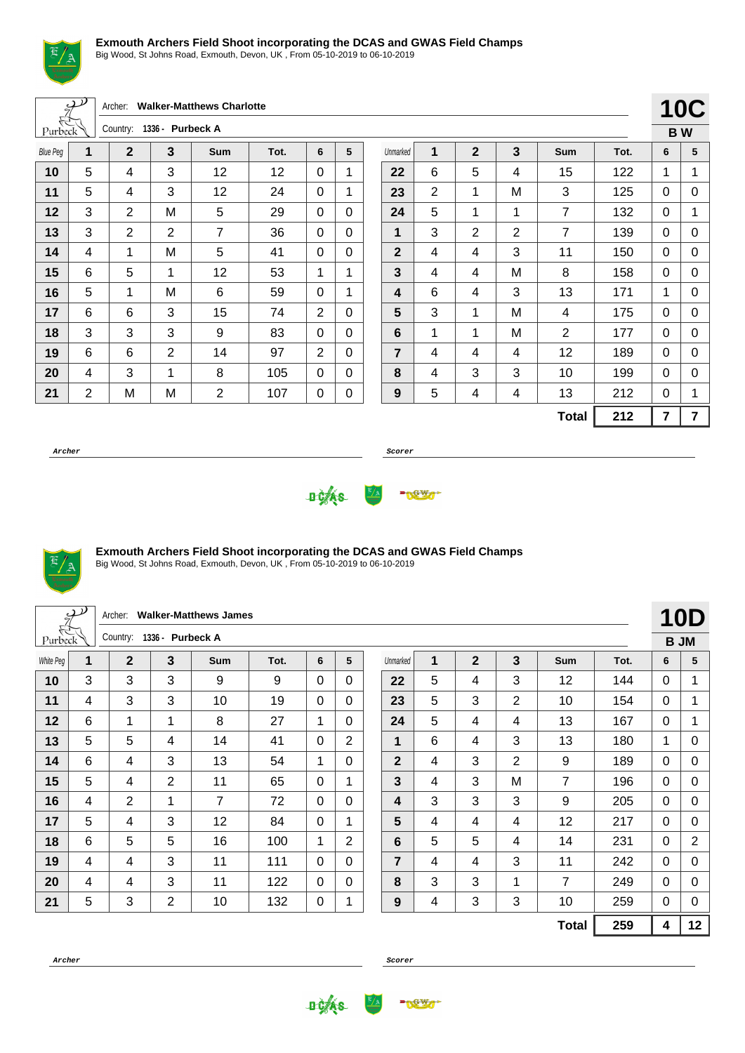**Exmouth Archers Field Shoot incorporating the DCAS and GWAS Field Champs**
Big Wood, St Johns Road, Exmouth, Devon, UK , From 05-10-2019 to 06-10-2019

Archer: **Walker-Matthews Charlotte**
Country: **1336 - Purbeck A**

**10C**
**B W**

| Blue Peg | 1 | 2 | 3 | Sum | Tot. | 6 | 5 | Unmarked | 1 | 2 | 3 | Sum | Tot. | 6 | 5 |
|---|---|---|---|---|---|---|---|---|---|---|---|---|---|---|---|
| **10** | 5 | 4 | 3 | 12 | 12 | 0 | 1 | **22** | 6 | 5 | 4 | 15 | 122 | 1 | 1 |
| **11** | 5 | 4 | 3 | 12 | 24 | 0 | 1 | **23** | 2 | 1 | M | 3 | 125 | 0 | 0 |
| **12** | 3 | 2 | M | 5 | 29 | 0 | 0 | **24** | 5 | 1 | 1 | 7 | 132 | 0 | 1 |
| **13** | 3 | 2 | 2 | 7 | 36 | 0 | 0 | **1** | 3 | 2 | 2 | 7 | 139 | 0 | 0 |
| **14** | 4 | 1 | M | 5 | 41 | 0 | 0 | **2** | 4 | 4 | 3 | 11 | 150 | 0 | 0 |
| **15** | 6 | 5 | 1 | 12 | 53 | 1 | 1 | **3** | 4 | 4 | M | 8 | 158 | 0 | 0 |
| **16** | 5 | 1 | M | 6 | 59 | 0 | 1 | **4** | 6 | 4 | 3 | 13 | 171 | 1 | 0 |
| **17** | 6 | 6 | 3 | 15 | 74 | 2 | 0 | **5** | 3 | 1 | M | 4 | 175 | 0 | 0 |
| **18** | 3 | 3 | 3 | 9 | 83 | 0 | 0 | **6** | 1 | 1 | M | 2 | 177 | 0 | 0 |
| **19** | 6 | 6 | 2 | 14 | 97 | 2 | 0 | **7** | 4 | 4 | 4 | 12 | 189 | 0 | 0 |
| **20** | 4 | 3 | 1 | 8 | 105 | 0 | 0 | **8** | 4 | 3 | 3 | 10 | 199 | 0 | 0 |
| **21** | 2 | M | M | 2 | 107 | 0 | 0 | **9** | 5 | 4 | 4 | 13 | 212 | 0 | 1 |
| | | | | | | | | | | | | **Total** | **212** | **7** | **7** |

**Archer** **Scorer**

**Exmouth Archers Field Shoot incorporating the DCAS and GWAS Field Champs**
Big Wood, St Johns Road, Exmouth, Devon, UK , From 05-10-2019 to 06-10-2019

Archer: **Walker-Matthews James**
Country: **1336 - Purbeck A**

**10D**
**B JM**

| White Peg | 1 | 2 | 3 | Sum | Tot. | 6 | 5 | Unmarked | 1 | 2 | 3 | Sum | Tot. | 6 | 5 |
|---|---|---|---|---|---|---|---|---|---|---|---|---|---|---|---|
| **10** | 3 | 3 | 3 | 9 | 9 | 0 | 0 | **22** | 5 | 4 | 3 | 12 | 144 | 0 | 1 |
| **11** | 4 | 3 | 3 | 10 | 19 | 0 | 0 | **23** | 5 | 3 | 2 | 10 | 154 | 0 | 1 |
| **12** | 6 | 1 | 1 | 8 | 27 | 1 | 0 | **24** | 5 | 4 | 4 | 13 | 167 | 0 | 1 |
| **13** | 5 | 5 | 4 | 14 | 41 | 0 | 2 | **1** | 6 | 4 | 3 | 13 | 180 | 1 | 0 |
| **14** | 6 | 4 | 3 | 13 | 54 | 1 | 0 | **2** | 4 | 3 | 2 | 9 | 189 | 0 | 0 |
| **15** | 5 | 4 | 2 | 11 | 65 | 0 | 1 | **3** | 4 | 3 | M | 7 | 196 | 0 | 0 |
| **16** | 4 | 2 | 1 | 7 | 72 | 0 | 0 | **4** | 3 | 3 | 3 | 9 | 205 | 0 | 0 |
| **17** | 5 | 4 | 3 | 12 | 84 | 0 | 1 | **5** | 4 | 4 | 4 | 12 | 217 | 0 | 0 |
| **18** | 6 | 5 | 5 | 16 | 100 | 1 | 2 | **6** | 5 | 5 | 4 | 14 | 231 | 0 | 2 |
| **19** | 4 | 4 | 3 | 11 | 111 | 0 | 0 | **7** | 4 | 4 | 3 | 11 | 242 | 0 | 0 |
| **20** | 4 | 4 | 3 | 11 | 122 | 0 | 0 | **8** | 3 | 3 | 1 | 7 | 249 | 0 | 0 |
| **21** | 5 | 3 | 2 | 10 | 132 | 0 | 1 | **9** | 4 | 3 | 3 | 10 | 259 | 0 | 0 |
| | | | | | | | | | | | | **Total** | **259** | **4** | **12** |

**Archer** **Scorer**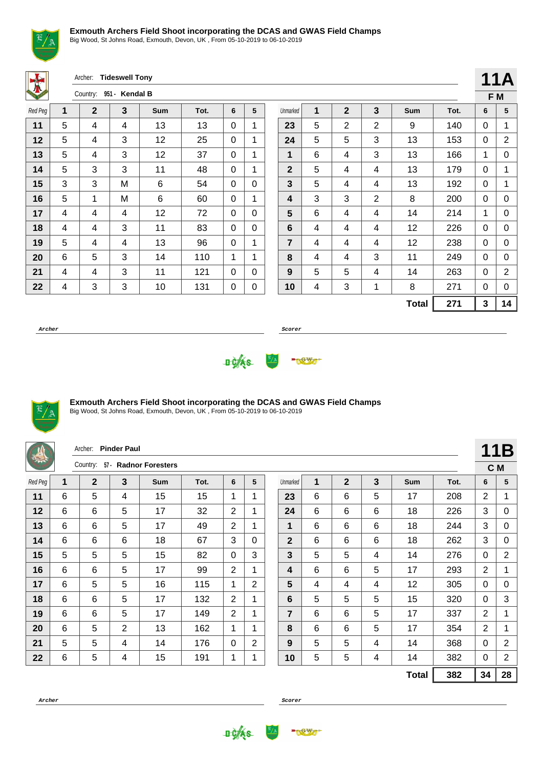**Exmouth Archers Field Shoot incorporating the DCAS and GWAS Field Champs**
Big Wood, St Johns Road, Exmouth, Devon, UK , From 05-10-2019 to 06-10-2019

Archer: **Tideswell Tony**
Country: **951 - Kendal B**

**11A**
**F M**

| Red Peg | 1 | 2 | 3 | Sum | Tot. | 6 | 5 | Unmarked | 1 | 2 | 3 | Sum | Tot. | 6 | 5 |
|---|---|---|---|---|---|---|---|---|---|---|---|---|---|---|---|
| **11** | 5 | 4 | 4 | 13 | 13 | 0 | 1 | **23** | 5 | 2 | 2 | 9 | 140 | 0 | 1 |
| **12** | 5 | 4 | 3 | 12 | 25 | 0 | 1 | **24** | 5 | 5 | 3 | 13 | 153 | 0 | 2 |
| **13** | 5 | 4 | 3 | 12 | 37 | 0 | 1 | **1** | 6 | 4 | 3 | 13 | 166 | 1 | 0 |
| **14** | 5 | 3 | 3 | 11 | 48 | 0 | 1 | **2** | 5 | 4 | 4 | 13 | 179 | 0 | 1 |
| **15** | 3 | 3 | M | 6 | 54 | 0 | 0 | **3** | 5 | 4 | 4 | 13 | 192 | 0 | 1 |
| **16** | 5 | 1 | M | 6 | 60 | 0 | 1 | **4** | 3 | 3 | 2 | 8 | 200 | 0 | 0 |
| **17** | 4 | 4 | 4 | 12 | 72 | 0 | 0 | **5** | 6 | 4 | 4 | 14 | 214 | 1 | 0 |
| **18** | 4 | 4 | 3 | 11 | 83 | 0 | 0 | **6** | 4 | 4 | 4 | 12 | 226 | 0 | 0 |
| **19** | 5 | 4 | 4 | 13 | 96 | 0 | 1 | **7** | 4 | 4 | 4 | 12 | 238 | 0 | 0 |
| **20** | 6 | 5 | 3 | 14 | 110 | 1 | 1 | **8** | 4 | 4 | 3 | 11 | 249 | 0 | 0 |
| **21** | 4 | 4 | 3 | 11 | 121 | 0 | 0 | **9** | 5 | 5 | 4 | 14 | 263 | 0 | 2 |
| **22** | 4 | 3 | 3 | 10 | 131 | 0 | 0 | **10** | 4 | 3 | 1 | 8 | 271 | 0 | 0 |
| | | | | | | | | | | | | **Total** | **271** | **3** | **14** |

*Archer* _______________ *Scorer* _______________

**Exmouth Archers Field Shoot incorporating the DCAS and GWAS Field Champs**
Big Wood, St Johns Road, Exmouth, Devon, UK , From 05-10-2019 to 06-10-2019

Archer: **Pinder Paul**
Country: **57 - Radnor Foresters**

**11B**
**C M**

| Red Peg | 1 | 2 | 3 | Sum | Tot. | 6 | 5 | Unmarked | 1 | 2 | 3 | Sum | Tot. | 6 | 5 |
|---|---|---|---|---|---|---|---|---|---|---|---|---|---|---|---|
| **11** | 6 | 5 | 4 | 15 | 15 | 1 | 1 | **23** | 6 | 6 | 5 | 17 | 208 | 2 | 1 |
| **12** | 6 | 6 | 5 | 17 | 32 | 2 | 1 | **24** | 6 | 6 | 6 | 18 | 226 | 3 | 0 |
| **13** | 6 | 6 | 5 | 17 | 49 | 2 | 1 | **1** | 6 | 6 | 6 | 18 | 244 | 3 | 0 |
| **14** | 6 | 6 | 6 | 18 | 67 | 3 | 0 | **2** | 6 | 6 | 6 | 18 | 262 | 3 | 0 |
| **15** | 5 | 5 | 5 | 15 | 82 | 0 | 3 | **3** | 5 | 5 | 4 | 14 | 276 | 0 | 2 |
| **16** | 6 | 6 | 5 | 17 | 99 | 2 | 1 | **4** | 6 | 6 | 5 | 17 | 293 | 2 | 1 |
| **17** | 6 | 5 | 5 | 16 | 115 | 1 | 2 | **5** | 4 | 4 | 4 | 12 | 305 | 0 | 0 |
| **18** | 6 | 6 | 5 | 17 | 132 | 2 | 1 | **6** | 5 | 5 | 5 | 15 | 320 | 0 | 3 |
| **19** | 6 | 6 | 5 | 17 | 149 | 2 | 1 | **7** | 6 | 6 | 5 | 17 | 337 | 2 | 1 |
| **20** | 6 | 5 | 2 | 13 | 162 | 1 | 1 | **8** | 6 | 6 | 5 | 17 | 354 | 2 | 1 |
| **21** | 5 | 5 | 4 | 14 | 176 | 0 | 2 | **9** | 5 | 5 | 4 | 14 | 368 | 0 | 2 |
| **22** | 6 | 5 | 4 | 15 | 191 | 1 | 1 | **10** | 5 | 5 | 4 | 14 | 382 | 0 | 2 |
| | | | | | | | | | | | | **Total** | **382** | **34** | **28** |

*Archer* _______________ *Scorer* _______________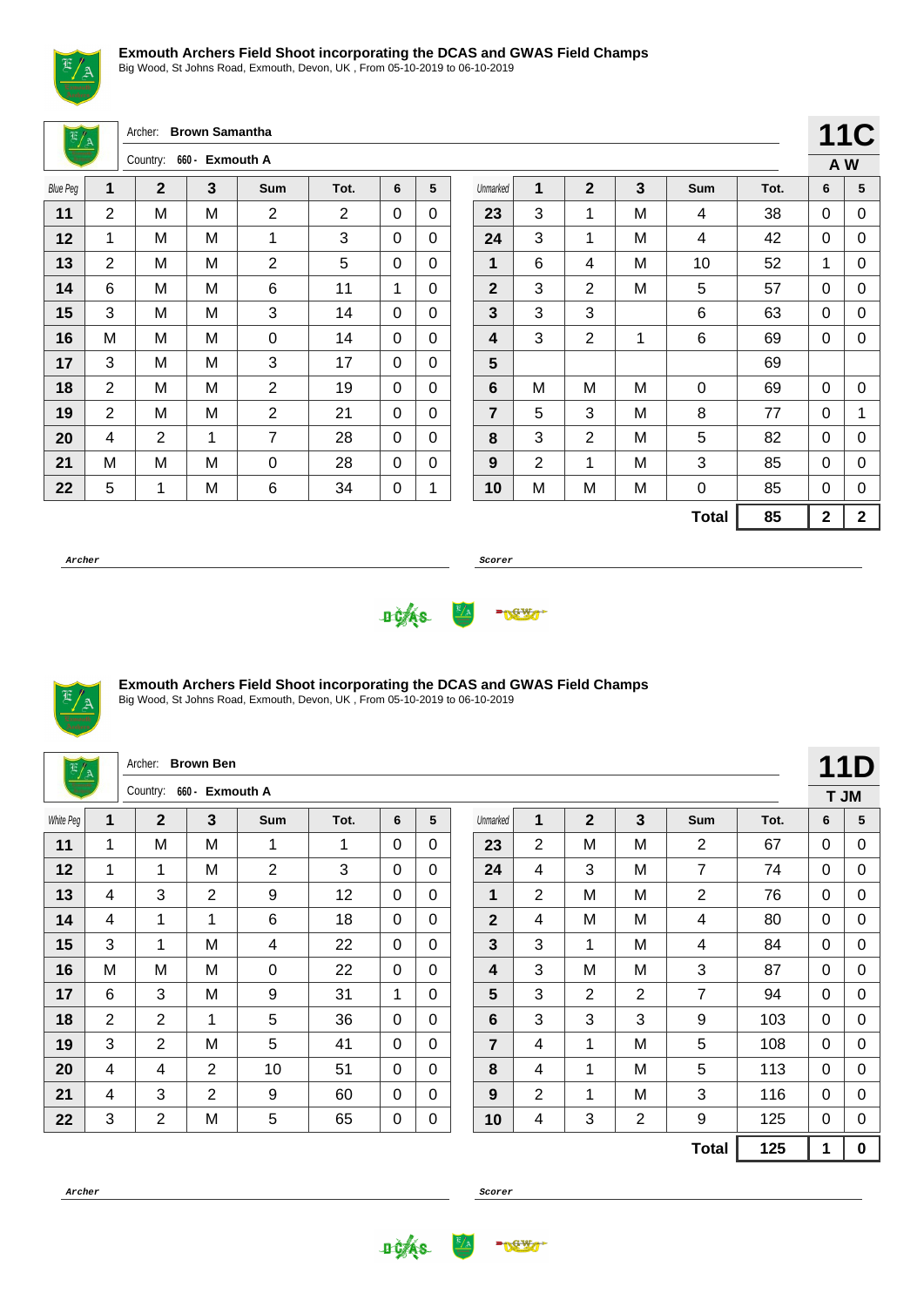**Exmouth Archers Field Shoot incorporating the DCAS and GWAS Field Champs**
Big Wood, St Johns Road, Exmouth, Devon, UK , From 05-10-2019 to 06-10-2019

Archer: **Brown Samantha**
Country: 660 - **Exmouth A**

## 11C
**A W**

| Blue Peg | 1 | 2 | 3 | Sum | Tot. | 6 | 5 | Unmarked | 1 | 2 | 3 | Sum | Tot. | 6 | 5 |
|---|---|---|---|---|---|---|---|---|---|---|---|---|---|---|---|
| 11 | 2 | M | M | 2 | 2 | 0 | 0 | 23 | 3 | 1 | M | 4 | 38 | 0 | 0 |
| 12 | 1 | M | M | 1 | 3 | 0 | 0 | 24 | 3 | 1 | M | 4 | 42 | 0 | 0 |
| 13 | 2 | M | M | 2 | 5 | 0 | 0 | 1 | 6 | 4 | M | 10 | 52 | 1 | 0 |
| 14 | 6 | M | M | 6 | 11 | 1 | 0 | 2 | 3 | 2 | M | 5 | 57 | 0 | 0 |
| 15 | 3 | M | M | 3 | 14 | 0 | 0 | 3 | 3 | 3 | | 6 | 63 | 0 | 0 |
| 16 | M | M | M | 0 | 14 | 0 | 0 | 4 | 3 | 2 | 1 | 6 | 69 | 0 | 0 |
| 17 | 3 | M | M | 3 | 17 | 0 | 0 | 5 | | | | | 69 | | |
| 18 | 2 | M | M | 2 | 19 | 0 | 0 | 6 | M | M | M | 0 | 69 | 0 | 0 |
| 19 | 2 | M | M | 2 | 21 | 0 | 0 | 7 | 5 | 3 | M | 8 | 77 | 0 | 1 |
| 20 | 4 | 2 | 1 | 7 | 28 | 0 | 0 | 8 | 3 | 2 | M | 5 | 82 | 0 | 0 |
| 21 | M | M | M | 0 | 28 | 0 | 0 | 9 | 2 | 1 | M | 3 | 85 | 0 | 0 |
| 22 | 5 | 1 | M | 6 | 34 | 0 | 1 | 10 | M | M | M | 0 | 85 | 0 | 0 |
| | | | | | | | | | | | | **Total** | **85** | **2** | **2** |

*Archer* ____________________ *Scorer* ____________________

**Exmouth Archers Field Shoot incorporating the DCAS and GWAS Field Champs**
Big Wood, St Johns Road, Exmouth, Devon, UK , From 05-10-2019 to 06-10-2019

Archer: **Brown Ben**
Country: 660 - **Exmouth A**

## 11D
**T JM**

| White Peg | 1 | 2 | 3 | Sum | Tot. | 6 | 5 | Unmarked | 1 | 2 | 3 | Sum | Tot. | 6 | 5 |
|---|---|---|---|---|---|---|---|---|---|---|---|---|---|---|---|
| 11 | 1 | M | M | 1 | 1 | 0 | 0 | 23 | 2 | M | M | 2 | 67 | 0 | 0 |
| 12 | 1 | 1 | M | 2 | 3 | 0 | 0 | 24 | 4 | 3 | M | 7 | 74 | 0 | 0 |
| 13 | 4 | 3 | 2 | 9 | 12 | 0 | 0 | 1 | 2 | M | M | 2 | 76 | 0 | 0 |
| 14 | 4 | 1 | 1 | 6 | 18 | 0 | 0 | 2 | 4 | M | M | 4 | 80 | 0 | 0 |
| 15 | 3 | 1 | M | 4 | 22 | 0 | 0 | 3 | 3 | 1 | M | 4 | 84 | 0 | 0 |
| 16 | M | M | M | 0 | 22 | 0 | 0 | 4 | 3 | M | M | 3 | 87 | 0 | 0 |
| 17 | 6 | 3 | M | 9 | 31 | 1 | 0 | 5 | 3 | 2 | 2 | 7 | 94 | 0 | 0 |
| 18 | 2 | 2 | 1 | 5 | 36 | 0 | 0 | 6 | 3 | 3 | 3 | 9 | 103 | 0 | 0 |
| 19 | 3 | 2 | M | 5 | 41 | 0 | 0 | 7 | 4 | 1 | M | 5 | 108 | 0 | 0 |
| 20 | 4 | 4 | 2 | 10 | 51 | 0 | 0 | 8 | 4 | 1 | M | 5 | 113 | 0 | 0 |
| 21 | 4 | 3 | 2 | 9 | 60 | 0 | 0 | 9 | 2 | 1 | M | 3 | 116 | 0 | 0 |
| 22 | 3 | 2 | M | 5 | 65 | 0 | 0 | 10 | 4 | 3 | 2 | 9 | 125 | 0 | 0 |
| | | | | | | | | | | | | **Total** | **125** | **1** | **0** |

*Archer* ____________________ *Scorer* ____________________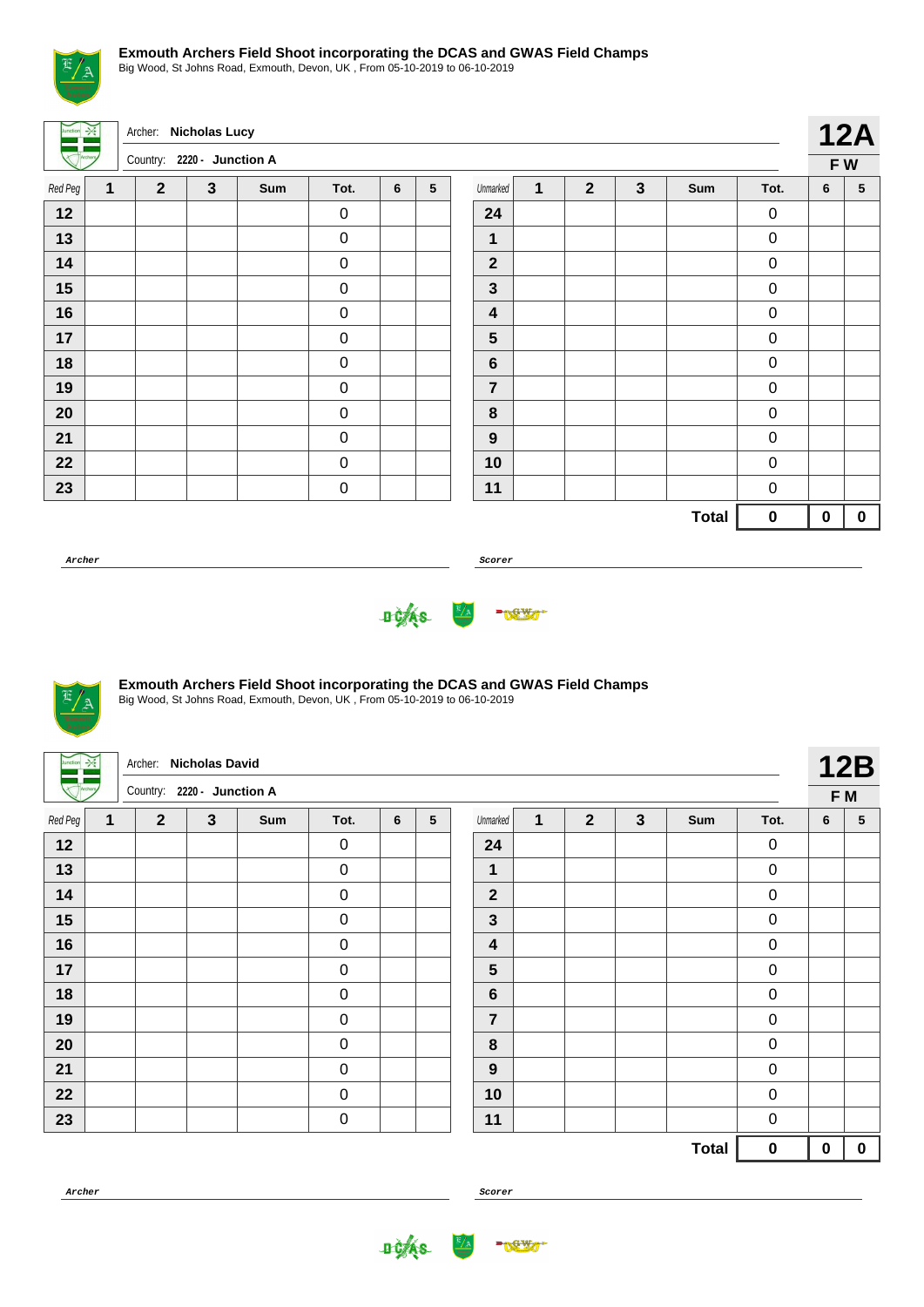## Exmouth Archers Field Shoot incorporating the DCAS and GWAS Field Champs

Big Wood, St Johns Road, Exmouth, Devon, UK , From 05-10-2019 to 06-10-2019

Archer: **Nicholas Lucy**

Country: **2220 - Junction A**

**12A**

**F W**

| Red Peg | 1 | 2 | 3 | Sum | Tot. | 6 | 5 | Unmarked | 1 | 2 | 3 | Sum | Tot. | 6 | 5 |
|---|---|---|---|---|---|---|---|---|---|---|---|---|---|---|---|
| **12** | | | | | 0 | | | **24** | | | | | 0 | | |
| **13** | | | | | 0 | | | **1** | | | | | 0 | | |
| **14** | | | | | 0 | | | **2** | | | | | 0 | | |
| **15** | | | | | 0 | | | **3** | | | | | 0 | | |
| **16** | | | | | 0 | | | **4** | | | | | 0 | | |
| **17** | | | | | 0 | | | **5** | | | | | 0 | | |
| **18** | | | | | 0 | | | **6** | | | | | 0 | | |
| **19** | | | | | 0 | | | **7** | | | | | 0 | | |
| **20** | | | | | 0 | | | **8** | | | | | 0 | | |
| **21** | | | | | 0 | | | **9** | | | | | 0 | | |
| **22** | | | | | 0 | | | **10** | | | | | 0 | | |
| **23** | | | | | 0 | | | **11** | | | | | 0 | | |
| | | | | | | | | | | | | **Total** | **0** | **0** | **0** |

*Archer* ______________________ *Scorer* ______________________

## Exmouth Archers Field Shoot incorporating the DCAS and GWAS Field Champs

Big Wood, St Johns Road, Exmouth, Devon, UK , From 05-10-2019 to 06-10-2019

Archer: **Nicholas David**

Country: **2220 - Junction A**

**12B**

**F M**

| Red Peg | 1 | 2 | 3 | Sum | Tot. | 6 | 5 | Unmarked | 1 | 2 | 3 | Sum | Tot. | 6 | 5 |
|---|---|---|---|---|---|---|---|---|---|---|---|---|---|---|---|
| **12** | | | | | 0 | | | **24** | | | | | 0 | | |
| **13** | | | | | 0 | | | **1** | | | | | 0 | | |
| **14** | | | | | 0 | | | **2** | | | | | 0 | | |
| **15** | | | | | 0 | | | **3** | | | | | 0 | | |
| **16** | | | | | 0 | | | **4** | | | | | 0 | | |
| **17** | | | | | 0 | | | **5** | | | | | 0 | | |
| **18** | | | | | 0 | | | **6** | | | | | 0 | | |
| **19** | | | | | 0 | | | **7** | | | | | 0 | | |
| **20** | | | | | 0 | | | **8** | | | | | 0 | | |
| **21** | | | | | 0 | | | **9** | | | | | 0 | | |
| **22** | | | | | 0 | | | **10** | | | | | 0 | | |
| **23** | | | | | 0 | | | **11** | | | | | 0 | | |
| | | | | | | | | | | | | **Total** | **0** | **0** | **0** |

*Archer* ______________________ *Scorer* ______________________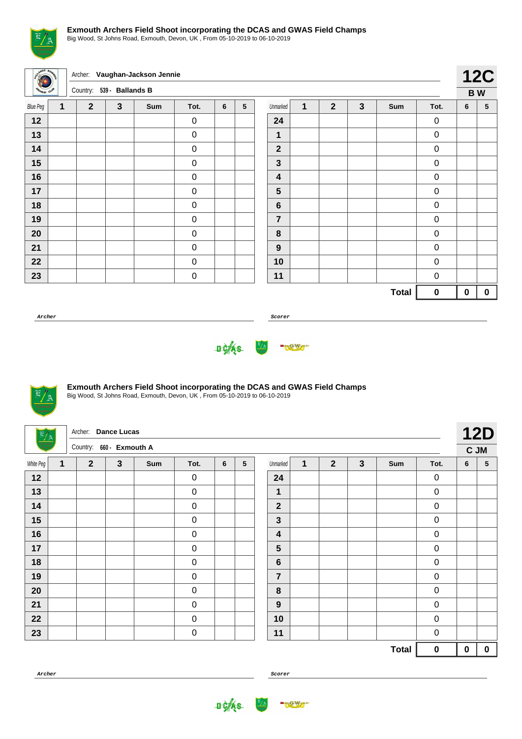## Exmouth Archers Field Shoot incorporating the DCAS and GWAS Field Champs

Big Wood, St Johns Road, Exmouth, Devon, UK , From 05-10-2019 to 06-10-2019

Archer: **Vaughan-Jackson Jennie**

Country: 539 - **Ballands B**

**12C**

**B W**

| Blue Peg | 1 | 2 | 3 | Sum | Tot. | 6 | 5 | Unmarked | 1 | 2 | 3 | Sum | Tot. | 6 | 5 |
|---|---|---|---|---|---|---|---|---|---|---|---|---|---|---|---|
| **12** | | | | | 0 | | | **24** | | | | | 0 | | |
| **13** | | | | | 0 | | | **1** | | | | | 0 | | |
| **14** | | | | | 0 | | | **2** | | | | | 0 | | |
| **15** | | | | | 0 | | | **3** | | | | | 0 | | |
| **16** | | | | | 0 | | | **4** | | | | | 0 | | |
| **17** | | | | | 0 | | | **5** | | | | | 0 | | |
| **18** | | | | | 0 | | | **6** | | | | | 0 | | |
| **19** | | | | | 0 | | | **7** | | | | | 0 | | |
| **20** | | | | | 0 | | | **8** | | | | | 0 | | |
| **21** | | | | | 0 | | | **9** | | | | | 0 | | |
| **22** | | | | | 0 | | | **10** | | | | | 0 | | |
| **23** | | | | | 0 | | | **11** | | | | | 0 | | |
| | | | | | | | | | | | | **Total** | **0** | **0** | **0** |

**Archer** ____________________ **Scorer** ____________________

## Exmouth Archers Field Shoot incorporating the DCAS and GWAS Field Champs

Big Wood, St Johns Road, Exmouth, Devon, UK , From 05-10-2019 to 06-10-2019

Archer: **Dance Lucas**

Country: 660 - **Exmouth A**

**12D**

**C JM**

| White Peg | 1 | 2 | 3 | Sum | Tot. | 6 | 5 | Unmarked | 1 | 2 | 3 | Sum | Tot. | 6 | 5 |
|---|---|---|---|---|---|---|---|---|---|---|---|---|---|---|---|
| **12** | | | | | 0 | | | **24** | | | | | 0 | | |
| **13** | | | | | 0 | | | **1** | | | | | 0 | | |
| **14** | | | | | 0 | | | **2** | | | | | 0 | | |
| **15** | | | | | 0 | | | **3** | | | | | 0 | | |
| **16** | | | | | 0 | | | **4** | | | | | 0 | | |
| **17** | | | | | 0 | | | **5** | | | | | 0 | | |
| **18** | | | | | 0 | | | **6** | | | | | 0 | | |
| **19** | | | | | 0 | | | **7** | | | | | 0 | | |
| **20** | | | | | 0 | | | **8** | | | | | 0 | | |
| **21** | | | | | 0 | | | **9** | | | | | 0 | | |
| **22** | | | | | 0 | | | **10** | | | | | 0 | | |
| **23** | | | | | 0 | | | **11** | | | | | 0 | | |
| | | | | | | | | | | | | **Total** | **0** | **0** | **0** |

**Archer** ____________________ **Scorer** ____________________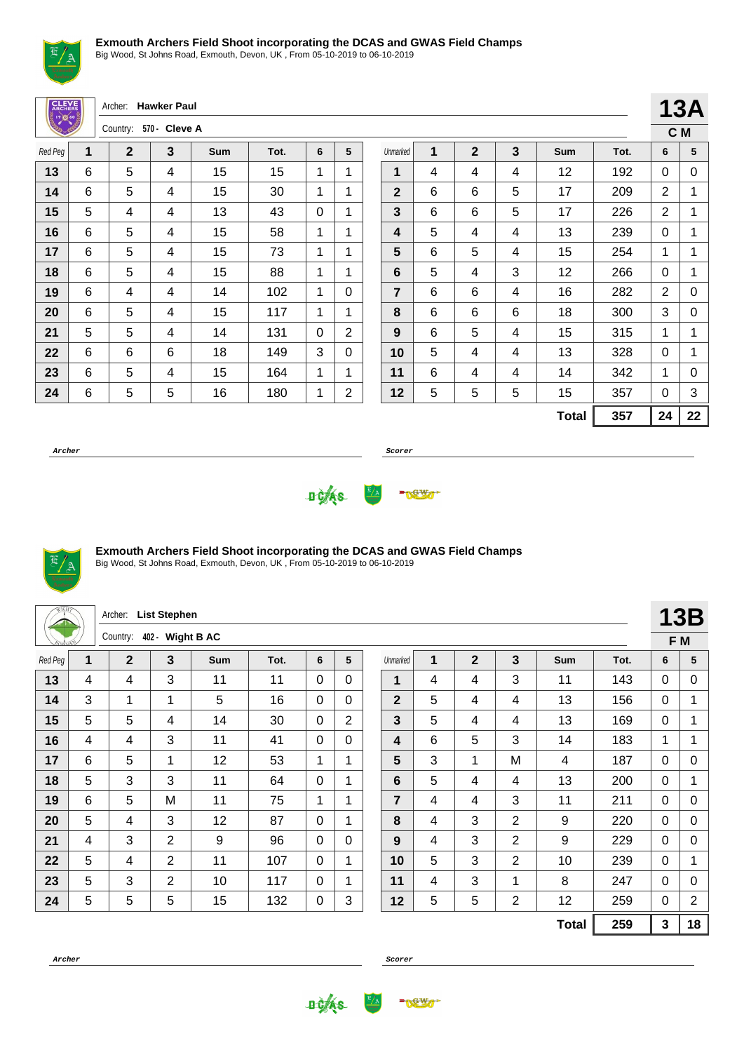## Exmouth Archers Field Shoot incorporating the DCAS and GWAS Field Champs

Big Wood, St Johns Road, Exmouth, Devon, UK , From 05-10-2019 to 06-10-2019

Archer: **Hawker Paul**

Country: **570 - Cleve A**

**13A**

**C M**

| Red Peg | 1 | 2 | 3 | Sum | Tot. | 6 | 5 | Unmarked | 1 | 2 | 3 | Sum | Tot. | 6 | 5 |
|---|---|---|---|---|---|---|---|---|---|---|---|---|---|---|---|
| 13 | 6 | 5 | 4 | 15 | 15 | 1 | 1 | 1 | 4 | 4 | 4 | 12 | 192 | 0 | 0 |
| 14 | 6 | 5 | 4 | 15 | 30 | 1 | 1 | 2 | 6 | 6 | 5 | 17 | 209 | 2 | 1 |
| 15 | 5 | 4 | 4 | 13 | 43 | 0 | 1 | 3 | 6 | 6 | 5 | 17 | 226 | 2 | 1 |
| 16 | 6 | 5 | 4 | 15 | 58 | 1 | 1 | 4 | 5 | 4 | 4 | 13 | 239 | 0 | 1 |
| 17 | 6 | 5 | 4 | 15 | 73 | 1 | 1 | 5 | 6 | 5 | 4 | 15 | 254 | 1 | 1 |
| 18 | 6 | 5 | 4 | 15 | 88 | 1 | 1 | 6 | 5 | 4 | 3 | 12 | 266 | 0 | 1 |
| 19 | 6 | 4 | 4 | 14 | 102 | 1 | 0 | 7 | 6 | 6 | 4 | 16 | 282 | 2 | 0 |
| 20 | 6 | 5 | 4 | 15 | 117 | 1 | 1 | 8 | 6 | 6 | 6 | 18 | 300 | 3 | 0 |
| 21 | 5 | 5 | 4 | 14 | 131 | 0 | 2 | 9 | 6 | 5 | 4 | 15 | 315 | 1 | 1 |
| 22 | 6 | 6 | 6 | 18 | 149 | 3 | 0 | 10 | 5 | 4 | 4 | 13 | 328 | 0 | 1 |
| 23 | 6 | 5 | 4 | 15 | 164 | 1 | 1 | 11 | 6 | 4 | 4 | 14 | 342 | 1 | 0 |
| 24 | 6 | 5 | 5 | 16 | 180 | 1 | 2 | 12 | 5 | 5 | 5 | 15 | 357 | 0 | 3 |
| | | | | | | | | | | | | **Total** | **357** | **24** | **22** |

**Archer** **Scorer**

## Exmouth Archers Field Shoot incorporating the DCAS and GWAS Field Champs

Big Wood, St Johns Road, Exmouth, Devon, UK , From 05-10-2019 to 06-10-2019

Archer: **List Stephen**

Country: **402 - Wight B AC**

**13B**

**F M**

| Red Peg | 1 | 2 | 3 | Sum | Tot. | 6 | 5 | Unmarked | 1 | 2 | 3 | Sum | Tot. | 6 | 5 |
|---|---|---|---|---|---|---|---|---|---|---|---|---|---|---|---|
| 13 | 4 | 4 | 3 | 11 | 11 | 0 | 0 | 1 | 4 | 4 | 3 | 11 | 143 | 0 | 0 |
| 14 | 3 | 1 | 1 | 5 | 16 | 0 | 0 | 2 | 5 | 4 | 4 | 13 | 156 | 0 | 1 |
| 15 | 5 | 5 | 4 | 14 | 30 | 0 | 2 | 3 | 5 | 4 | 4 | 13 | 169 | 0 | 1 |
| 16 | 4 | 4 | 3 | 11 | 41 | 0 | 0 | 4 | 6 | 5 | 3 | 14 | 183 | 1 | 1 |
| 17 | 6 | 5 | 1 | 12 | 53 | 1 | 1 | 5 | 3 | 1 | M | 4 | 187 | 0 | 0 |
| 18 | 5 | 3 | 3 | 11 | 64 | 0 | 1 | 6 | 5 | 4 | 4 | 13 | 200 | 0 | 1 |
| 19 | 6 | 5 | M | 11 | 75 | 1 | 1 | 7 | 4 | 4 | 3 | 11 | 211 | 0 | 0 |
| 20 | 5 | 4 | 3 | 12 | 87 | 0 | 1 | 8 | 4 | 3 | 2 | 9 | 220 | 0 | 0 |
| 21 | 4 | 3 | 2 | 9 | 96 | 0 | 0 | 9 | 4 | 3 | 2 | 9 | 229 | 0 | 0 |
| 22 | 5 | 4 | 2 | 11 | 107 | 0 | 1 | 10 | 5 | 3 | 2 | 10 | 239 | 0 | 1 |
| 23 | 5 | 3 | 2 | 10 | 117 | 0 | 1 | 11 | 4 | 3 | 1 | 8 | 247 | 0 | 0 |
| 24 | 5 | 5 | 5 | 15 | 132 | 0 | 3 | 12 | 5 | 5 | 2 | 12 | 259 | 0 | 2 |
| | | | | | | | | | | | | **Total** | **259** | **3** | **18** |

**Archer** **Scorer**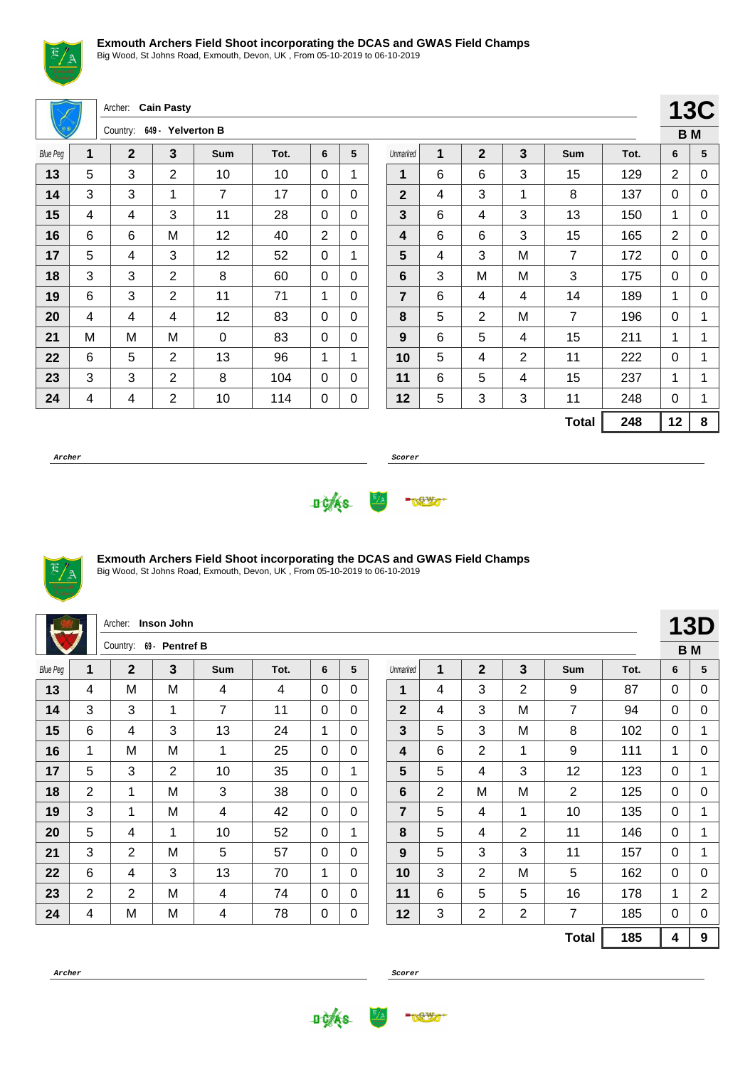## Exmouth Archers Field Shoot incorporating the DCAS and GWAS Field Champs

Big Wood, St Johns Road, Exmouth, Devon, UK , From 05-10-2019 to 06-10-2019

Archer: **Cain Pasty**

Country: **649 - Yelverton B**

**13C**

**B M**

| Blue Peg | 1 | 2 | 3 | Sum | Tot. | 6 | 5 | Unmarked | 1 | 2 | 3 | Sum | Tot. | 6 | 5 |
|---|---|---|---|---|---|---|---|---|---|---|---|---|---|---|---|
| **13** | 5 | 3 | 2 | 10 | 10 | 0 | 1 | **1** | 6 | 6 | 3 | 15 | 129 | 2 | 0 |
| **14** | 3 | 3 | 1 | 7 | 17 | 0 | 0 | **2** | 4 | 3 | 1 | 8 | 137 | 0 | 0 |
| **15** | 4 | 4 | 3 | 11 | 28 | 0 | 0 | **3** | 6 | 4 | 3 | 13 | 150 | 1 | 0 |
| **16** | 6 | 6 | M | 12 | 40 | 2 | 0 | **4** | 6 | 6 | 3 | 15 | 165 | 2 | 0 |
| **17** | 5 | 4 | 3 | 12 | 52 | 0 | 1 | **5** | 4 | 3 | M | 7 | 172 | 0 | 0 |
| **18** | 3 | 3 | 2 | 8 | 60 | 0 | 0 | **6** | 3 | M | M | 3 | 175 | 0 | 0 |
| **19** | 6 | 3 | 2 | 11 | 71 | 1 | 0 | **7** | 6 | 4 | 4 | 14 | 189 | 1 | 0 |
| **20** | 4 | 4 | 4 | 12 | 83 | 0 | 0 | **8** | 5 | 2 | M | 7 | 196 | 0 | 1 |
| **21** | M | M | M | 0 | 83 | 0 | 0 | **9** | 6 | 5 | 4 | 15 | 211 | 1 | 1 |
| **22** | 6 | 5 | 2 | 13 | 96 | 1 | 1 | **10** | 5 | 4 | 2 | 11 | 222 | 0 | 1 |
| **23** | 3 | 3 | 2 | 8 | 104 | 0 | 0 | **11** | 6 | 5 | 4 | 15 | 237 | 1 | 1 |
| **24** | 4 | 4 | 2 | 10 | 114 | 0 | 0 | **12** | 5 | 3 | 3 | 11 | 248 | 0 | 1 |
| | | | | | | | | | | | | **Total** | **248** | **12** | **8** |

*Archer* *Scorer*

## Exmouth Archers Field Shoot incorporating the DCAS and GWAS Field Champs

Big Wood, St Johns Road, Exmouth, Devon, UK , From 05-10-2019 to 06-10-2019

Archer: **Inson John**

Country: **69 - Pentref B**

**13D**

**B M**

| Blue Peg | 1 | 2 | 3 | Sum | Tot. | 6 | 5 | Unmarked | 1 | 2 | 3 | Sum | Tot. | 6 | 5 |
|---|---|---|---|---|---|---|---|---|---|---|---|---|---|---|---|
| **13** | 4 | M | M | 4 | 4 | 0 | 0 | **1** | 4 | 3 | 2 | 9 | 87 | 0 | 0 |
| **14** | 3 | 3 | 1 | 7 | 11 | 0 | 0 | **2** | 4 | 3 | M | 7 | 94 | 0 | 0 |
| **15** | 6 | 4 | 3 | 13 | 24 | 1 | 0 | **3** | 5 | 3 | M | 8 | 102 | 0 | 1 |
| **16** | 1 | M | M | 1 | 25 | 0 | 0 | **4** | 6 | 2 | 1 | 9 | 111 | 1 | 0 |
| **17** | 5 | 3 | 2 | 10 | 35 | 0 | 1 | **5** | 5 | 4 | 3 | 12 | 123 | 0 | 1 |
| **18** | 2 | 1 | M | 3 | 38 | 0 | 0 | **6** | 2 | M | M | 2 | 125 | 0 | 0 |
| **19** | 3 | 1 | M | 4 | 42 | 0 | 0 | **7** | 5 | 4 | 1 | 10 | 135 | 0 | 1 |
| **20** | 5 | 4 | 1 | 10 | 52 | 0 | 1 | **8** | 5 | 4 | 2 | 11 | 146 | 0 | 1 |
| **21** | 3 | 2 | M | 5 | 57 | 0 | 0 | **9** | 5 | 3 | 3 | 11 | 157 | 0 | 1 |
| **22** | 6 | 4 | 3 | 13 | 70 | 1 | 0 | **10** | 3 | 2 | M | 5 | 162 | 0 | 0 |
| **23** | 2 | 2 | M | 4 | 74 | 0 | 0 | **11** | 6 | 5 | 5 | 16 | 178 | 1 | 2 |
| **24** | 4 | M | M | 4 | 78 | 0 | 0 | **12** | 3 | 2 | 2 | 7 | 185 | 0 | 0 |
| | | | | | | | | | | | | **Total** | **185** | **4** | **9** |

*Archer* *Scorer*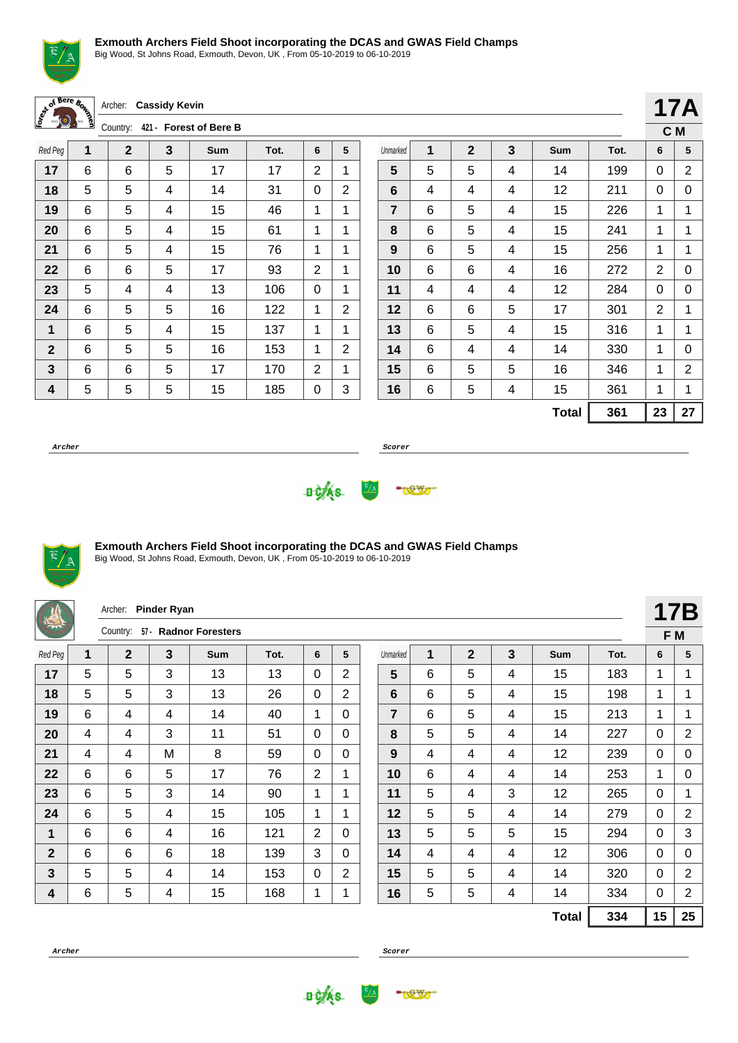## Exmouth Archers Field Shoot incorporating the DCAS and GWAS Field Champs

Big Wood, St Johns Road, Exmouth, Devon, UK , From 05-10-2019 to 06-10-2019

Archer: **Cassidy Kevin**

Country: **421 - Forest of Bere B**

**17A**

**C M**

| Red Peg | 1 | 2 | 3 | Sum | Tot. | 6 | 5 | Unmarked | 1 | 2 | 3 | Sum | Tot. | 6 | 5 |
|---|---|---|---|---|---|---|---|---|---|---|---|---|---|---|---|
| **17** | 6 | 6 | 5 | 17 | 17 | 2 | 1 | **5** | 5 | 5 | 4 | 14 | 199 | 0 | 2 |
| **18** | 5 | 5 | 4 | 14 | 31 | 0 | 2 | **6** | 4 | 4 | 4 | 12 | 211 | 0 | 0 |
| **19** | 6 | 5 | 4 | 15 | 46 | 1 | 1 | **7** | 6 | 5 | 4 | 15 | 226 | 1 | 1 |
| **20** | 6 | 5 | 4 | 15 | 61 | 1 | 1 | **8** | 6 | 5 | 4 | 15 | 241 | 1 | 1 |
| **21** | 6 | 5 | 4 | 15 | 76 | 1 | 1 | **9** | 6 | 5 | 4 | 15 | 256 | 1 | 1 |
| **22** | 6 | 6 | 5 | 17 | 93 | 2 | 1 | **10** | 6 | 6 | 4 | 16 | 272 | 2 | 0 |
| **23** | 5 | 4 | 4 | 13 | 106 | 0 | 1 | **11** | 4 | 4 | 4 | 12 | 284 | 0 | 0 |
| **24** | 6 | 5 | 5 | 16 | 122 | 1 | 2 | **12** | 6 | 6 | 5 | 17 | 301 | 2 | 1 |
| **1** | 6 | 5 | 4 | 15 | 137 | 1 | 1 | **13** | 6 | 5 | 4 | 15 | 316 | 1 | 1 |
| **2** | 6 | 5 | 5 | 16 | 153 | 1 | 2 | **14** | 6 | 4 | 4 | 14 | 330 | 1 | 0 |
| **3** | 6 | 6 | 5 | 17 | 170 | 2 | 1 | **15** | 6 | 5 | 5 | 16 | 346 | 1 | 2 |
| **4** | 5 | 5 | 5 | 15 | 185 | 0 | 3 | **16** | 6 | 5 | 4 | 15 | 361 | 1 | 1 |
| | | | | | | | | | | | | **Total** | **361** | **23** | **27** |

**Archer** **Scorer**

## Exmouth Archers Field Shoot incorporating the DCAS and GWAS Field Champs

Big Wood, St Johns Road, Exmouth, Devon, UK , From 05-10-2019 to 06-10-2019

Archer: **Pinder Ryan**

Country: **57 - Radnor Foresters**

**17B**

**F M**

| Red Peg | 1 | 2 | 3 | Sum | Tot. | 6 | 5 | Unmarked | 1 | 2 | 3 | Sum | Tot. | 6 | 5 |
|---|---|---|---|---|---|---|---|---|---|---|---|---|---|---|---|
| **17** | 5 | 5 | 3 | 13 | 13 | 0 | 2 | **5** | 6 | 5 | 4 | 15 | 183 | 1 | 1 |
| **18** | 5 | 5 | 3 | 13 | 26 | 0 | 2 | **6** | 6 | 5 | 4 | 15 | 198 | 1 | 1 |
| **19** | 6 | 4 | 4 | 14 | 40 | 1 | 0 | **7** | 6 | 5 | 4 | 15 | 213 | 1 | 1 |
| **20** | 4 | 4 | 3 | 11 | 51 | 0 | 0 | **8** | 5 | 5 | 4 | 14 | 227 | 0 | 2 |
| **21** | 4 | 4 | M | 8 | 59 | 0 | 0 | **9** | 4 | 4 | 4 | 12 | 239 | 0 | 0 |
| **22** | 6 | 6 | 5 | 17 | 76 | 2 | 1 | **10** | 6 | 4 | 4 | 14 | 253 | 1 | 0 |
| **23** | 6 | 5 | 3 | 14 | 90 | 1 | 1 | **11** | 5 | 4 | 3 | 12 | 265 | 0 | 1 |
| **24** | 6 | 5 | 4 | 15 | 105 | 1 | 1 | **12** | 5 | 5 | 4 | 14 | 279 | 0 | 2 |
| **1** | 6 | 6 | 4 | 16 | 121 | 2 | 0 | **13** | 5 | 5 | 5 | 15 | 294 | 0 | 3 |
| **2** | 6 | 6 | 6 | 18 | 139 | 3 | 0 | **14** | 4 | 4 | 4 | 12 | 306 | 0 | 0 |
| **3** | 5 | 5 | 4 | 14 | 153 | 0 | 2 | **15** | 5 | 5 | 4 | 14 | 320 | 0 | 2 |
| **4** | 6 | 5 | 4 | 15 | 168 | 1 | 1 | **16** | 5 | 5 | 4 | 14 | 334 | 0 | 2 |
| | | | | | | | | | | | | **Total** | **334** | **15** | **25** |

**Archer** **Scorer**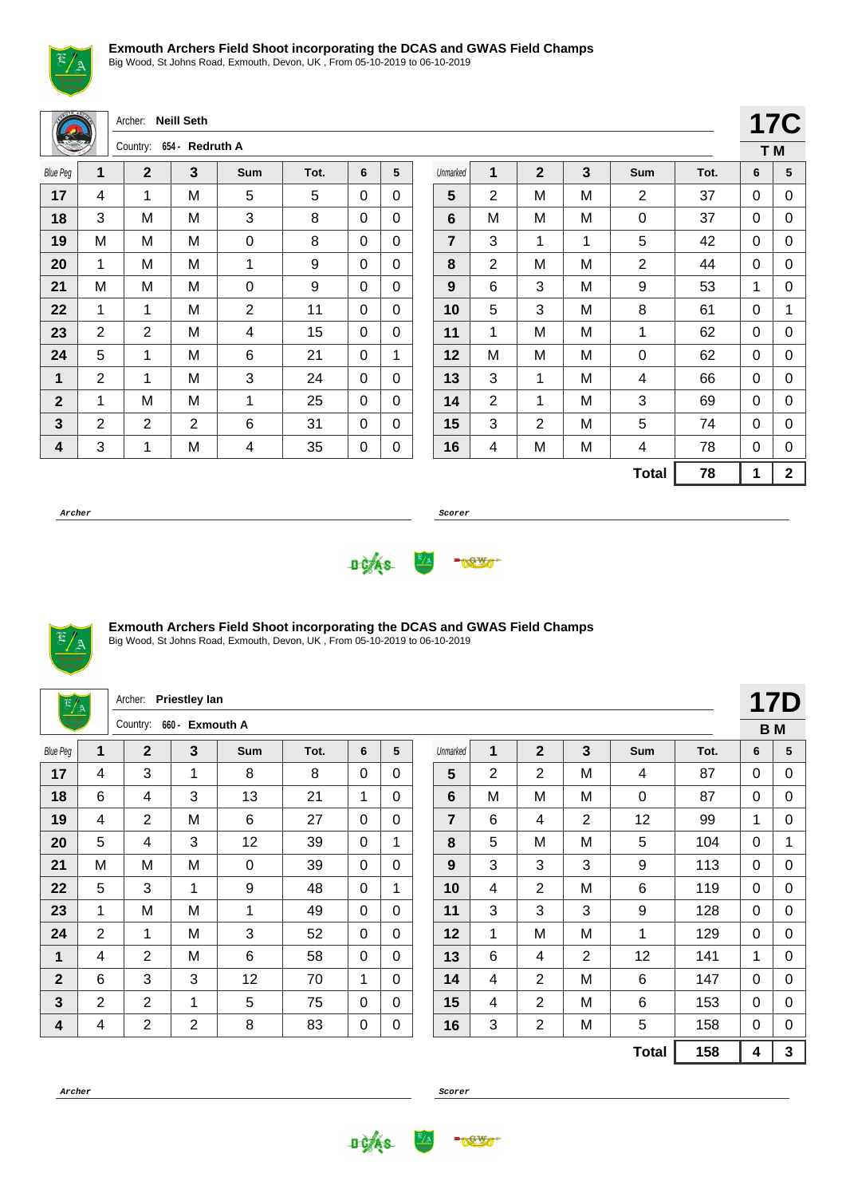### Exmouth Archers Field Shoot incorporating the DCAS and GWAS Field Champs

Big Wood, St Johns Road, Exmouth, Devon, UK , From 05-10-2019 to 06-10-2019

Archer: **Neill Seth**

Country: 654 - **Redruth A**

**17C**

**T M**

| Blue Peg | 1 | 2 | 3 | Sum | Tot. | 6 | 5 | Unmarked | 1 | 2 | 3 | Sum | Tot. | 6 | 5 |
|---|---|---|---|---|---|---|---|---|---|---|---|---|---|---|---|
| **17** | 4 | 1 | M | 5 | 5 | 0 | 0 | **5** | 2 | M | M | 2 | 37 | 0 | 0 |
| **18** | 3 | M | M | 3 | 8 | 0 | 0 | **6** | M | M | M | 0 | 37 | 0 | 0 |
| **19** | M | M | M | 0 | 8 | 0 | 0 | **7** | 3 | 1 | 1 | 5 | 42 | 0 | 0 |
| **20** | 1 | M | M | 1 | 9 | 0 | 0 | **8** | 2 | M | M | 2 | 44 | 0 | 0 |
| **21** | M | M | M | 0 | 9 | 0 | 0 | **9** | 6 | 3 | M | 9 | 53 | 1 | 0 |
| **22** | 1 | 1 | M | 2 | 11 | 0 | 0 | **10** | 5 | 3 | M | 8 | 61 | 0 | 1 |
| **23** | 2 | 2 | M | 4 | 15 | 0 | 0 | **11** | 1 | M | M | 1 | 62 | 0 | 0 |
| **24** | 5 | 1 | M | 6 | 21 | 0 | 1 | **12** | M | M | M | 0 | 62 | 0 | 0 |
| **1** | 2 | 1 | M | 3 | 24 | 0 | 0 | **13** | 3 | 1 | M | 4 | 66 | 0 | 0 |
| **2** | 1 | M | M | 1 | 25 | 0 | 0 | **14** | 2 | 1 | M | 3 | 69 | 0 | 0 |
| **3** | 2 | 2 | 2 | 6 | 31 | 0 | 0 | **15** | 3 | 2 | M | 5 | 74 | 0 | 0 |
| **4** | 3 | 1 | M | 4 | 35 | 0 | 0 | **16** | 4 | M | M | 4 | 78 | 0 | 0 |
| | | | | | | | | | | | | **Total** | **78** | **1** | **2** |

*Archer* *Scorer*

### Exmouth Archers Field Shoot incorporating the DCAS and GWAS Field Champs

Big Wood, St Johns Road, Exmouth, Devon, UK , From 05-10-2019 to 06-10-2019

Archer: **Priestley Ian**

Country: 660 - **Exmouth A**

**17D**

**B M**

| Blue Peg | 1 | 2 | 3 | Sum | Tot. | 6 | 5 | Unmarked | 1 | 2 | 3 | Sum | Tot. | 6 | 5 |
|---|---|---|---|---|---|---|---|---|---|---|---|---|---|---|---|
| **17** | 4 | 3 | 1 | 8 | 8 | 0 | 0 | **5** | 2 | 2 | M | 4 | 87 | 0 | 0 |
| **18** | 6 | 4 | 3 | 13 | 21 | 1 | 0 | **6** | M | M | M | 0 | 87 | 0 | 0 |
| **19** | 4 | 2 | M | 6 | 27 | 0 | 0 | **7** | 6 | 4 | 2 | 12 | 99 | 1 | 0 |
| **20** | 5 | 4 | 3 | 12 | 39 | 0 | 1 | **8** | 5 | M | M | 5 | 104 | 0 | 1 |
| **21** | M | M | M | 0 | 39 | 0 | 0 | **9** | 3 | 3 | 3 | 9 | 113 | 0 | 0 |
| **22** | 5 | 3 | 1 | 9 | 48 | 0 | 1 | **10** | 4 | 2 | M | 6 | 119 | 0 | 0 |
| **23** | 1 | M | M | 1 | 49 | 0 | 0 | **11** | 3 | 3 | 3 | 9 | 128 | 0 | 0 |
| **24** | 2 | 1 | M | 3 | 52 | 0 | 0 | **12** | 1 | M | M | 1 | 129 | 0 | 0 |
| **1** | 4 | 2 | M | 6 | 58 | 0 | 0 | **13** | 6 | 4 | 2 | 12 | 141 | 1 | 0 |
| **2** | 6 | 3 | 3 | 12 | 70 | 1 | 0 | **14** | 4 | 2 | M | 6 | 147 | 0 | 0 |
| **3** | 2 | 2 | 1 | 5 | 75 | 0 | 0 | **15** | 4 | 2 | M | 6 | 153 | 0 | 0 |
| **4** | 4 | 2 | 2 | 8 | 83 | 0 | 0 | **16** | 3 | 2 | M | 5 | 158 | 0 | 0 |
| | | | | | | | | | | | | **Total** | **158** | **4** | **3** |

*Archer* *Scorer*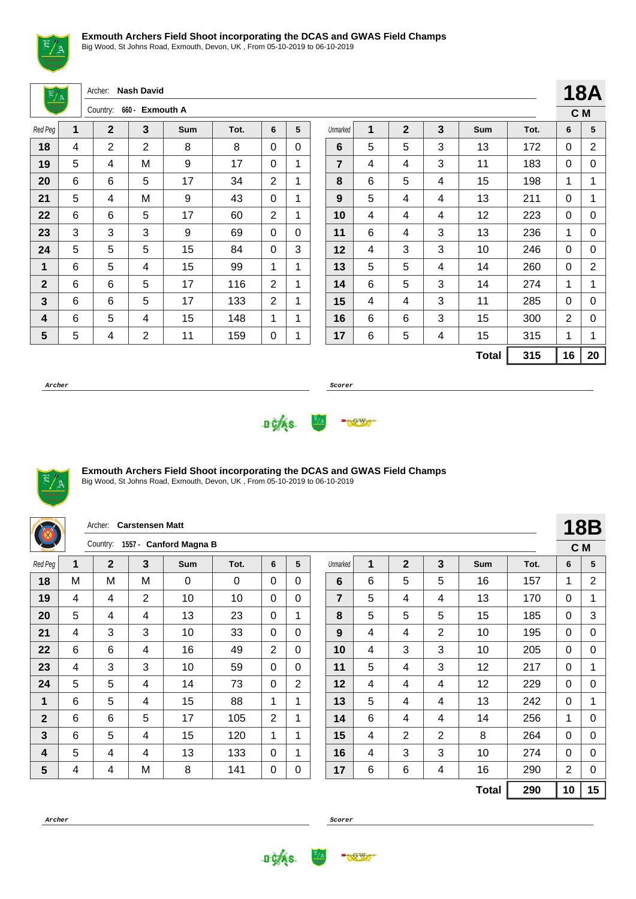## Exmouth Archers Field Shoot incorporating the DCAS and GWAS Field Champs

Big Wood, St Johns Road, Exmouth, Devon, UK , From 05-10-2019 to 06-10-2019

Archer: **Nash David**

Country: **660 - Exmouth A**

**18A**

**C M**

| Red Peg | 1 | 2 | 3 | Sum | Tot. | 6 | 5 | Unmarked | 1 | 2 | 3 | Sum | Tot. | 6 | 5 |
|---|---|---|---|---|---|---|---|---|---|---|---|---|---|---|---|
| **18** | 4 | 2 | 2 | 8 | 8 | 0 | 0 | **6** | 5 | 5 | 3 | 13 | 172 | 0 | 2 |
| **19** | 5 | 4 | M | 9 | 17 | 0 | 1 | **7** | 4 | 4 | 3 | 11 | 183 | 0 | 0 |
| **20** | 6 | 6 | 5 | 17 | 34 | 2 | 1 | **8** | 6 | 5 | 4 | 15 | 198 | 1 | 1 |
| **21** | 5 | 4 | M | 9 | 43 | 0 | 1 | **9** | 5 | 4 | 4 | 13 | 211 | 0 | 1 |
| **22** | 6 | 6 | 5 | 17 | 60 | 2 | 1 | **10** | 4 | 4 | 4 | 12 | 223 | 0 | 0 |
| **23** | 3 | 3 | 3 | 9 | 69 | 0 | 0 | **11** | 6 | 4 | 3 | 13 | 236 | 1 | 0 |
| **24** | 5 | 5 | 5 | 15 | 84 | 0 | 3 | **12** | 4 | 3 | 3 | 10 | 246 | 0 | 0 |
| **1** | 6 | 5 | 4 | 15 | 99 | 1 | 1 | **13** | 5 | 5 | 4 | 14 | 260 | 0 | 2 |
| **2** | 6 | 6 | 5 | 17 | 116 | 2 | 1 | **14** | 6 | 5 | 3 | 14 | 274 | 1 | 1 |
| **3** | 6 | 6 | 5 | 17 | 133 | 2 | 1 | **15** | 4 | 4 | 3 | 11 | 285 | 0 | 0 |
| **4** | 6 | 5 | 4 | 15 | 148 | 1 | 1 | **16** | 6 | 6 | 3 | 15 | 300 | 2 | 0 |
| **5** | 5 | 4 | 2 | 11 | 159 | 0 | 1 | **17** | 6 | 5 | 4 | 15 | 315 | 1 | 1 |
| | | | | | | | | | | | | **Total** | **315** | **16** | **20** |

***Archer*** ______________________ ***Scorer*** ______________________

## Exmouth Archers Field Shoot incorporating the DCAS and GWAS Field Champs

Big Wood, St Johns Road, Exmouth, Devon, UK , From 05-10-2019 to 06-10-2019

Archer: **Carstensen Matt**

Country: **1557 - Canford Magna B**

**18B**

**C M**

| Red Peg | 1 | 2 | 3 | Sum | Tot. | 6 | 5 | Unmarked | 1 | 2 | 3 | Sum | Tot. | 6 | 5 |
|---|---|---|---|---|---|---|---|---|---|---|---|---|---|---|---|
| **18** | M | M | M | 0 | 0 | 0 | 0 | **6** | 6 | 5 | 5 | 16 | 157 | 1 | 2 |
| **19** | 4 | 4 | 2 | 10 | 10 | 0 | 0 | **7** | 5 | 4 | 4 | 13 | 170 | 0 | 1 |
| **20** | 5 | 4 | 4 | 13 | 23 | 0 | 1 | **8** | 5 | 5 | 5 | 15 | 185 | 0 | 3 |
| **21** | 4 | 3 | 3 | 10 | 33 | 0 | 0 | **9** | 4 | 4 | 2 | 10 | 195 | 0 | 0 |
| **22** | 6 | 6 | 4 | 16 | 49 | 2 | 0 | **10** | 4 | 3 | 3 | 10 | 205 | 0 | 0 |
| **23** | 4 | 3 | 3 | 10 | 59 | 0 | 0 | **11** | 5 | 4 | 3 | 12 | 217 | 0 | 1 |
| **24** | 5 | 5 | 4 | 14 | 73 | 0 | 2 | **12** | 4 | 4 | 4 | 12 | 229 | 0 | 0 |
| **1** | 6 | 5 | 4 | 15 | 88 | 1 | 1 | **13** | 5 | 4 | 4 | 13 | 242 | 0 | 1 |
| **2** | 6 | 6 | 5 | 17 | 105 | 2 | 1 | **14** | 6 | 4 | 4 | 14 | 256 | 1 | 0 |
| **3** | 6 | 5 | 4 | 15 | 120 | 1 | 1 | **15** | 4 | 2 | 2 | 8 | 264 | 0 | 0 |
| **4** | 5 | 4 | 4 | 13 | 133 | 0 | 1 | **16** | 4 | 3 | 3 | 10 | 274 | 0 | 0 |
| **5** | 4 | 4 | M | 8 | 141 | 0 | 0 | **17** | 6 | 6 | 4 | 16 | 290 | 2 | 0 |
| | | | | | | | | | | | | **Total** | **290** | **10** | **15** |

***Archer*** ______________________ ***Scorer*** ______________________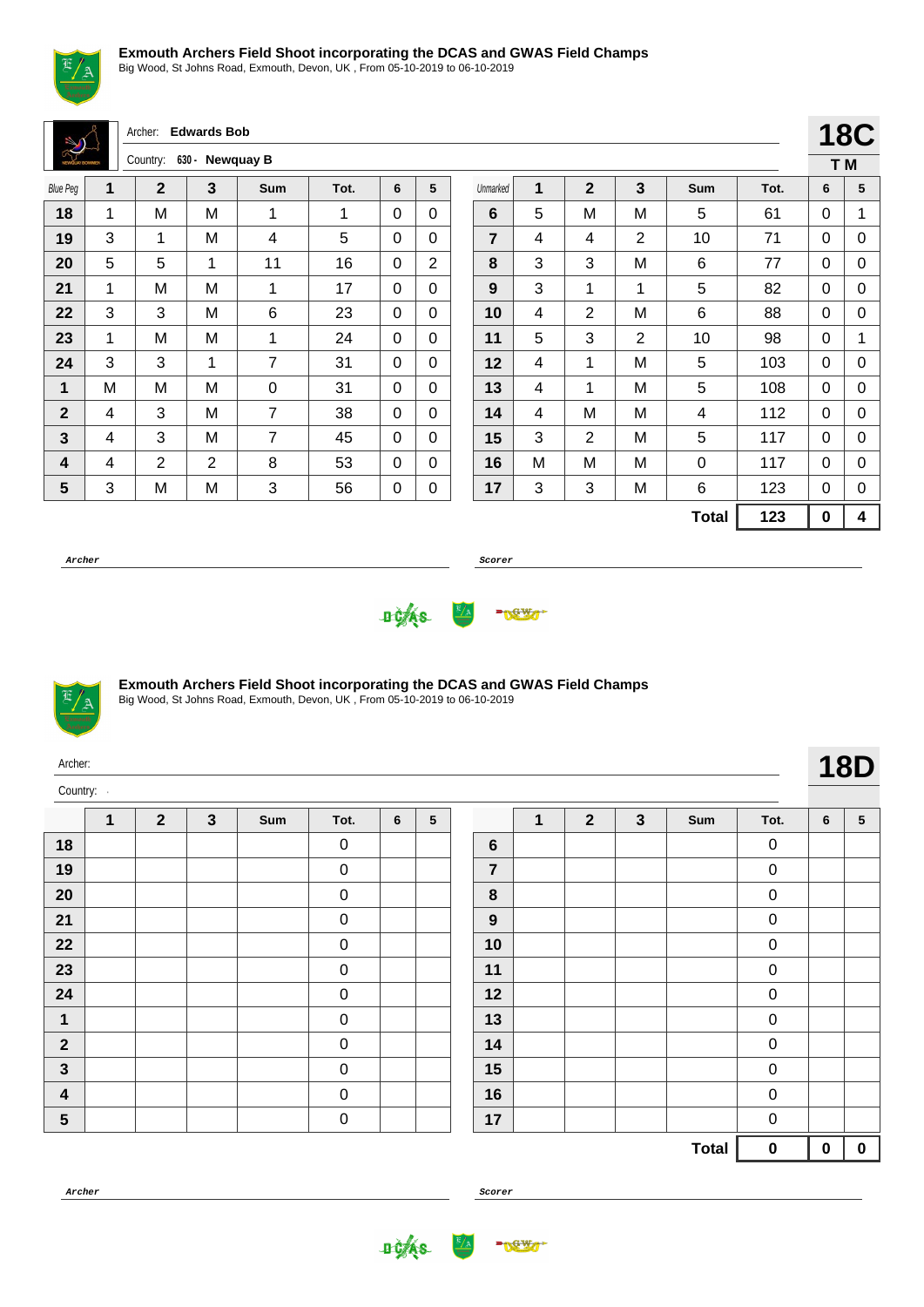## Exmouth Archers Field Shoot incorporating the DCAS and GWAS Field Champs

Big Wood, St Johns Road, Exmouth, Devon, UK , From 05-10-2019 to 06-10-2019

Archer: **Edwards Bob**

Country: **630 - Newquay B**

**18C**

**T M**

| Blue Peg | 1 | 2 | 3 | Sum | Tot. | 6 | 5 |
|---|---|---|---|---|---|---|---|
| **18** | 1 | M | M | 1 | 1 | 0 | 0 |
| **19** | 3 | 1 | M | 4 | 5 | 0 | 0 |
| **20** | 5 | 5 | 1 | 11 | 16 | 0 | 2 |
| **21** | 1 | M | M | 1 | 17 | 0 | 0 |
| **22** | 3 | 3 | M | 6 | 23 | 0 | 0 |
| **23** | 1 | M | M | 1 | 24 | 0 | 0 |
| **24** | 3 | 3 | 1 | 7 | 31 | 0 | 0 |
| **1** | M | M | M | 0 | 31 | 0 | 0 |
| **2** | 4 | 3 | M | 7 | 38 | 0 | 0 |
| **3** | 4 | 3 | M | 7 | 45 | 0 | 0 |
| **4** | 4 | 2 | 2 | 8 | 53 | 0 | 0 |
| **5** | 3 | M | M | 3 | 56 | 0 | 0 |

| Unmarked | 1 | 2 | 3 | Sum | Tot. | 6 | 5 |
|---|---|---|---|---|---|---|---|
| **6** | 5 | M | M | 5 | 61 | 0 | 1 |
| **7** | 4 | 4 | 2 | 10 | 71 | 0 | 0 |
| **8** | 3 | 3 | M | 6 | 77 | 0 | 0 |
| **9** | 3 | 1 | 1 | 5 | 82 | 0 | 0 |
| **10** | 4 | 2 | M | 6 | 88 | 0 | 0 |
| **11** | 5 | 3 | 2 | 10 | 98 | 0 | 1 |
| **12** | 4 | 1 | M | 5 | 103 | 0 | 0 |
| **13** | 4 | 1 | M | 5 | 108 | 0 | 0 |
| **14** | 4 | M | M | 4 | 112 | 0 | 0 |
| **15** | 3 | 2 | M | 5 | 117 | 0 | 0 |
| **16** | M | M | M | 0 | 117 | 0 | 0 |
| **17** | 3 | 3 | M | 6 | 123 | 0 | 0 |
| | | | | **Total** | **123** | **0** | **4** |

***Archer*** ____________________ ***Scorer*** ____________________

## Exmouth Archers Field Shoot incorporating the DCAS and GWAS Field Champs

Big Wood, St Johns Road, Exmouth, Devon, UK , From 05-10-2019 to 06-10-2019

Archer:

Country: -

**18D**

| | 1 | 2 | 3 | Sum | Tot. | 6 | 5 |
|---|---|---|---|---|---|---|---|
| **18** | | | | | 0 | | |
| **19** | | | | | 0 | | |
| **20** | | | | | 0 | | |
| **21** | | | | | 0 | | |
| **22** | | | | | 0 | | |
| **23** | | | | | 0 | | |
| **24** | | | | | 0 | | |
| **1** | | | | | 0 | | |
| **2** | | | | | 0 | | |
| **3** | | | | | 0 | | |
| **4** | | | | | 0 | | |
| **5** | | | | | 0 | | |

| | 1 | 2 | 3 | Sum | Tot. | 6 | 5 |
|---|---|---|---|---|---|---|---|
| **6** | | | | | 0 | | |
| **7** | | | | | 0 | | |
| **8** | | | | | 0 | | |
| **9** | | | | | 0 | | |
| **10** | | | | | 0 | | |
| **11** | | | | | 0 | | |
| **12** | | | | | 0 | | |
| **13** | | | | | 0 | | |
| **14** | | | | | 0 | | |
| **15** | | | | | 0 | | |
| **16** | | | | | 0 | | |
| **17** | | | | | 0 | | |
| | | | | **Total** | **0** | **0** | **0** |

***Archer*** ____________________ ***Scorer*** ____________________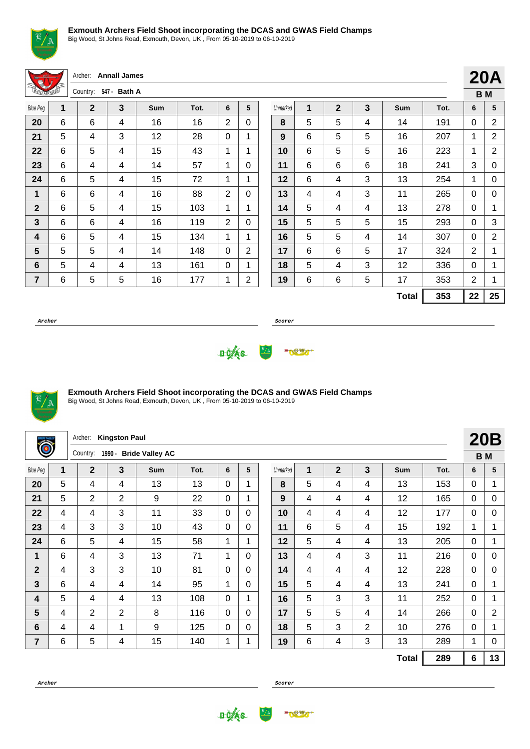## Exmouth Archers Field Shoot incorporating the DCAS and GWAS Field Champs

Big Wood, St Johns Road, Exmouth, Devon, UK , From 05-10-2019 to 06-10-2019

Archer: **Annall James**

Country: 547 - **Bath A**

**20A**

**B M**

| Blue Peg | 1 | 2 | 3 | Sum | Tot. | 6 | 5 | Unmarked | 1 | 2 | 3 | Sum | Tot. | 6 | 5 |
|---|---|---|---|---|---|---|---|---|---|---|---|---|---|---|---|
| **20** | 6 | 6 | 4 | 16 | 16 | 2 | 0 | **8** | 5 | 5 | 4 | 14 | 191 | 0 | 2 |
| **21** | 5 | 4 | 3 | 12 | 28 | 0 | 1 | **9** | 6 | 5 | 5 | 16 | 207 | 1 | 2 |
| **22** | 6 | 5 | 4 | 15 | 43 | 1 | 1 | **10** | 6 | 5 | 5 | 16 | 223 | 1 | 2 |
| **23** | 6 | 4 | 4 | 14 | 57 | 1 | 0 | **11** | 6 | 6 | 6 | 18 | 241 | 3 | 0 |
| **24** | 6 | 5 | 4 | 15 | 72 | 1 | 1 | **12** | 6 | 4 | 3 | 13 | 254 | 1 | 0 |
| **1** | 6 | 6 | 4 | 16 | 88 | 2 | 0 | **13** | 4 | 4 | 3 | 11 | 265 | 0 | 0 |
| **2** | 6 | 5 | 4 | 15 | 103 | 1 | 1 | **14** | 5 | 4 | 4 | 13 | 278 | 0 | 1 |
| **3** | 6 | 6 | 4 | 16 | 119 | 2 | 0 | **15** | 5 | 5 | 5 | 15 | 293 | 0 | 3 |
| **4** | 6 | 5 | 4 | 15 | 134 | 1 | 1 | **16** | 5 | 5 | 4 | 14 | 307 | 0 | 2 |
| **5** | 5 | 5 | 4 | 14 | 148 | 0 | 2 | **17** | 6 | 6 | 5 | 17 | 324 | 2 | 1 |
| **6** | 5 | 4 | 4 | 13 | 161 | 0 | 1 | **18** | 5 | 4 | 3 | 12 | 336 | 0 | 1 |
| **7** | 6 | 5 | 5 | 16 | 177 | 1 | 2 | **19** | 6 | 6 | 5 | 17 | 353 | 2 | 1 |
| | | | | | | | | | | | | **Total** | **353** | **22** | **25** |

***Archer*** ____________________ ***Scorer*** ____________________

## Exmouth Archers Field Shoot incorporating the DCAS and GWAS Field Champs

Big Wood, St Johns Road, Exmouth, Devon, UK , From 05-10-2019 to 06-10-2019

Archer: **Kingston Paul**

Country: 1990 - **Bride Valley AC**

**20B**

**B M**

| Blue Peg | 1 | 2 | 3 | Sum | Tot. | 6 | 5 | Unmarked | 1 | 2 | 3 | Sum | Tot. | 6 | 5 |
|---|---|---|---|---|---|---|---|---|---|---|---|---|---|---|---|
| **20** | 5 | 4 | 4 | 13 | 13 | 0 | 1 | **8** | 5 | 4 | 4 | 13 | 153 | 0 | 1 |
| **21** | 5 | 2 | 2 | 9 | 22 | 0 | 1 | **9** | 4 | 4 | 4 | 12 | 165 | 0 | 0 |
| **22** | 4 | 4 | 3 | 11 | 33 | 0 | 0 | **10** | 4 | 4 | 4 | 12 | 177 | 0 | 0 |
| **23** | 4 | 3 | 3 | 10 | 43 | 0 | 0 | **11** | 6 | 5 | 4 | 15 | 192 | 1 | 1 |
| **24** | 6 | 5 | 4 | 15 | 58 | 1 | 1 | **12** | 5 | 4 | 4 | 13 | 205 | 0 | 1 |
| **1** | 6 | 4 | 3 | 13 | 71 | 1 | 0 | **13** | 4 | 4 | 3 | 11 | 216 | 0 | 0 |
| **2** | 4 | 3 | 3 | 10 | 81 | 0 | 0 | **14** | 4 | 4 | 4 | 12 | 228 | 0 | 0 |
| **3** | 6 | 4 | 4 | 14 | 95 | 1 | 0 | **15** | 5 | 4 | 4 | 13 | 241 | 0 | 1 |
| **4** | 5 | 4 | 4 | 13 | 108 | 0 | 1 | **16** | 5 | 3 | 3 | 11 | 252 | 0 | 1 |
| **5** | 4 | 2 | 2 | 8 | 116 | 0 | 0 | **17** | 5 | 5 | 4 | 14 | 266 | 0 | 2 |
| **6** | 4 | 4 | 1 | 9 | 125 | 0 | 0 | **18** | 5 | 3 | 2 | 10 | 276 | 0 | 1 |
| **7** | 6 | 5 | 4 | 15 | 140 | 1 | 1 | **19** | 6 | 4 | 3 | 13 | 289 | 1 | 0 |
| | | | | | | | | | | | | **Total** | **289** | **6** | **13** |

***Archer*** ____________________ ***Scorer*** ____________________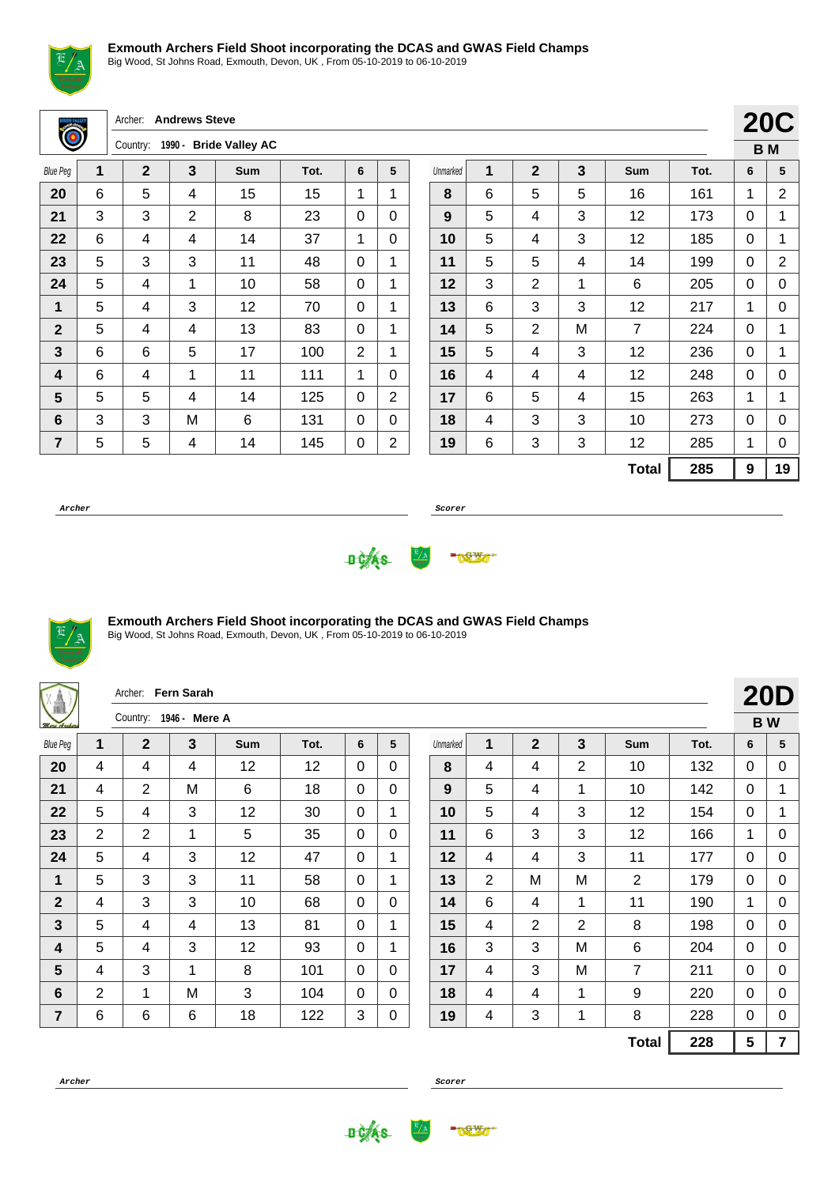## Exmouth Archers Field Shoot incorporating the DCAS and GWAS Field Champs

Big Wood, St Johns Road, Exmouth, Devon, UK , From 05-10-2019 to 06-10-2019

Archer: **Andrews Steve**

Country: **1990 - Bride Valley AC**

**20C**

**B M**

| Blue Peg | 1 | 2 | 3 | Sum | Tot. | 6 | 5 | Unmarked | 1 | 2 | 3 | Sum | Tot. | 6 | 5 |
|---|---|---|---|---|---|---|---|---|---|---|---|---|---|---|---|
| **20** | 6 | 5 | 4 | 15 | 15 | 1 | 1 | **8** | 6 | 5 | 5 | 16 | 161 | 1 | 2 |
| **21** | 3 | 3 | 2 | 8 | 23 | 0 | 0 | **9** | 5 | 4 | 3 | 12 | 173 | 0 | 1 |
| **22** | 6 | 4 | 4 | 14 | 37 | 1 | 0 | **10** | 5 | 4 | 3 | 12 | 185 | 0 | 1 |
| **23** | 5 | 3 | 3 | 11 | 48 | 0 | 1 | **11** | 5 | 5 | 4 | 14 | 199 | 0 | 2 |
| **24** | 5 | 4 | 1 | 10 | 58 | 0 | 1 | **12** | 3 | 2 | 1 | 6 | 205 | 0 | 0 |
| **1** | 5 | 4 | 3 | 12 | 70 | 0 | 1 | **13** | 6 | 3 | 3 | 12 | 217 | 1 | 0 |
| **2** | 5 | 4 | 4 | 13 | 83 | 0 | 1 | **14** | 5 | 2 | M | 7 | 224 | 0 | 1 |
| **3** | 6 | 6 | 5 | 17 | 100 | 2 | 1 | **15** | 5 | 4 | 3 | 12 | 236 | 0 | 1 |
| **4** | 6 | 4 | 1 | 11 | 111 | 1 | 0 | **16** | 4 | 4 | 4 | 12 | 248 | 0 | 0 |
| **5** | 5 | 5 | 4 | 14 | 125 | 0 | 2 | **17** | 6 | 5 | 4 | 15 | 263 | 1 | 1 |
| **6** | 3 | 3 | M | 6 | 131 | 0 | 0 | **18** | 4 | 3 | 3 | 10 | 273 | 0 | 0 |
| **7** | 5 | 5 | 4 | 14 | 145 | 0 | 2 | **19** | 6 | 3 | 3 | 12 | 285 | 1 | 0 |
| | | | | | | | | | | | | **Total** | **285** | **9** | **19** |

*Archer* ______________________ *Scorer* ______________________

## Exmouth Archers Field Shoot incorporating the DCAS and GWAS Field Champs

Big Wood, St Johns Road, Exmouth, Devon, UK , From 05-10-2019 to 06-10-2019

Archer: **Fern Sarah**

Country: **1946 - Mere A**

**20D**

**B W**

| Blue Peg | 1 | 2 | 3 | Sum | Tot. | 6 | 5 | Unmarked | 1 | 2 | 3 | Sum | Tot. | 6 | 5 |
|---|---|---|---|---|---|---|---|---|---|---|---|---|---|---|---|
| **20** | 4 | 4 | 4 | 12 | 12 | 0 | 0 | **8** | 4 | 4 | 2 | 10 | 132 | 0 | 0 |
| **21** | 4 | 2 | M | 6 | 18 | 0 | 0 | **9** | 5 | 4 | 1 | 10 | 142 | 0 | 1 |
| **22** | 5 | 4 | 3 | 12 | 30 | 0 | 1 | **10** | 5 | 4 | 3 | 12 | 154 | 0 | 1 |
| **23** | 2 | 2 | 1 | 5 | 35 | 0 | 0 | **11** | 6 | 3 | 3 | 12 | 166 | 1 | 0 |
| **24** | 5 | 4 | 3 | 12 | 47 | 0 | 1 | **12** | 4 | 4 | 3 | 11 | 177 | 0 | 0 |
| **1** | 5 | 3 | 3 | 11 | 58 | 0 | 1 | **13** | 2 | M | M | 2 | 179 | 0 | 0 |
| **2** | 4 | 3 | 3 | 10 | 68 | 0 | 0 | **14** | 6 | 4 | 1 | 11 | 190 | 1 | 0 |
| **3** | 5 | 4 | 4 | 13 | 81 | 0 | 1 | **15** | 4 | 2 | 2 | 8 | 198 | 0 | 0 |
| **4** | 5 | 4 | 3 | 12 | 93 | 0 | 1 | **16** | 3 | 3 | M | 6 | 204 | 0 | 0 |
| **5** | 4 | 3 | 1 | 8 | 101 | 0 | 0 | **17** | 4 | 3 | M | 7 | 211 | 0 | 0 |
| **6** | 2 | 1 | M | 3 | 104 | 0 | 0 | **18** | 4 | 4 | 1 | 9 | 220 | 0 | 0 |
| **7** | 6 | 6 | 6 | 18 | 122 | 3 | 0 | **19** | 4 | 3 | 1 | 8 | 228 | 0 | 0 |
| | | | | | | | | | | | | **Total** | **228** | **5** | **7** |

*Archer* ______________________ *Scorer* ______________________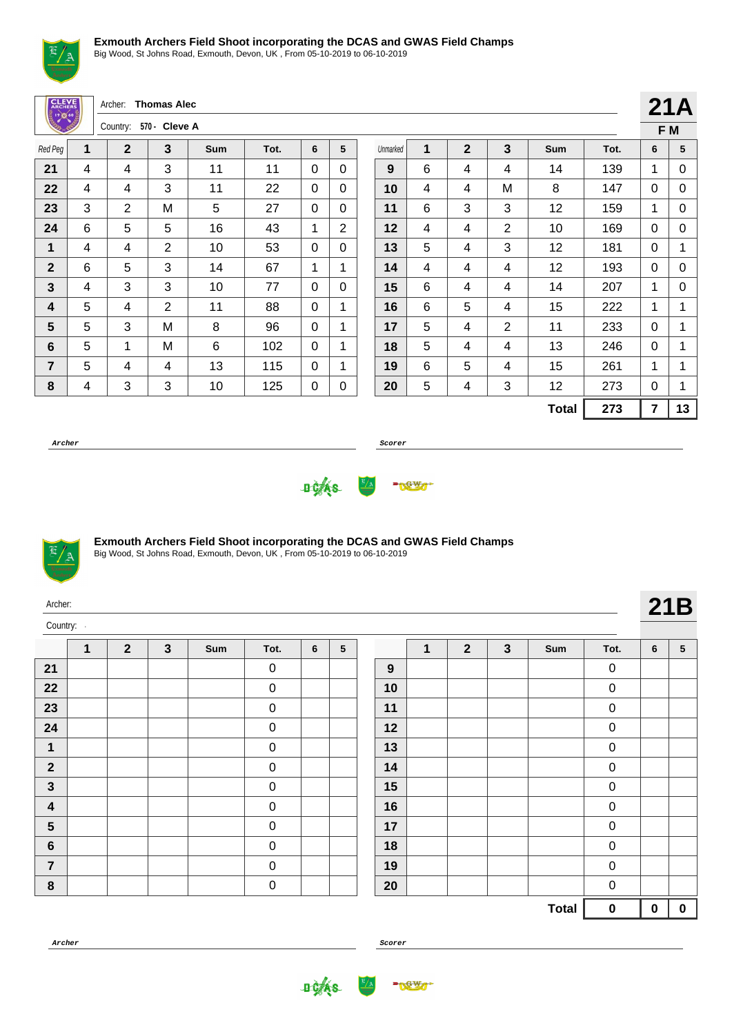# Exmouth Archers Field Shoot incorporating the DCAS and GWAS Field Champs

Big Wood, St Johns Road, Exmouth, Devon, UK , From 05-10-2019 to 06-10-2019

Archer: **Thomas Alec**

Country: 570 - **Cleve A**

## 21A

**F M**

| Red Peg | 1 | 2 | 3 | Sum | Tot. | 6 | 5 | Unmarked | 1 | 2 | 3 | Sum | Tot. | 6 | 5 |
|---|---|---|---|---|---|---|---|---|---|---|---|---|---|---|---|
| **21** | 4 | 4 | 3 | 11 | 11 | 0 | 0 | **9** | 6 | 4 | 4 | 14 | 139 | 1 | 0 |
| **22** | 4 | 4 | 3 | 11 | 22 | 0 | 0 | **10** | 4 | 4 | M | 8 | 147 | 0 | 0 |
| **23** | 3 | 2 | M | 5 | 27 | 0 | 0 | **11** | 6 | 3 | 3 | 12 | 159 | 1 | 0 |
| **24** | 6 | 5 | 5 | 16 | 43 | 1 | 2 | **12** | 4 | 4 | 2 | 10 | 169 | 0 | 0 |
| **1** | 4 | 4 | 2 | 10 | 53 | 0 | 0 | **13** | 5 | 4 | 3 | 12 | 181 | 0 | 1 |
| **2** | 6 | 5 | 3 | 14 | 67 | 1 | 1 | **14** | 4 | 4 | 4 | 12 | 193 | 0 | 0 |
| **3** | 4 | 3 | 3 | 10 | 77 | 0 | 0 | **15** | 6 | 4 | 4 | 14 | 207 | 1 | 0 |
| **4** | 5 | 4 | 2 | 11 | 88 | 0 | 1 | **16** | 6 | 5 | 4 | 15 | 222 | 1 | 1 |
| **5** | 5 | 3 | M | 8 | 96 | 0 | 1 | **17** | 5 | 4 | 2 | 11 | 233 | 0 | 1 |
| **6** | 5 | 1 | M | 6 | 102 | 0 | 1 | **18** | 5 | 4 | 4 | 13 | 246 | 0 | 1 |
| **7** | 5 | 4 | 4 | 13 | 115 | 0 | 1 | **19** | 6 | 5 | 4 | 15 | 261 | 1 | 1 |
| **8** | 4 | 3 | 3 | 10 | 125 | 0 | 0 | **20** | 5 | 4 | 3 | 12 | 273 | 0 | 1 |
| | | | | | | | | | | | | **Total** | **273** | **7** | **13** |

*Archer* ______________________ *Scorer* ______________________

# Exmouth Archers Field Shoot incorporating the DCAS and GWAS Field Champs

Big Wood, St Johns Road, Exmouth, Devon, UK , From 05-10-2019 to 06-10-2019

Archer:

Country: -

## 21B

| | 1 | 2 | 3 | Sum | Tot. | 6 | 5 | | 1 | 2 | 3 | Sum | Tot. | 6 | 5 |
|---|---|---|---|---|---|---|---|---|---|---|---|---|---|---|---|
| **21** | | | | | 0 | | | **9** | | | | | 0 | | |
| **22** | | | | | 0 | | | **10** | | | | | 0 | | |
| **23** | | | | | 0 | | | **11** | | | | | 0 | | |
| **24** | | | | | 0 | | | **12** | | | | | 0 | | |
| **1** | | | | | 0 | | | **13** | | | | | 0 | | |
| **2** | | | | | 0 | | | **14** | | | | | 0 | | |
| **3** | | | | | 0 | | | **15** | | | | | 0 | | |
| **4** | | | | | 0 | | | **16** | | | | | 0 | | |
| **5** | | | | | 0 | | | **17** | | | | | 0 | | |
| **6** | | | | | 0 | | | **18** | | | | | 0 | | |
| **7** | | | | | 0 | | | **19** | | | | | 0 | | |
| **8** | | | | | 0 | | | **20** | | | | | 0 | | |
| | | | | | | | | | | | | **Total** | **0** | **0** | **0** |

*Archer* ______________________ *Scorer* ______________________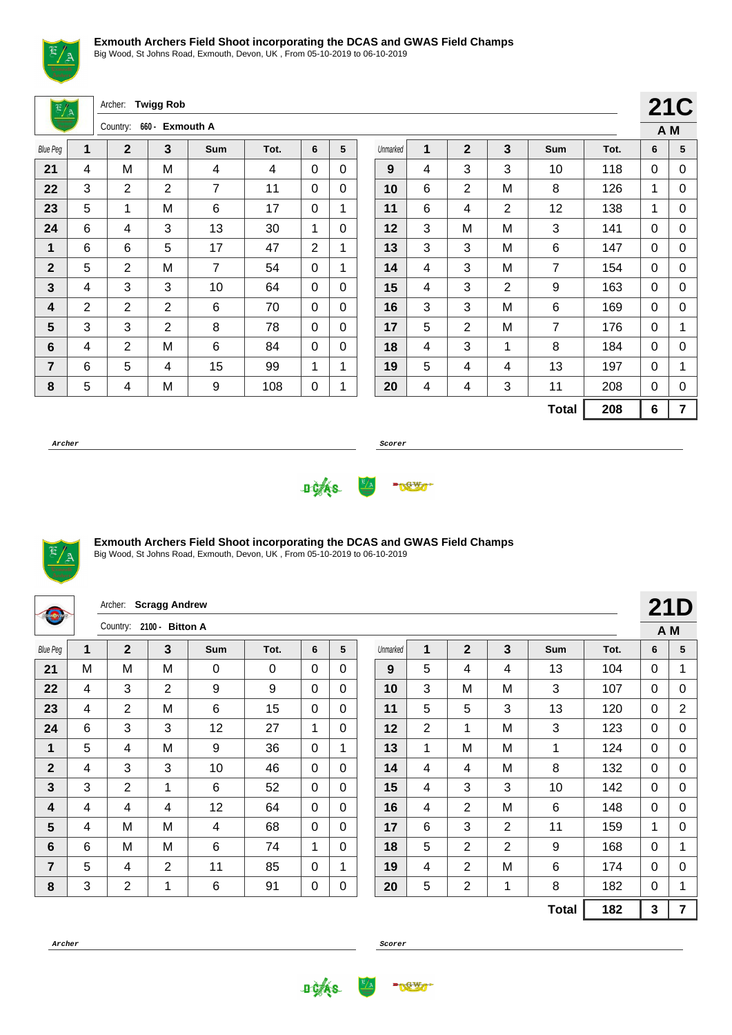**Exmouth Archers Field Shoot incorporating the DCAS and GWAS Field Champs**
Big Wood, St Johns Road, Exmouth, Devon, UK , From 05-10-2019 to 06-10-2019

Archer: **Twigg Rob**
Country: **660 - Exmouth A**

**21C**
**A M**

| Blue Peg | 1 | 2 | 3 | Sum | Tot. | 6 | 5 |
|---|---|---|---|---|---|---|---|
| 21 | 4 | M | M | 4 | 4 | 0 | 0 |
| 22 | 3 | 2 | 2 | 7 | 11 | 0 | 0 |
| 23 | 5 | 1 | M | 6 | 17 | 0 | 1 |
| 24 | 6 | 4 | 3 | 13 | 30 | 1 | 0 |
| 1 | 6 | 6 | 5 | 17 | 47 | 2 | 1 |
| 2 | 5 | 2 | M | 7 | 54 | 0 | 1 |
| 3 | 4 | 3 | 3 | 10 | 64 | 0 | 0 |
| 4 | 2 | 2 | 2 | 6 | 70 | 0 | 0 |
| 5 | 3 | 3 | 2 | 8 | 78 | 0 | 0 |
| 6 | 4 | 2 | M | 6 | 84 | 0 | 0 |
| 7 | 6 | 5 | 4 | 15 | 99 | 1 | 1 |
| 8 | 5 | 4 | M | 9 | 108 | 0 | 1 |

| Unmarked | 1 | 2 | 3 | Sum | Tot. | 6 | 5 |
|---|---|---|---|---|---|---|---|
| 9 | 4 | 3 | 3 | 10 | 118 | 0 | 0 |
| 10 | 6 | 2 | M | 8 | 126 | 1 | 0 |
| 11 | 6 | 4 | 2 | 12 | 138 | 1 | 0 |
| 12 | 3 | M | M | 3 | 141 | 0 | 0 |
| 13 | 3 | 3 | M | 6 | 147 | 0 | 0 |
| 14 | 4 | 3 | M | 7 | 154 | 0 | 0 |
| 15 | 4 | 3 | 2 | 9 | 163 | 0 | 0 |
| 16 | 3 | 3 | M | 6 | 169 | 0 | 0 |
| 17 | 5 | 2 | M | 7 | 176 | 0 | 1 |
| 18 | 4 | 3 | 1 | 8 | 184 | 0 | 0 |
| 19 | 5 | 4 | 4 | 13 | 197 | 0 | 1 |
| 20 | 4 | 4 | 3 | 11 | 208 | 0 | 0 |
| | | | | **Total** | **208** | **6** | **7** |

*Archer* *Scorer*

**Exmouth Archers Field Shoot incorporating the DCAS and GWAS Field Champs**
Big Wood, St Johns Road, Exmouth, Devon, UK , From 05-10-2019 to 06-10-2019

Archer: **Scragg Andrew**
Country: **2100 - Bitton A**

**21D**
**A M**

| Blue Peg | 1 | 2 | 3 | Sum | Tot. | 6 | 5 |
|---|---|---|---|---|---|---|---|
| 21 | M | M | M | 0 | 0 | 0 | 0 |
| 22 | 4 | 3 | 2 | 9 | 9 | 0 | 0 |
| 23 | 4 | 2 | M | 6 | 15 | 0 | 0 |
| 24 | 6 | 3 | 3 | 12 | 27 | 1 | 0 |
| 1 | 5 | 4 | M | 9 | 36 | 0 | 1 |
| 2 | 4 | 3 | 3 | 10 | 46 | 0 | 0 |
| 3 | 3 | 2 | 1 | 6 | 52 | 0 | 0 |
| 4 | 4 | 4 | 4 | 12 | 64 | 0 | 0 |
| 5 | 4 | M | M | 4 | 68 | 0 | 0 |
| 6 | 6 | M | M | 6 | 74 | 1 | 0 |
| 7 | 5 | 4 | 2 | 11 | 85 | 0 | 1 |
| 8 | 3 | 2 | 1 | 6 | 91 | 0 | 0 |

| Unmarked | 1 | 2 | 3 | Sum | Tot. | 6 | 5 |
|---|---|---|---|---|---|---|---|
| 9 | 5 | 4 | 4 | 13 | 104 | 0 | 1 |
| 10 | 3 | M | M | 3 | 107 | 0 | 0 |
| 11 | 5 | 5 | 3 | 13 | 120 | 0 | 2 |
| 12 | 2 | 1 | M | 3 | 123 | 0 | 0 |
| 13 | 1 | M | M | 1 | 124 | 0 | 0 |
| 14 | 4 | 4 | M | 8 | 132 | 0 | 0 |
| 15 | 4 | 3 | 3 | 10 | 142 | 0 | 0 |
| 16 | 4 | 2 | M | 6 | 148 | 0 | 0 |
| 17 | 6 | 3 | 2 | 11 | 159 | 1 | 0 |
| 18 | 5 | 2 | 2 | 9 | 168 | 0 | 1 |
| 19 | 4 | 2 | M | 6 | 174 | 0 | 0 |
| 20 | 5 | 2 | 1 | 8 | 182 | 0 | 1 |
| | | | | **Total** | **182** | **3** | **7** |

*Archer* *Scorer*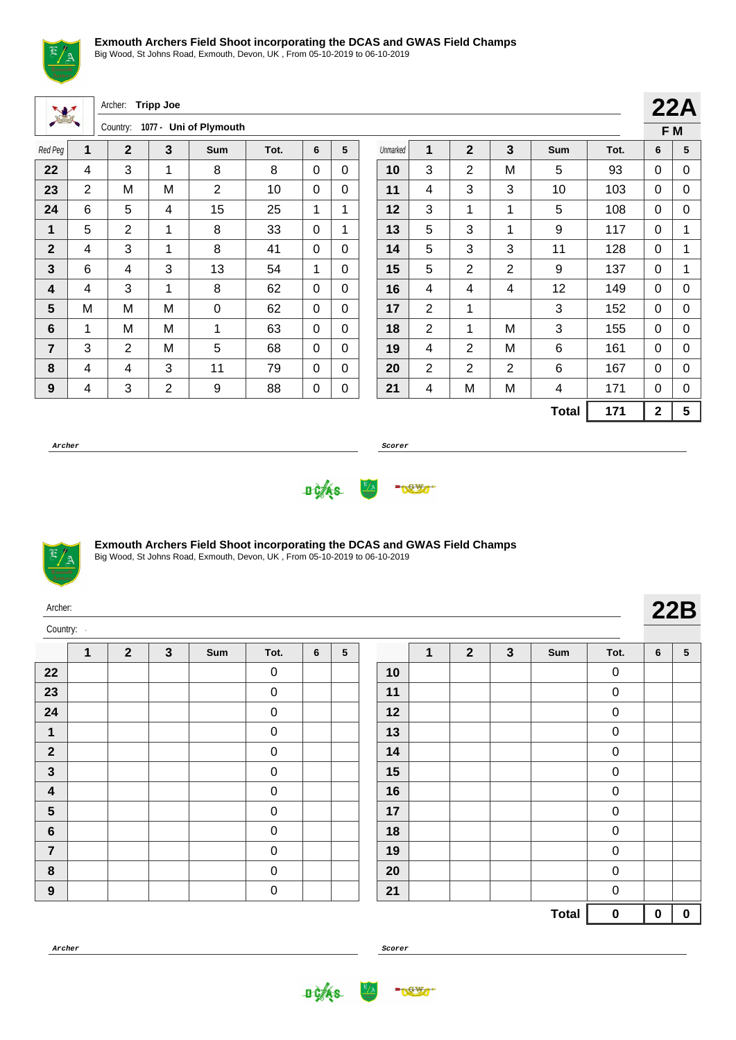**Exmouth Archers Field Shoot incorporating the DCAS and GWAS Field Champs**
Big Wood, St Johns Road, Exmouth, Devon, UK , From 05-10-2019 to 06-10-2019

Archer: **Tripp Joe**
Country: 1077 - **Uni of Plymouth**

**22A**
**F M**

| Red Peg | 1 | 2 | 3 | Sum | Tot. | 6 | 5 | Unmarked | 1 | 2 | 3 | Sum | Tot. | 6 | 5 |
|---|---|---|---|---|---|---|---|---|---|---|---|---|---|---|---|
| **22** | 4 | 3 | 1 | 8 | 8 | 0 | 0 | **10** | 3 | 2 | M | 5 | 93 | 0 | 0 |
| **23** | 2 | M | M | 2 | 10 | 0 | 0 | **11** | 4 | 3 | 3 | 10 | 103 | 0 | 0 |
| **24** | 6 | 5 | 4 | 15 | 25 | 1 | 1 | **12** | 3 | 1 | 1 | 5 | 108 | 0 | 0 |
| **1** | 5 | 2 | 1 | 8 | 33 | 0 | 1 | **13** | 5 | 3 | 1 | 9 | 117 | 0 | 1 |
| **2** | 4 | 3 | 1 | 8 | 41 | 0 | 0 | **14** | 5 | 3 | 3 | 11 | 128 | 0 | 1 |
| **3** | 6 | 4 | 3 | 13 | 54 | 1 | 0 | **15** | 5 | 2 | 2 | 9 | 137 | 0 | 1 |
| **4** | 4 | 3 | 1 | 8 | 62 | 0 | 0 | **16** | 4 | 4 | 4 | 12 | 149 | 0 | 0 |
| **5** | M | M | M | 0 | 62 | 0 | 0 | **17** | 2 | 1 | | 3 | 152 | 0 | 0 |
| **6** | 1 | M | M | 1 | 63 | 0 | 0 | **18** | 2 | 1 | M | 3 | 155 | 0 | 0 |
| **7** | 3 | 2 | M | 5 | 68 | 0 | 0 | **19** | 4 | 2 | M | 6 | 161 | 0 | 0 |
| **8** | 4 | 4 | 3 | 11 | 79 | 0 | 0 | **20** | 2 | 2 | 2 | 6 | 167 | 0 | 0 |
| **9** | 4 | 3 | 2 | 9 | 88 | 0 | 0 | **21** | 4 | M | M | 4 | 171 | 0 | 0 |
| | | | | | | | | | | | | **Total** | **171** | **2** | **5** |

*Archer* &nbsp;&nbsp;&nbsp;&nbsp; *Scorer*

**Exmouth Archers Field Shoot incorporating the DCAS and GWAS Field Champs**
Big Wood, St Johns Road, Exmouth, Devon, UK , From 05-10-2019 to 06-10-2019

Archer:
Country: -

**22B**

| | 1 | 2 | 3 | Sum | Tot. | 6 | 5 | | 1 | 2 | 3 | Sum | Tot. | 6 | 5 |
|---|---|---|---|---|---|---|---|---|---|---|---|---|---|---|---|
| **22** | | | | | 0 | | | **10** | | | | | 0 | | |
| **23** | | | | | 0 | | | **11** | | | | | 0 | | |
| **24** | | | | | 0 | | | **12** | | | | | 0 | | |
| **1** | | | | | 0 | | | **13** | | | | | 0 | | |
| **2** | | | | | 0 | | | **14** | | | | | 0 | | |
| **3** | | | | | 0 | | | **15** | | | | | 0 | | |
| **4** | | | | | 0 | | | **16** | | | | | 0 | | |
| **5** | | | | | 0 | | | **17** | | | | | 0 | | |
| **6** | | | | | 0 | | | **18** | | | | | 0 | | |
| **7** | | | | | 0 | | | **19** | | | | | 0 | | |
| **8** | | | | | 0 | | | **20** | | | | | 0 | | |
| **9** | | | | | 0 | | | **21** | | | | | 0 | | |
| | | | | | | | | | | | | **Total** | **0** | **0** | **0** |

*Archer* &nbsp;&nbsp;&nbsp;&nbsp; *Scorer*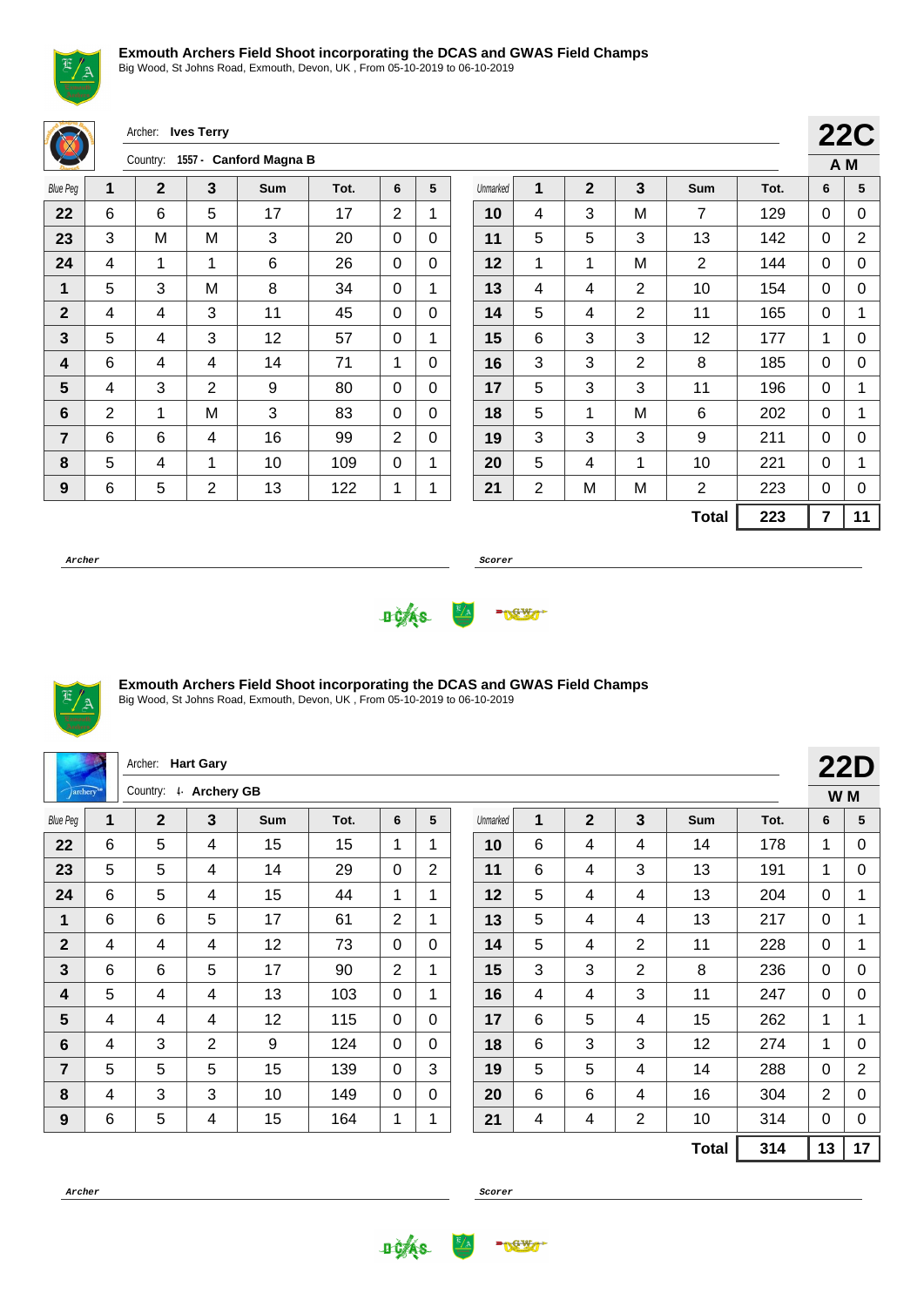**Exmouth Archers Field Shoot incorporating the DCAS and GWAS Field Champs**
Big Wood, St Johns Road, Exmouth, Devon, UK , From 05-10-2019 to 06-10-2019

Archer: **Ives Terry**
Country: 1557 - **Canford Magna B**

**22C**
**A M**

| Blue Peg | 1 | 2 | 3 | Sum | Tot. | 6 | 5 | Unmarked | 1 | 2 | 3 | Sum | Tot. | 6 | 5 |
|---|---|---|---|---|---|---|---|---|---|---|---|---|---|---|---|
| 22 | 6 | 6 | 5 | 17 | 17 | 2 | 1 | 10 | 4 | 3 | M | 7 | 129 | 0 | 0 |
| 23 | 3 | M | M | 3 | 20 | 0 | 0 | 11 | 5 | 5 | 3 | 13 | 142 | 0 | 2 |
| 24 | 4 | 1 | 1 | 6 | 26 | 0 | 0 | 12 | 1 | 1 | M | 2 | 144 | 0 | 0 |
| 1 | 5 | 3 | M | 8 | 34 | 0 | 1 | 13 | 4 | 4 | 2 | 10 | 154 | 0 | 0 |
| 2 | 4 | 4 | 3 | 11 | 45 | 0 | 0 | 14 | 5 | 4 | 2 | 11 | 165 | 0 | 1 |
| 3 | 5 | 4 | 3 | 12 | 57 | 0 | 1 | 15 | 6 | 3 | 3 | 12 | 177 | 1 | 0 |
| 4 | 6 | 4 | 4 | 14 | 71 | 1 | 0 | 16 | 3 | 3 | 2 | 8 | 185 | 0 | 0 |
| 5 | 4 | 3 | 2 | 9 | 80 | 0 | 0 | 17 | 5 | 3 | 3 | 11 | 196 | 0 | 1 |
| 6 | 2 | 1 | M | 3 | 83 | 0 | 0 | 18 | 5 | 1 | M | 6 | 202 | 0 | 1 |
| 7 | 6 | 6 | 4 | 16 | 99 | 2 | 0 | 19 | 3 | 3 | 3 | 9 | 211 | 0 | 0 |
| 8 | 5 | 4 | 1 | 10 | 109 | 0 | 1 | 20 | 5 | 4 | 1 | 10 | 221 | 0 | 1 |
| 9 | 6 | 5 | 2 | 13 | 122 | 1 | 1 | 21 | 2 | M | M | 2 | 223 | 0 | 0 |
| | | | | | | | | | | | | **Total** | **223** | **7** | **11** |

*Archer* | *Scorer*

**Exmouth Archers Field Shoot incorporating the DCAS and GWAS Field Champs**
Big Wood, St Johns Road, Exmouth, Devon, UK , From 05-10-2019 to 06-10-2019

Archer: **Hart Gary**
Country: 1 - **Archery GB**

**22D**
**W M**

| Blue Peg | 1 | 2 | 3 | Sum | Tot. | 6 | 5 | Unmarked | 1 | 2 | 3 | Sum | Tot. | 6 | 5 |
|---|---|---|---|---|---|---|---|---|---|---|---|---|---|---|---|
| 22 | 6 | 5 | 4 | 15 | 15 | 1 | 1 | 10 | 6 | 4 | 4 | 14 | 178 | 1 | 0 |
| 23 | 5 | 5 | 4 | 14 | 29 | 0 | 2 | 11 | 6 | 4 | 3 | 13 | 191 | 1 | 0 |
| 24 | 6 | 5 | 4 | 15 | 44 | 1 | 1 | 12 | 5 | 4 | 4 | 13 | 204 | 0 | 1 |
| 1 | 6 | 6 | 5 | 17 | 61 | 2 | 1 | 13 | 5 | 4 | 4 | 13 | 217 | 0 | 1 |
| 2 | 4 | 4 | 4 | 12 | 73 | 0 | 0 | 14 | 5 | 4 | 2 | 11 | 228 | 0 | 1 |
| 3 | 6 | 6 | 5 | 17 | 90 | 2 | 1 | 15 | 3 | 3 | 2 | 8 | 236 | 0 | 0 |
| 4 | 5 | 4 | 4 | 13 | 103 | 0 | 1 | 16 | 4 | 4 | 3 | 11 | 247 | 0 | 0 |
| 5 | 4 | 4 | 4 | 12 | 115 | 0 | 0 | 17 | 6 | 5 | 4 | 15 | 262 | 1 | 1 |
| 6 | 4 | 3 | 2 | 9 | 124 | 0 | 0 | 18 | 6 | 3 | 3 | 12 | 274 | 1 | 0 |
| 7 | 5 | 5 | 5 | 15 | 139 | 0 | 3 | 19 | 5 | 5 | 4 | 14 | 288 | 0 | 2 |
| 8 | 4 | 3 | 3 | 10 | 149 | 0 | 0 | 20 | 6 | 6 | 4 | 16 | 304 | 2 | 0 |
| 9 | 6 | 5 | 4 | 15 | 164 | 1 | 1 | 21 | 4 | 4 | 2 | 10 | 314 | 0 | 0 |
| | | | | | | | | | | | | **Total** | **314** | **13** | **17** |

*Archer* | *Scorer*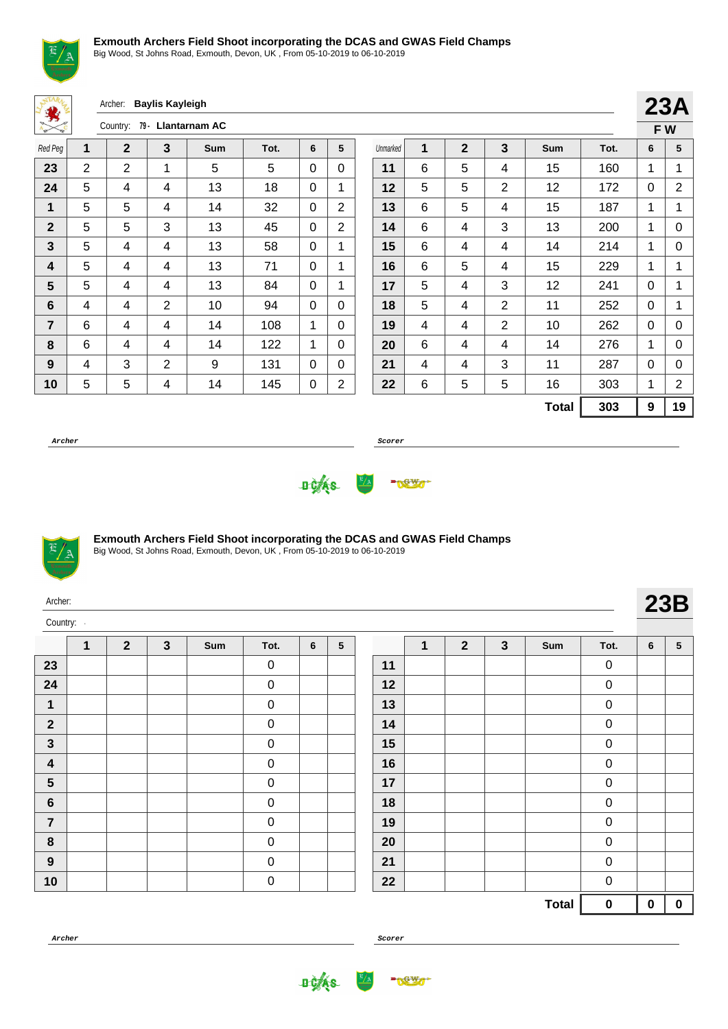## Exmouth Archers Field Shoot incorporating the DCAS and GWAS Field Champs

Big Wood, St Johns Road, Exmouth, Devon, UK , From 05-10-2019 to 06-10-2019

Archer: **Baylis Kayleigh**

Country: 79 - **Llantarnam AC**

**23A**

**F W**

| Red Peg | 1 | 2 | 3 | Sum | Tot. | 6 | 5 | Unmarked | 1 | 2 | 3 | Sum | Tot. | 6 | 5 |
|---|---|---|---|---|---|---|---|---|---|---|---|---|---|---|---|
| **23** | 2 | 2 | 1 | 5 | 5 | 0 | 0 | **11** | 6 | 5 | 4 | 15 | 160 | 1 | 1 |
| **24** | 5 | 4 | 4 | 13 | 18 | 0 | 1 | **12** | 5 | 5 | 2 | 12 | 172 | 0 | 2 |
| **1** | 5 | 5 | 4 | 14 | 32 | 0 | 2 | **13** | 6 | 5 | 4 | 15 | 187 | 1 | 1 |
| **2** | 5 | 5 | 3 | 13 | 45 | 0 | 2 | **14** | 6 | 4 | 3 | 13 | 200 | 1 | 0 |
| **3** | 5 | 4 | 4 | 13 | 58 | 0 | 1 | **15** | 6 | 4 | 4 | 14 | 214 | 1 | 0 |
| **4** | 5 | 4 | 4 | 13 | 71 | 0 | 1 | **16** | 6 | 5 | 4 | 15 | 229 | 1 | 1 |
| **5** | 5 | 4 | 4 | 13 | 84 | 0 | 1 | **17** | 5 | 4 | 3 | 12 | 241 | 0 | 1 |
| **6** | 4 | 4 | 2 | 10 | 94 | 0 | 0 | **18** | 5 | 4 | 2 | 11 | 252 | 0 | 1 |
| **7** | 6 | 4 | 4 | 14 | 108 | 1 | 0 | **19** | 4 | 4 | 2 | 10 | 262 | 0 | 0 |
| **8** | 6 | 4 | 4 | 14 | 122 | 1 | 0 | **20** | 6 | 4 | 4 | 14 | 276 | 1 | 0 |
| **9** | 4 | 3 | 2 | 9 | 131 | 0 | 0 | **21** | 4 | 4 | 3 | 11 | 287 | 0 | 0 |
| **10** | 5 | 5 | 4 | 14 | 145 | 0 | 2 | **22** | 6 | 5 | 5 | 16 | 303 | 1 | 2 |
| | | | | | | | | | | | | **Total** | **303** | **9** | **19** |

*Archer* ____________________ *Scorer* ____________________

## Exmouth Archers Field Shoot incorporating the DCAS and GWAS Field Champs

Big Wood, St Johns Road, Exmouth, Devon, UK , From 05-10-2019 to 06-10-2019

Archer:

Country: -

**23B**

| | 1 | 2 | 3 | Sum | Tot. | 6 | 5 | | 1 | 2 | 3 | Sum | Tot. | 6 | 5 |
|---|---|---|---|---|---|---|---|---|---|---|---|---|---|---|---|
| **23** | | | | | 0 | | | **11** | | | | | 0 | | |
| **24** | | | | | 0 | | | **12** | | | | | 0 | | |
| **1** | | | | | 0 | | | **13** | | | | | 0 | | |
| **2** | | | | | 0 | | | **14** | | | | | 0 | | |
| **3** | | | | | 0 | | | **15** | | | | | 0 | | |
| **4** | | | | | 0 | | | **16** | | | | | 0 | | |
| **5** | | | | | 0 | | | **17** | | | | | 0 | | |
| **6** | | | | | 0 | | | **18** | | | | | 0 | | |
| **7** | | | | | 0 | | | **19** | | | | | 0 | | |
| **8** | | | | | 0 | | | **20** | | | | | 0 | | |
| **9** | | | | | 0 | | | **21** | | | | | 0 | | |
| **10** | | | | | 0 | | | **22** | | | | | 0 | | |
| | | | | | | | | | | | | **Total** | **0** | **0** | **0** |

*Archer* ____________________ *Scorer* ____________________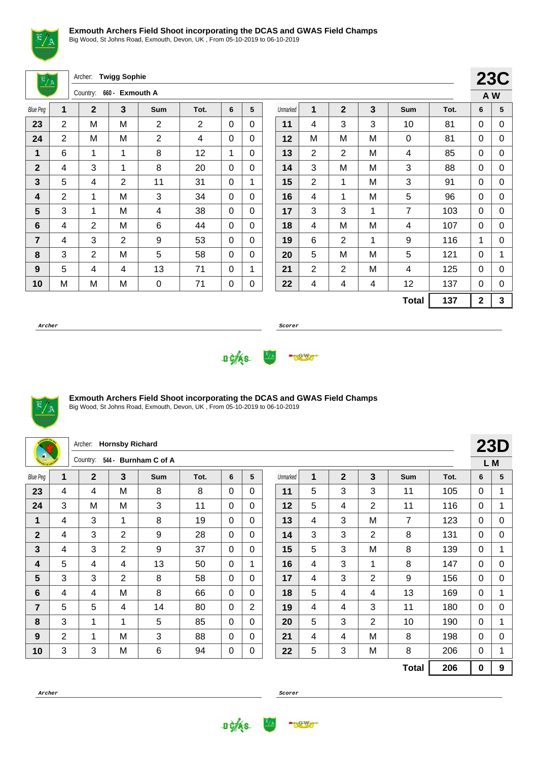**Exmouth Archers Field Shoot incorporating the DCAS and GWAS Field Champs**
Big Wood, St Johns Road, Exmouth, Devon, UK , From 05-10-2019 to 06-10-2019

Archer: **Twigg Sophie**
Country: 660 - **Exmouth A**

**23C**
**A W**

| Blue Peg | 1 | 2 | 3 | Sum | Tot. | 6 | 5 | Unmarked | 1 | 2 | 3 | Sum | Tot. | 6 | 5 |
|---|---|---|---|---|---|---|---|---|---|---|---|---|---|---|---|
| **23** | 2 | M | M | 2 | 2 | 0 | 0 | **11** | 4 | 3 | 3 | 10 | 81 | 0 | 0 |
| **24** | 2 | M | M | 2 | 4 | 0 | 0 | **12** | M | M | M | 0 | 81 | 0 | 0 |
| **1** | 6 | 1 | 1 | 8 | 12 | 1 | 0 | **13** | 2 | 2 | M | 4 | 85 | 0 | 0 |
| **2** | 4 | 3 | 1 | 8 | 20 | 0 | 0 | **14** | 3 | M | M | 3 | 88 | 0 | 0 |
| **3** | 5 | 4 | 2 | 11 | 31 | 0 | 1 | **15** | 2 | 1 | M | 3 | 91 | 0 | 0 |
| **4** | 2 | 1 | M | 3 | 34 | 0 | 0 | **16** | 4 | 1 | M | 5 | 96 | 0 | 0 |
| **5** | 3 | 1 | M | 4 | 38 | 0 | 0 | **17** | 3 | 3 | 1 | 7 | 103 | 0 | 0 |
| **6** | 4 | 2 | M | 6 | 44 | 0 | 0 | **18** | 4 | M | M | 4 | 107 | 0 | 0 |
| **7** | 4 | 3 | 2 | 9 | 53 | 0 | 0 | **19** | 6 | 2 | 1 | 9 | 116 | 1 | 0 |
| **8** | 3 | 2 | M | 5 | 58 | 0 | 0 | **20** | 5 | M | M | 5 | 121 | 0 | 1 |
| **9** | 5 | 4 | 4 | 13 | 71 | 0 | 1 | **21** | 2 | 2 | M | 4 | 125 | 0 | 0 |
| **10** | M | M | M | 0 | 71 | 0 | 0 | **22** | 4 | 4 | 4 | 12 | 137 | 0 | 0 |
| | | | | | | | | | | | | **Total** | **137** | **2** | **3** |

***Archer*** ______________________ ***Scorer*** ______________________

**Exmouth Archers Field Shoot incorporating the DCAS and GWAS Field Champs**
Big Wood, St Johns Road, Exmouth, Devon, UK , From 05-10-2019 to 06-10-2019

Archer: **Hornsby Richard**
Country: 544 - **Burnham C of A**

**23D**
**L M**

| Blue Peg | 1 | 2 | 3 | Sum | Tot. | 6 | 5 | Unmarked | 1 | 2 | 3 | Sum | Tot. | 6 | 5 |
|---|---|---|---|---|---|---|---|---|---|---|---|---|---|---|---|
| **23** | 4 | 4 | M | 8 | 8 | 0 | 0 | **11** | 5 | 3 | 3 | 11 | 105 | 0 | 1 |
| **24** | 3 | M | M | 3 | 11 | 0 | 0 | **12** | 5 | 4 | 2 | 11 | 116 | 0 | 1 |
| **1** | 4 | 3 | 1 | 8 | 19 | 0 | 0 | **13** | 4 | 3 | M | 7 | 123 | 0 | 0 |
| **2** | 4 | 3 | 2 | 9 | 28 | 0 | 0 | **14** | 3 | 3 | 2 | 8 | 131 | 0 | 0 |
| **3** | 4 | 3 | 2 | 9 | 37 | 0 | 0 | **15** | 5 | 3 | M | 8 | 139 | 0 | 1 |
| **4** | 5 | 4 | 4 | 13 | 50 | 0 | 1 | **16** | 4 | 3 | 1 | 8 | 147 | 0 | 0 |
| **5** | 3 | 3 | 2 | 8 | 58 | 0 | 0 | **17** | 4 | 3 | 2 | 9 | 156 | 0 | 0 |
| **6** | 4 | 4 | M | 8 | 66 | 0 | 0 | **18** | 5 | 4 | 4 | 13 | 169 | 0 | 1 |
| **7** | 5 | 5 | 4 | 14 | 80 | 0 | 2 | **19** | 4 | 4 | 3 | 11 | 180 | 0 | 0 |
| **8** | 3 | 1 | 1 | 5 | 85 | 0 | 0 | **20** | 5 | 3 | 2 | 10 | 190 | 0 | 1 |
| **9** | 2 | 1 | M | 3 | 88 | 0 | 0 | **21** | 4 | 4 | M | 8 | 198 | 0 | 0 |
| **10** | 3 | 3 | M | 6 | 94 | 0 | 0 | **22** | 5 | 3 | M | 8 | 206 | 0 | 1 |
| | | | | | | | | | | | | **Total** | **206** | **0** | **9** |

***Archer*** ______________________ ***Scorer*** ______________________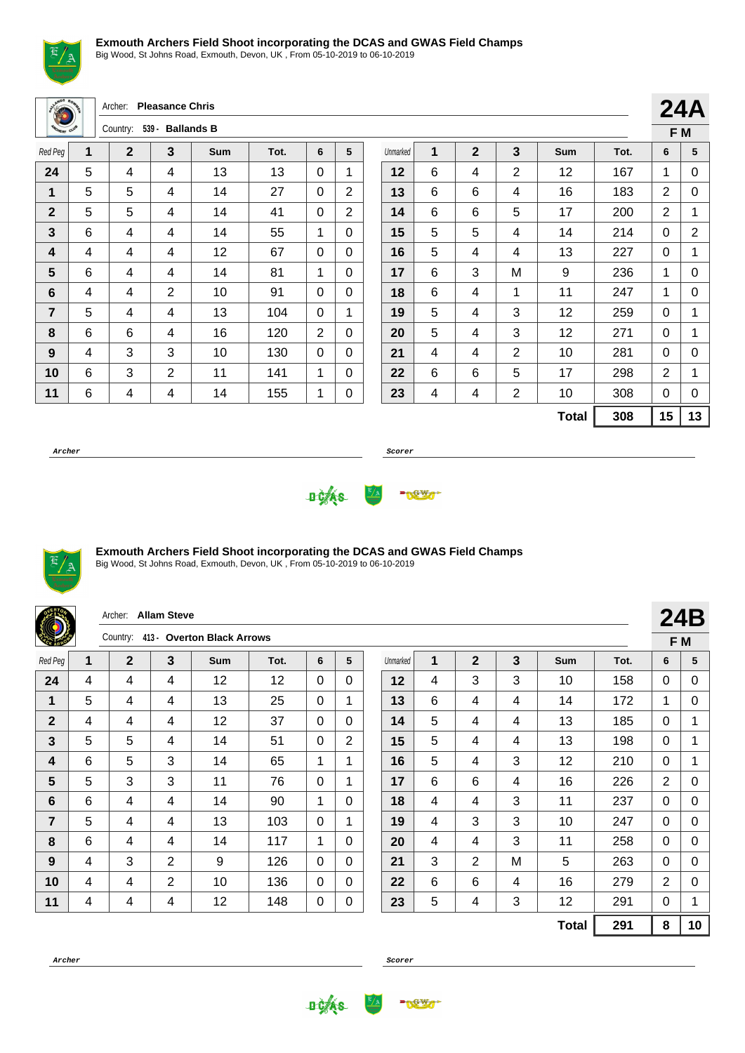### Exmouth Archers Field Shoot incorporating the DCAS and GWAS Field Champs

Big Wood, St Johns Road, Exmouth, Devon, UK , From 05-10-2019 to 06-10-2019

Archer: **Pleasance Chris**

Country: 539 - **Ballands B**

**24A**

**F M**

| Red Peg | 1 | 2 | 3 | Sum | Tot. | 6 | 5 | Unmarked | 1 | 2 | 3 | Sum | Tot. | 6 | 5 |
|---|---|---|---|---|---|---|---|---|---|---|---|---|---|---|---|
| **24** | 5 | 4 | 4 | 13 | 13 | 0 | 1 | **12** | 6 | 4 | 2 | 12 | 167 | 1 | 0 |
| **1** | 5 | 5 | 4 | 14 | 27 | 0 | 2 | **13** | 6 | 6 | 4 | 16 | 183 | 2 | 0 |
| **2** | 5 | 5 | 4 | 14 | 41 | 0 | 2 | **14** | 6 | 6 | 5 | 17 | 200 | 2 | 1 |
| **3** | 6 | 4 | 4 | 14 | 55 | 1 | 0 | **15** | 5 | 5 | 4 | 14 | 214 | 0 | 2 |
| **4** | 4 | 4 | 4 | 12 | 67 | 0 | 0 | **16** | 5 | 4 | 4 | 13 | 227 | 0 | 1 |
| **5** | 6 | 4 | 4 | 14 | 81 | 1 | 0 | **17** | 6 | 3 | M | 9 | 236 | 1 | 0 |
| **6** | 4 | 4 | 2 | 10 | 91 | 0 | 0 | **18** | 6 | 4 | 1 | 11 | 247 | 1 | 0 |
| **7** | 5 | 4 | 4 | 13 | 104 | 0 | 1 | **19** | 5 | 4 | 3 | 12 | 259 | 0 | 1 |
| **8** | 6 | 6 | 4 | 16 | 120 | 2 | 0 | **20** | 5 | 4 | 3 | 12 | 271 | 0 | 1 |
| **9** | 4 | 3 | 3 | 10 | 130 | 0 | 0 | **21** | 4 | 4 | 2 | 10 | 281 | 0 | 0 |
| **10** | 6 | 3 | 2 | 11 | 141 | 1 | 0 | **22** | 6 | 6 | 5 | 17 | 298 | 2 | 1 |
| **11** | 6 | 4 | 4 | 14 | 155 | 1 | 0 | **23** | 4 | 4 | 2 | 10 | 308 | 0 | 0 |
| | | | | | | | | | | | | **Total** | **308** | **15** | **13** |

**Archer** ______________________ **Scorer** ______________________

### Exmouth Archers Field Shoot incorporating the DCAS and GWAS Field Champs

Big Wood, St Johns Road, Exmouth, Devon, UK , From 05-10-2019 to 06-10-2019

Archer: **Allam Steve**

Country: 413 - **Overton Black Arrows**

**24B**

**F M**

| Red Peg | 1 | 2 | 3 | Sum | Tot. | 6 | 5 | Unmarked | 1 | 2 | 3 | Sum | Tot. | 6 | 5 |
|---|---|---|---|---|---|---|---|---|---|---|---|---|---|---|---|
| **24** | 4 | 4 | 4 | 12 | 12 | 0 | 0 | **12** | 4 | 3 | 3 | 10 | 158 | 0 | 0 |
| **1** | 5 | 4 | 4 | 13 | 25 | 0 | 1 | **13** | 6 | 4 | 4 | 14 | 172 | 1 | 0 |
| **2** | 4 | 4 | 4 | 12 | 37 | 0 | 0 | **14** | 5 | 4 | 4 | 13 | 185 | 0 | 1 |
| **3** | 5 | 5 | 4 | 14 | 51 | 0 | 2 | **15** | 5 | 4 | 4 | 13 | 198 | 0 | 1 |
| **4** | 6 | 5 | 3 | 14 | 65 | 1 | 1 | **16** | 5 | 4 | 3 | 12 | 210 | 0 | 1 |
| **5** | 5 | 3 | 3 | 11 | 76 | 0 | 1 | **17** | 6 | 6 | 4 | 16 | 226 | 2 | 0 |
| **6** | 6 | 4 | 4 | 14 | 90 | 1 | 0 | **18** | 4 | 4 | 3 | 11 | 237 | 0 | 0 |
| **7** | 5 | 4 | 4 | 13 | 103 | 0 | 1 | **19** | 4 | 3 | 3 | 10 | 247 | 0 | 0 |
| **8** | 6 | 4 | 4 | 14 | 117 | 1 | 0 | **20** | 4 | 4 | 3 | 11 | 258 | 0 | 0 |
| **9** | 4 | 3 | 2 | 9 | 126 | 0 | 0 | **21** | 3 | 2 | M | 5 | 263 | 0 | 0 |
| **10** | 4 | 4 | 2 | 10 | 136 | 0 | 0 | **22** | 6 | 6 | 4 | 16 | 279 | 2 | 0 |
| **11** | 4 | 4 | 4 | 12 | 148 | 0 | 0 | **23** | 5 | 4 | 3 | 12 | 291 | 0 | 1 |
| | | | | | | | | | | | | **Total** | **291** | **8** | **10** |

**Archer** ______________________ **Scorer** ______________________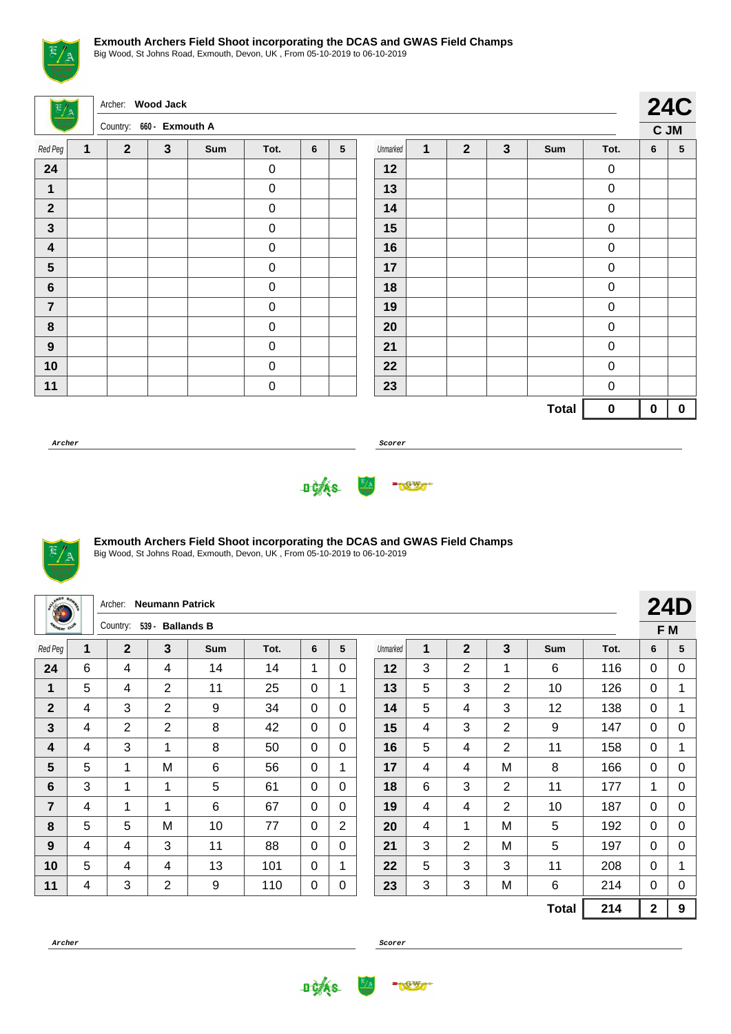## Exmouth Archers Field Shoot incorporating the DCAS and GWAS Field Champs

Big Wood, St Johns Road, Exmouth, Devon, UK , From 05-10-2019 to 06-10-2019

Archer: **Wood Jack**

Country: 660 - **Exmouth A**

**24C**

**C JM**

| Red Peg | 1 | 2 | 3 | Sum | Tot. | 6 | 5 | Unmarked | 1 | 2 | 3 | Sum | Tot. | 6 | 5 |
|---|---|---|---|---|---|---|---|---|---|---|---|---|---|---|---|
| **24** | | | | | 0 | | | **12** | | | | | 0 | | |
| **1** | | | | | 0 | | | **13** | | | | | 0 | | |
| **2** | | | | | 0 | | | **14** | | | | | 0 | | |
| **3** | | | | | 0 | | | **15** | | | | | 0 | | |
| **4** | | | | | 0 | | | **16** | | | | | 0 | | |
| **5** | | | | | 0 | | | **17** | | | | | 0 | | |
| **6** | | | | | 0 | | | **18** | | | | | 0 | | |
| **7** | | | | | 0 | | | **19** | | | | | 0 | | |
| **8** | | | | | 0 | | | **20** | | | | | 0 | | |
| **9** | | | | | 0 | | | **21** | | | | | 0 | | |
| **10** | | | | | 0 | | | **22** | | | | | 0 | | |
| **11** | | | | | 0 | | | **23** | | | | | 0 | | |
| | | | | | | | | | | | | **Total** | **0** | **0** | **0** |

**Archer** **Scorer**

## Exmouth Archers Field Shoot incorporating the DCAS and GWAS Field Champs

Big Wood, St Johns Road, Exmouth, Devon, UK , From 05-10-2019 to 06-10-2019

Archer: **Neumann Patrick**

Country: 539 - **Ballands B**

**24D**

**F M**

| Red Peg | 1 | 2 | 3 | Sum | Tot. | 6 | 5 | Unmarked | 1 | 2 | 3 | Sum | Tot. | 6 | 5 |
|---|---|---|---|---|---|---|---|---|---|---|---|---|---|---|---|
| **24** | 6 | 4 | 4 | 14 | 14 | 1 | 0 | **12** | 3 | 2 | 1 | 6 | 116 | 0 | 0 |
| **1** | 5 | 4 | 2 | 11 | 25 | 0 | 1 | **13** | 5 | 3 | 2 | 10 | 126 | 0 | 1 |
| **2** | 4 | 3 | 2 | 9 | 34 | 0 | 0 | **14** | 5 | 4 | 3 | 12 | 138 | 0 | 1 |
| **3** | 4 | 2 | 2 | 8 | 42 | 0 | 0 | **15** | 4 | 3 | 2 | 9 | 147 | 0 | 0 |
| **4** | 4 | 3 | 1 | 8 | 50 | 0 | 0 | **16** | 5 | 4 | 2 | 11 | 158 | 0 | 1 |
| **5** | 5 | 1 | M | 6 | 56 | 0 | 1 | **17** | 4 | 4 | M | 8 | 166 | 0 | 0 |
| **6** | 3 | 1 | 1 | 5 | 61 | 0 | 0 | **18** | 6 | 3 | 2 | 11 | 177 | 1 | 0 |
| **7** | 4 | 1 | 1 | 6 | 67 | 0 | 0 | **19** | 4 | 4 | 2 | 10 | 187 | 0 | 0 |
| **8** | 5 | 5 | M | 10 | 77 | 0 | 2 | **20** | 4 | 1 | M | 5 | 192 | 0 | 0 |
| **9** | 4 | 4 | 3 | 11 | 88 | 0 | 0 | **21** | 3 | 2 | M | 5 | 197 | 0 | 0 |
| **10** | 5 | 4 | 4 | 13 | 101 | 0 | 1 | **22** | 5 | 3 | 3 | 11 | 208 | 0 | 1 |
| **11** | 4 | 3 | 2 | 9 | 110 | 0 | 0 | **23** | 3 | 3 | M | 6 | 214 | 0 | 0 |
| | | | | | | | | | | | | **Total** | **214** | **2** | **9** |

**Archer** **Scorer**